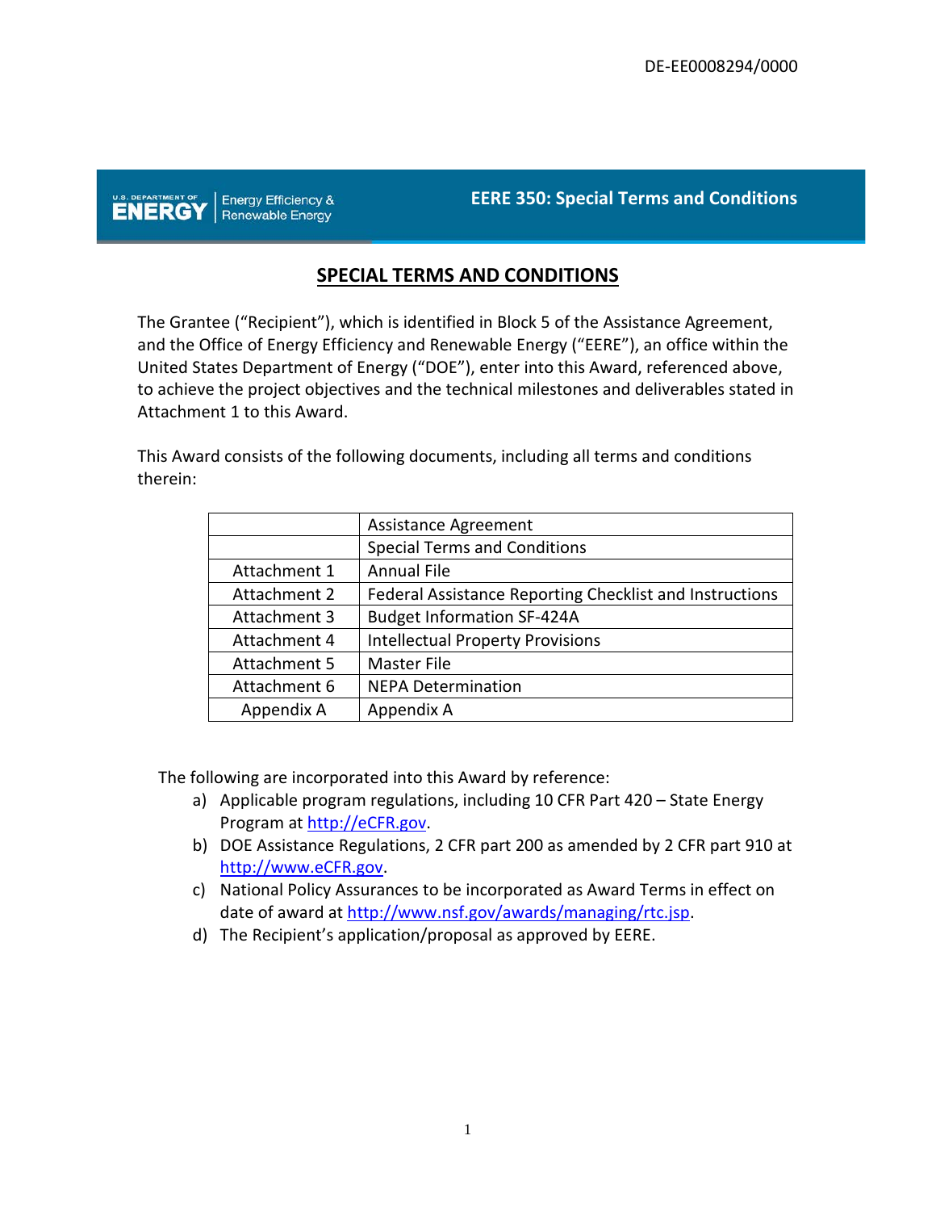DE-EE0008294/0000

EERE 350: Special Terms and Conditions

# SPECIAL TERMS AND CONDITIONS

The Grantee ("Recipient"), which is identified in Block 5 of the Assistance Agreement, and the Office of Energy Efficiency and Renewable Energy ("EERE"), an office within the United States Department of Energy ("DOE"), enter into this Award, referenced above, to achieve the project objectives and the technical milestones and deliverables stated in Attachment 1 to this Award.

This Award consists of the following documents, including all terms and conditions therein:

| | |
|---|---|
| | Assistance Agreement |
| | Special Terms and Conditions |
| Attachment 1 | Annual File |
| Attachment 2 | Federal Assistance Reporting Checklist and Instructions |
| Attachment 3 | Budget Information SF-424A |
| Attachment 4 | Intellectual Property Provisions |
| Attachment 5 | Master File |
| Attachment 6 | NEPA Determination |
| Appendix A | Appendix A |

The following are incorporated into this Award by reference:

a) Applicable program regulations, including 10 CFR Part 420 – State Energy Program at http://eCFR.gov.
b) DOE Assistance Regulations, 2 CFR part 200 as amended by 2 CFR part 910 at http://www.eCFR.gov.
c) National Policy Assurances to be incorporated as Award Terms in effect on date of award at http://www.nsf.gov/awards/managing/rtc.jsp.
d) The Recipient's application/proposal as approved by EERE.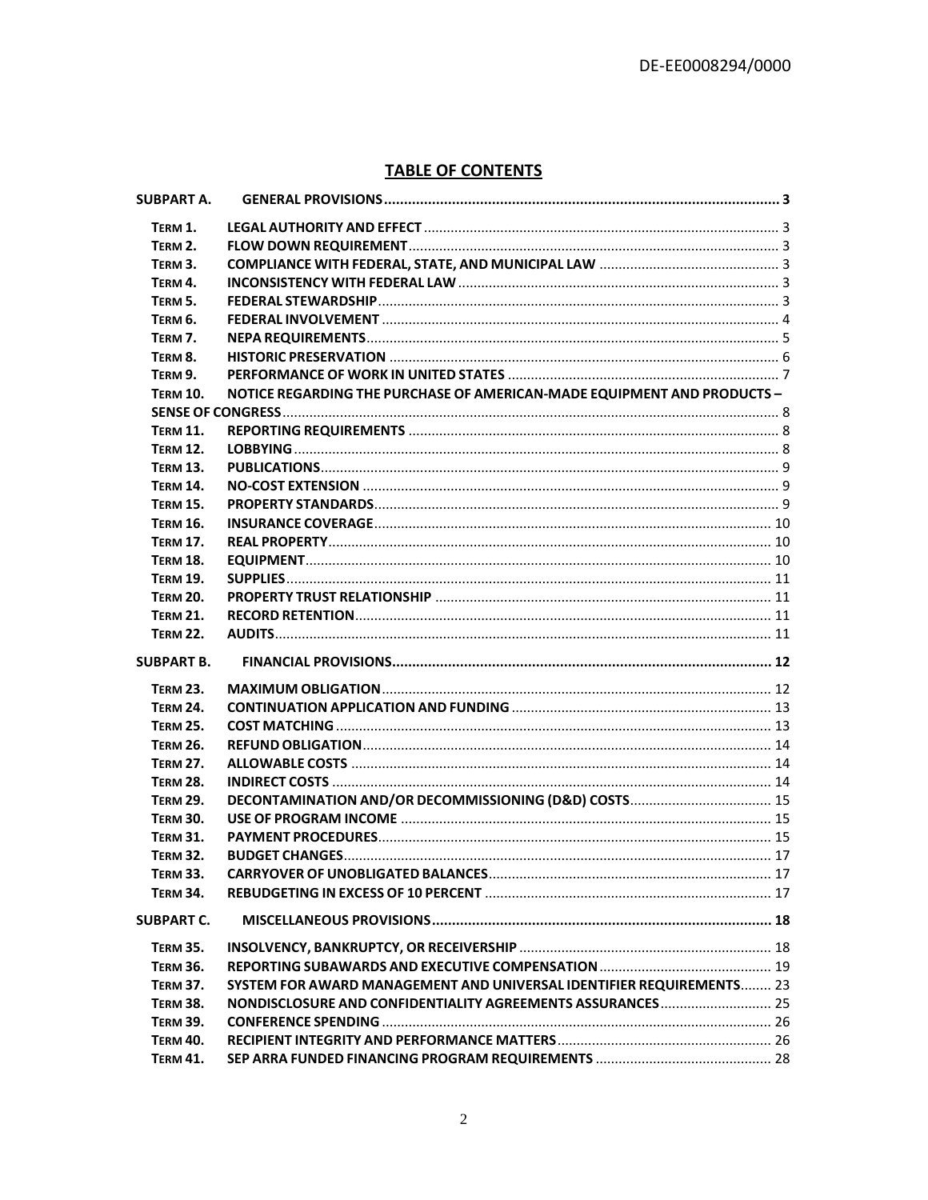## TABLE OF CONTENTS

**SUBPART A. GENERAL PROVISIONS** ... 3

- TERM 1. LEGAL AUTHORITY AND EFFECT ... 3
- TERM 2. FLOW DOWN REQUIREMENT ... 3
- TERM 3. COMPLIANCE WITH FEDERAL, STATE, AND MUNICIPAL LAW ... 3
- TERM 4. INCONSISTENCY WITH FEDERAL LAW ... 3
- TERM 5. FEDERAL STEWARDSHIP ... 3
- TERM 6. FEDERAL INVOLVEMENT ... 4
- TERM 7. NEPA REQUIREMENTS ... 5
- TERM 8. HISTORIC PRESERVATION ... 6
- TERM 9. PERFORMANCE OF WORK IN UNITED STATES ... 7
- TERM 10. NOTICE REGARDING THE PURCHASE OF AMERICAN-MADE EQUIPMENT AND PRODUCTS – SENSE OF CONGRESS ... 8
- TERM 11. REPORTING REQUIREMENTS ... 8
- TERM 12. LOBBYING ... 8
- TERM 13. PUBLICATIONS ... 9
- TERM 14. NO-COST EXTENSION ... 9
- TERM 15. PROPERTY STANDARDS ... 9
- TERM 16. INSURANCE COVERAGE ... 10
- TERM 17. REAL PROPERTY ... 10
- TERM 18. EQUIPMENT ... 10
- TERM 19. SUPPLIES ... 11
- TERM 20. PROPERTY TRUST RELATIONSHIP ... 11
- TERM 21. RECORD RETENTION ... 11
- TERM 22. AUDITS ... 11

**SUBPART B. FINANCIAL PROVISIONS** ... 12

- TERM 23. MAXIMUM OBLIGATION ... 12
- TERM 24. CONTINUATION APPLICATION AND FUNDING ... 13
- TERM 25. COST MATCHING ... 13
- TERM 26. REFUND OBLIGATION ... 14
- TERM 27. ALLOWABLE COSTS ... 14
- TERM 28. INDIRECT COSTS ... 14
- TERM 29. DECONTAMINATION AND/OR DECOMMISSIONING (D&D) COSTS ... 15
- TERM 30. USE OF PROGRAM INCOME ... 15
- TERM 31. PAYMENT PROCEDURES ... 15
- TERM 32. BUDGET CHANGES ... 17
- TERM 33. CARRYOVER OF UNOBLIGATED BALANCES ... 17
- TERM 34. REBUDGETING IN EXCESS OF 10 PERCENT ... 17

**SUBPART C. MISCELLANEOUS PROVISIONS** ... 18

- TERM 35. INSOLVENCY, BANKRUPTCY, OR RECEIVERSHIP ... 18
- TERM 36. REPORTING SUBAWARDS AND EXECUTIVE COMPENSATION ... 19
- TERM 37. SYSTEM FOR AWARD MANAGEMENT AND UNIVERSAL IDENTIFIER REQUIREMENTS ... 23
- TERM 38. NONDISCLOSURE AND CONFIDENTIALITY AGREEMENTS ASSURANCES ... 25
- TERM 39. CONFERENCE SPENDING ... 26
- TERM 40. RECIPIENT INTEGRITY AND PERFORMANCE MATTERS ... 26
- TERM 41. SEP ARRA FUNDED FINANCING PROGRAM REQUIREMENTS ... 28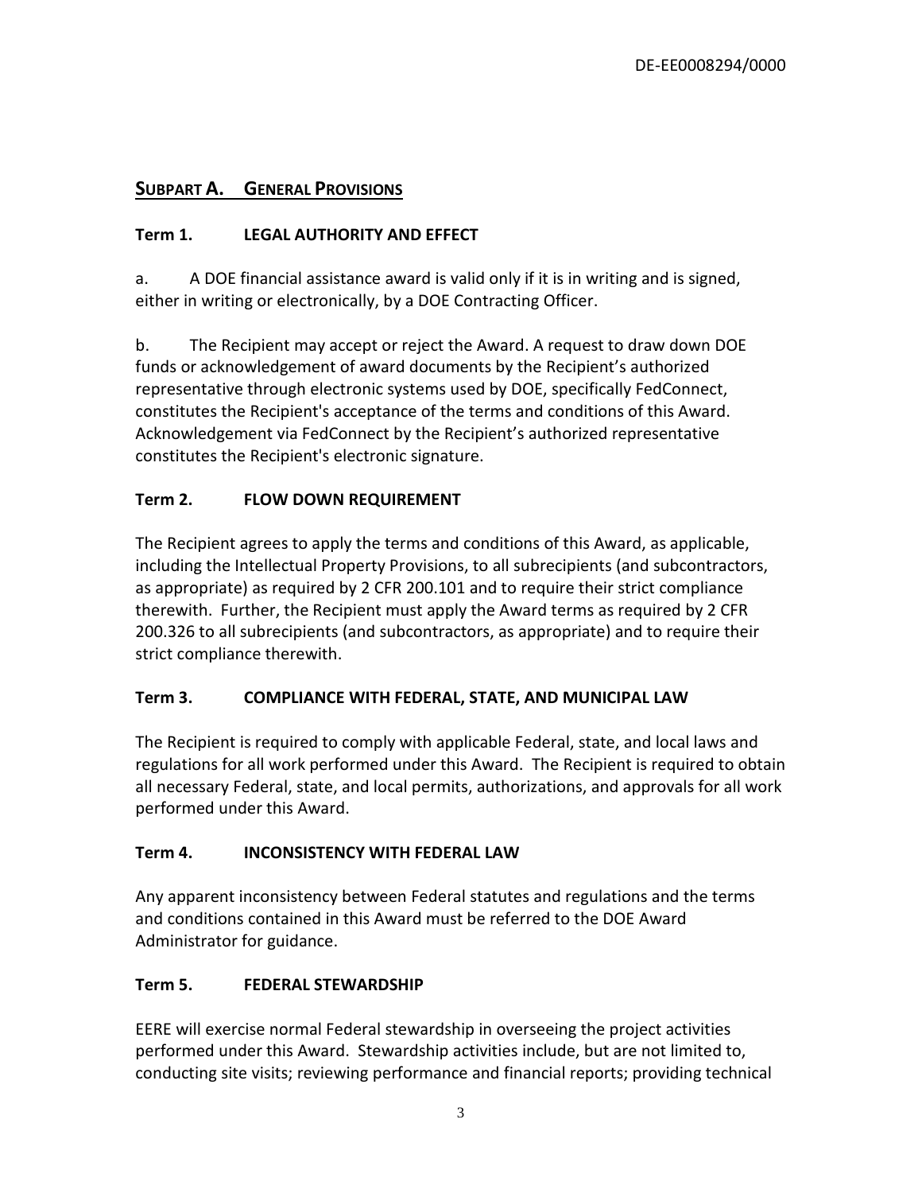## SUBPART A. GENERAL PROVISIONS

### Term 1. LEGAL AUTHORITY AND EFFECT

a. A DOE financial assistance award is valid only if it is in writing and is signed, either in writing or electronically, by a DOE Contracting Officer.

b. The Recipient may accept or reject the Award. A request to draw down DOE funds or acknowledgement of award documents by the Recipient's authorized representative through electronic systems used by DOE, specifically FedConnect, constitutes the Recipient's acceptance of the terms and conditions of this Award. Acknowledgement via FedConnect by the Recipient's authorized representative constitutes the Recipient's electronic signature.

### Term 2. FLOW DOWN REQUIREMENT

The Recipient agrees to apply the terms and conditions of this Award, as applicable, including the Intellectual Property Provisions, to all subrecipients (and subcontractors, as appropriate) as required by 2 CFR 200.101 and to require their strict compliance therewith. Further, the Recipient must apply the Award terms as required by 2 CFR 200.326 to all subrecipients (and subcontractors, as appropriate) and to require their strict compliance therewith.

### Term 3. COMPLIANCE WITH FEDERAL, STATE, AND MUNICIPAL LAW

The Recipient is required to comply with applicable Federal, state, and local laws and regulations for all work performed under this Award. The Recipient is required to obtain all necessary Federal, state, and local permits, authorizations, and approvals for all work performed under this Award.

### Term 4. INCONSISTENCY WITH FEDERAL LAW

Any apparent inconsistency between Federal statutes and regulations and the terms and conditions contained in this Award must be referred to the DOE Award Administrator for guidance.

### Term 5. FEDERAL STEWARDSHIP

EERE will exercise normal Federal stewardship in overseeing the project activities performed under this Award. Stewardship activities include, but are not limited to, conducting site visits; reviewing performance and financial reports; providing technical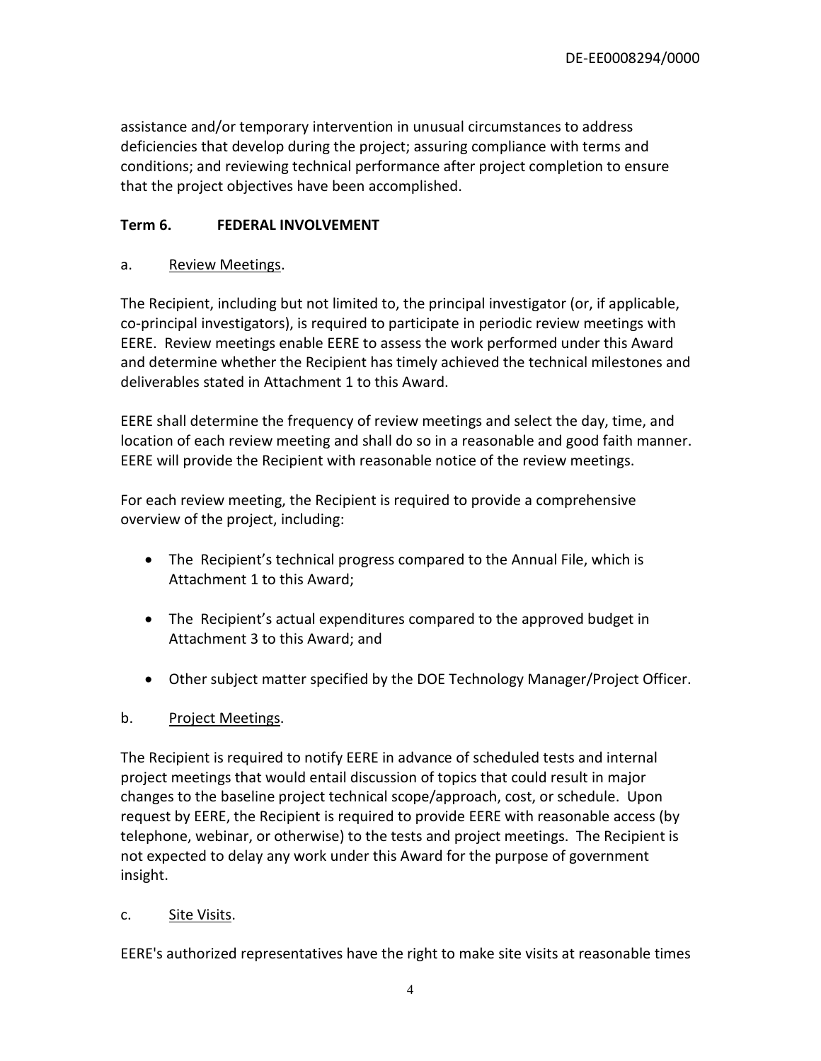assistance and/or temporary intervention in unusual circumstances to address deficiencies that develop during the project; assuring compliance with terms and conditions; and reviewing technical performance after project completion to ensure that the project objectives have been accomplished.

## Term 6. FEDERAL INVOLVEMENT

a. Review Meetings.

The Recipient, including but not limited to, the principal investigator (or, if applicable, co-principal investigators), is required to participate in periodic review meetings with EERE. Review meetings enable EERE to assess the work performed under this Award and determine whether the Recipient has timely achieved the technical milestones and deliverables stated in Attachment 1 to this Award.

EERE shall determine the frequency of review meetings and select the day, time, and location of each review meeting and shall do so in a reasonable and good faith manner. EERE will provide the Recipient with reasonable notice of the review meetings.

For each review meeting, the Recipient is required to provide a comprehensive overview of the project, including:

- The Recipient's technical progress compared to the Annual File, which is Attachment 1 to this Award;
- The Recipient's actual expenditures compared to the approved budget in Attachment 3 to this Award; and
- Other subject matter specified by the DOE Technology Manager/Project Officer.

b. Project Meetings.

The Recipient is required to notify EERE in advance of scheduled tests and internal project meetings that would entail discussion of topics that could result in major changes to the baseline project technical scope/approach, cost, or schedule. Upon request by EERE, the Recipient is required to provide EERE with reasonable access (by telephone, webinar, or otherwise) to the tests and project meetings. The Recipient is not expected to delay any work under this Award for the purpose of government insight.

c. Site Visits.

EERE's authorized representatives have the right to make site visits at reasonable times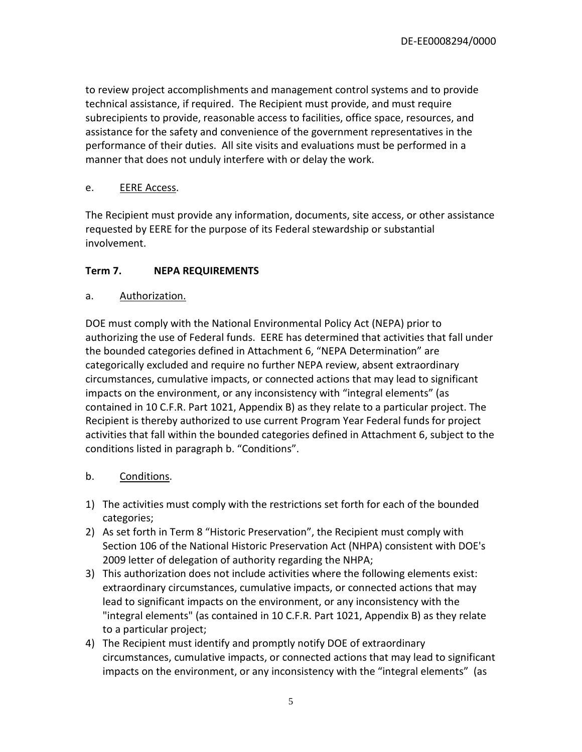to review project accomplishments and management control systems and to provide technical assistance, if required. The Recipient must provide, and must require subrecipients to provide, reasonable access to facilities, office space, resources, and assistance for the safety and convenience of the government representatives in the performance of their duties. All site visits and evaluations must be performed in a manner that does not unduly interfere with or delay the work.

e. EERE Access.

The Recipient must provide any information, documents, site access, or other assistance requested by EERE for the purpose of its Federal stewardship or substantial involvement.

**Term 7. NEPA REQUIREMENTS**

a. Authorization.

DOE must comply with the National Environmental Policy Act (NEPA) prior to authorizing the use of Federal funds. EERE has determined that activities that fall under the bounded categories defined in Attachment 6, "NEPA Determination" are categorically excluded and require no further NEPA review, absent extraordinary circumstances, cumulative impacts, or connected actions that may lead to significant impacts on the environment, or any inconsistency with "integral elements" (as contained in 10 C.F.R. Part 1021, Appendix B) as they relate to a particular project. The Recipient is thereby authorized to use current Program Year Federal funds for project activities that fall within the bounded categories defined in Attachment 6, subject to the conditions listed in paragraph b. "Conditions".

b. Conditions.

1) The activities must comply with the restrictions set forth for each of the bounded categories;
2) As set forth in Term 8 "Historic Preservation", the Recipient must comply with Section 106 of the National Historic Preservation Act (NHPA) consistent with DOE's 2009 letter of delegation of authority regarding the NHPA;
3) This authorization does not include activities where the following elements exist: extraordinary circumstances, cumulative impacts, or connected actions that may lead to significant impacts on the environment, or any inconsistency with the "integral elements" (as contained in 10 C.F.R. Part 1021, Appendix B) as they relate to a particular project;
4) The Recipient must identify and promptly notify DOE of extraordinary circumstances, cumulative impacts, or connected actions that may lead to significant impacts on the environment, or any inconsistency with the "integral elements" (as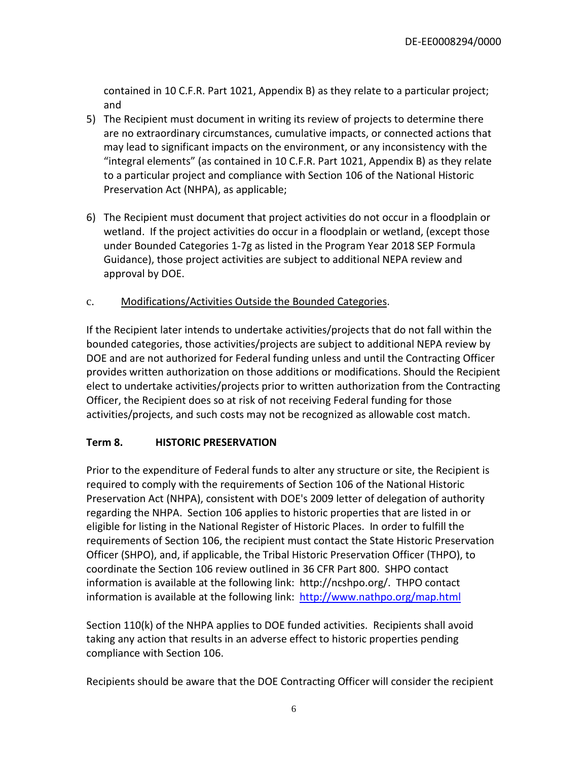contained in 10 C.F.R. Part 1021, Appendix B) as they relate to a particular project; and

5) The Recipient must document in writing its review of projects to determine there are no extraordinary circumstances, cumulative impacts, or connected actions that may lead to significant impacts on the environment, or any inconsistency with the "integral elements" (as contained in 10 C.F.R. Part 1021, Appendix B) as they relate to a particular project and compliance with Section 106 of the National Historic Preservation Act (NHPA), as applicable;

6) The Recipient must document that project activities do not occur in a floodplain or wetland. If the project activities do occur in a floodplain or wetland, (except those under Bounded Categories 1-7g as listed in the Program Year 2018 SEP Formula Guidance), those project activities are subject to additional NEPA review and approval by DOE.

c. Modifications/Activities Outside the Bounded Categories.

If the Recipient later intends to undertake activities/projects that do not fall within the bounded categories, those activities/projects are subject to additional NEPA review by DOE and are not authorized for Federal funding unless and until the Contracting Officer provides written authorization on those additions or modifications. Should the Recipient elect to undertake activities/projects prior to written authorization from the Contracting Officer, the Recipient does so at risk of not receiving Federal funding for those activities/projects, and such costs may not be recognized as allowable cost match.

**Term 8. HISTORIC PRESERVATION**

Prior to the expenditure of Federal funds to alter any structure or site, the Recipient is required to comply with the requirements of Section 106 of the National Historic Preservation Act (NHPA), consistent with DOE's 2009 letter of delegation of authority regarding the NHPA. Section 106 applies to historic properties that are listed in or eligible for listing in the National Register of Historic Places. In order to fulfill the requirements of Section 106, the recipient must contact the State Historic Preservation Officer (SHPO), and, if applicable, the Tribal Historic Preservation Officer (THPO), to coordinate the Section 106 review outlined in 36 CFR Part 800. SHPO contact information is available at the following link: http://ncshpo.org/. THPO contact information is available at the following link: http://www.nathpo.org/map.html

Section 110(k) of the NHPA applies to DOE funded activities. Recipients shall avoid taking any action that results in an adverse effect to historic properties pending compliance with Section 106.

Recipients should be aware that the DOE Contracting Officer will consider the recipient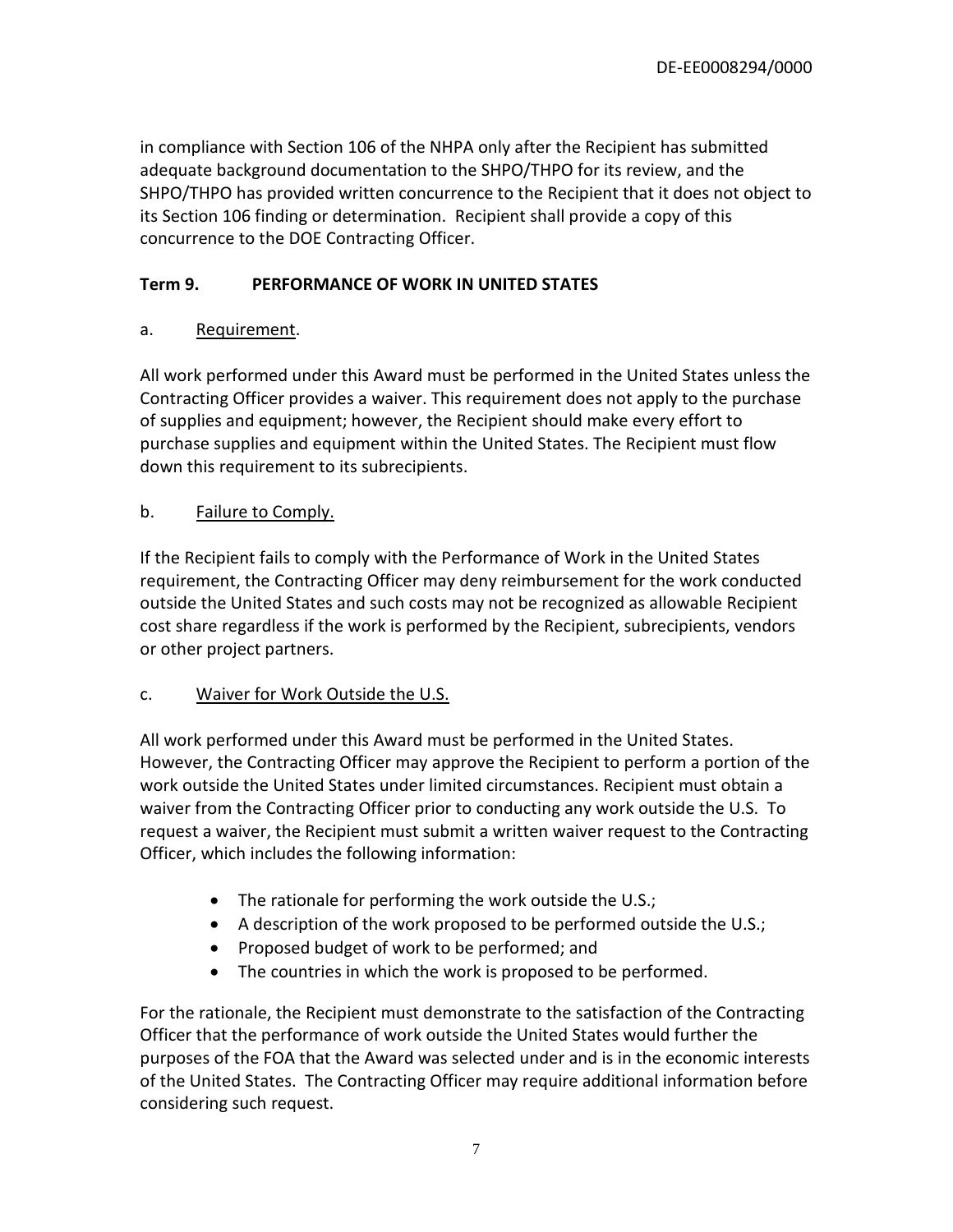in compliance with Section 106 of the NHPA only after the Recipient has submitted adequate background documentation to the SHPO/THPO for its review, and the SHPO/THPO has provided written concurrence to the Recipient that it does not object to its Section 106 finding or determination. Recipient shall provide a copy of this concurrence to the DOE Contracting Officer.

## Term 9. PERFORMANCE OF WORK IN UNITED STATES

a. Requirement.

All work performed under this Award must be performed in the United States unless the Contracting Officer provides a waiver. This requirement does not apply to the purchase of supplies and equipment; however, the Recipient should make every effort to purchase supplies and equipment within the United States. The Recipient must flow down this requirement to its subrecipients.

b. Failure to Comply.

If the Recipient fails to comply with the Performance of Work in the United States requirement, the Contracting Officer may deny reimbursement for the work conducted outside the United States and such costs may not be recognized as allowable Recipient cost share regardless if the work is performed by the Recipient, subrecipients, vendors or other project partners.

c. Waiver for Work Outside the U.S.

All work performed under this Award must be performed in the United States. However, the Contracting Officer may approve the Recipient to perform a portion of the work outside the United States under limited circumstances. Recipient must obtain a waiver from the Contracting Officer prior to conducting any work outside the U.S. To request a waiver, the Recipient must submit a written waiver request to the Contracting Officer, which includes the following information:

- The rationale for performing the work outside the U.S.;
- A description of the work proposed to be performed outside the U.S.;
- Proposed budget of work to be performed; and
- The countries in which the work is proposed to be performed.

For the rationale, the Recipient must demonstrate to the satisfaction of the Contracting Officer that the performance of work outside the United States would further the purposes of the FOA that the Award was selected under and is in the economic interests of the United States. The Contracting Officer may require additional information before considering such request.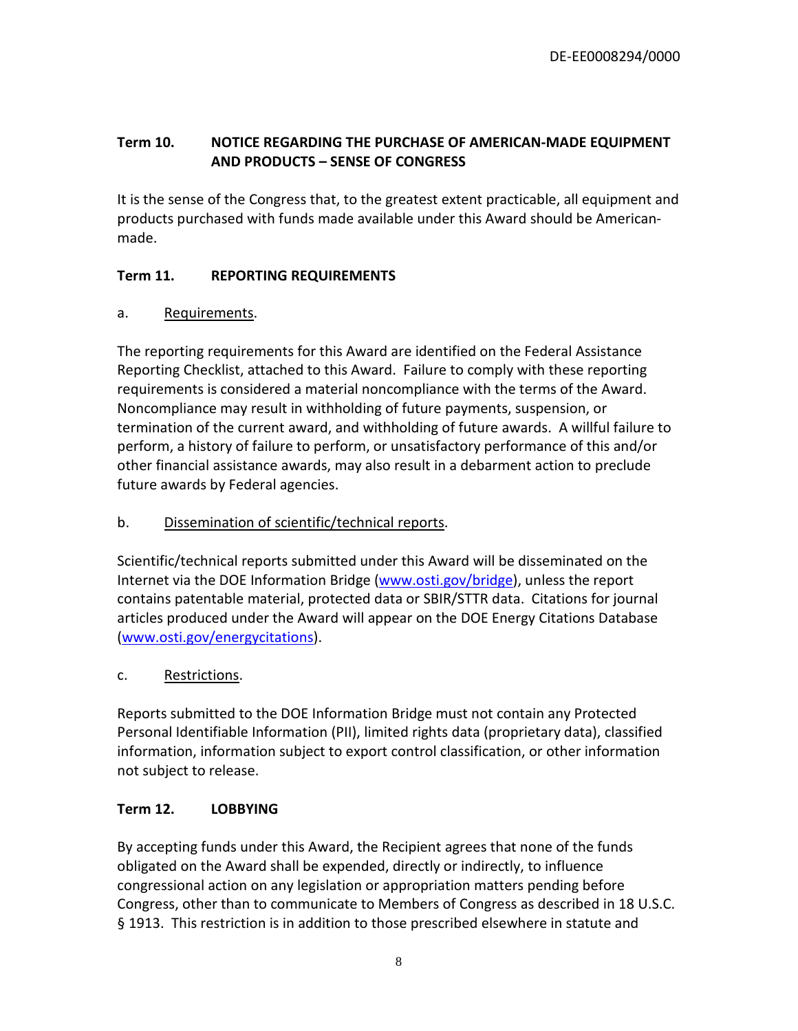**Term 10. NOTICE REGARDING THE PURCHASE OF AMERICAN-MADE EQUIPMENT AND PRODUCTS – SENSE OF CONGRESS**

It is the sense of the Congress that, to the greatest extent practicable, all equipment and products purchased with funds made available under this Award should be American-made.

**Term 11. REPORTING REQUIREMENTS**

a. Requirements.

The reporting requirements for this Award are identified on the Federal Assistance Reporting Checklist, attached to this Award. Failure to comply with these reporting requirements is considered a material noncompliance with the terms of the Award. Noncompliance may result in withholding of future payments, suspension, or termination of the current award, and withholding of future awards. A willful failure to perform, a history of failure to perform, or unsatisfactory performance of this and/or other financial assistance awards, may also result in a debarment action to preclude future awards by Federal agencies.

b. Dissemination of scientific/technical reports.

Scientific/technical reports submitted under this Award will be disseminated on the Internet via the DOE Information Bridge (www.osti.gov/bridge), unless the report contains patentable material, protected data or SBIR/STTR data. Citations for journal articles produced under the Award will appear on the DOE Energy Citations Database (www.osti.gov/energycitations).

c. Restrictions.

Reports submitted to the DOE Information Bridge must not contain any Protected Personal Identifiable Information (PII), limited rights data (proprietary data), classified information, information subject to export control classification, or other information not subject to release.

**Term 12. LOBBYING**

By accepting funds under this Award, the Recipient agrees that none of the funds obligated on the Award shall be expended, directly or indirectly, to influence congressional action on any legislation or appropriation matters pending before Congress, other than to communicate to Members of Congress as described in 18 U.S.C. § 1913. This restriction is in addition to those prescribed elsewhere in statute and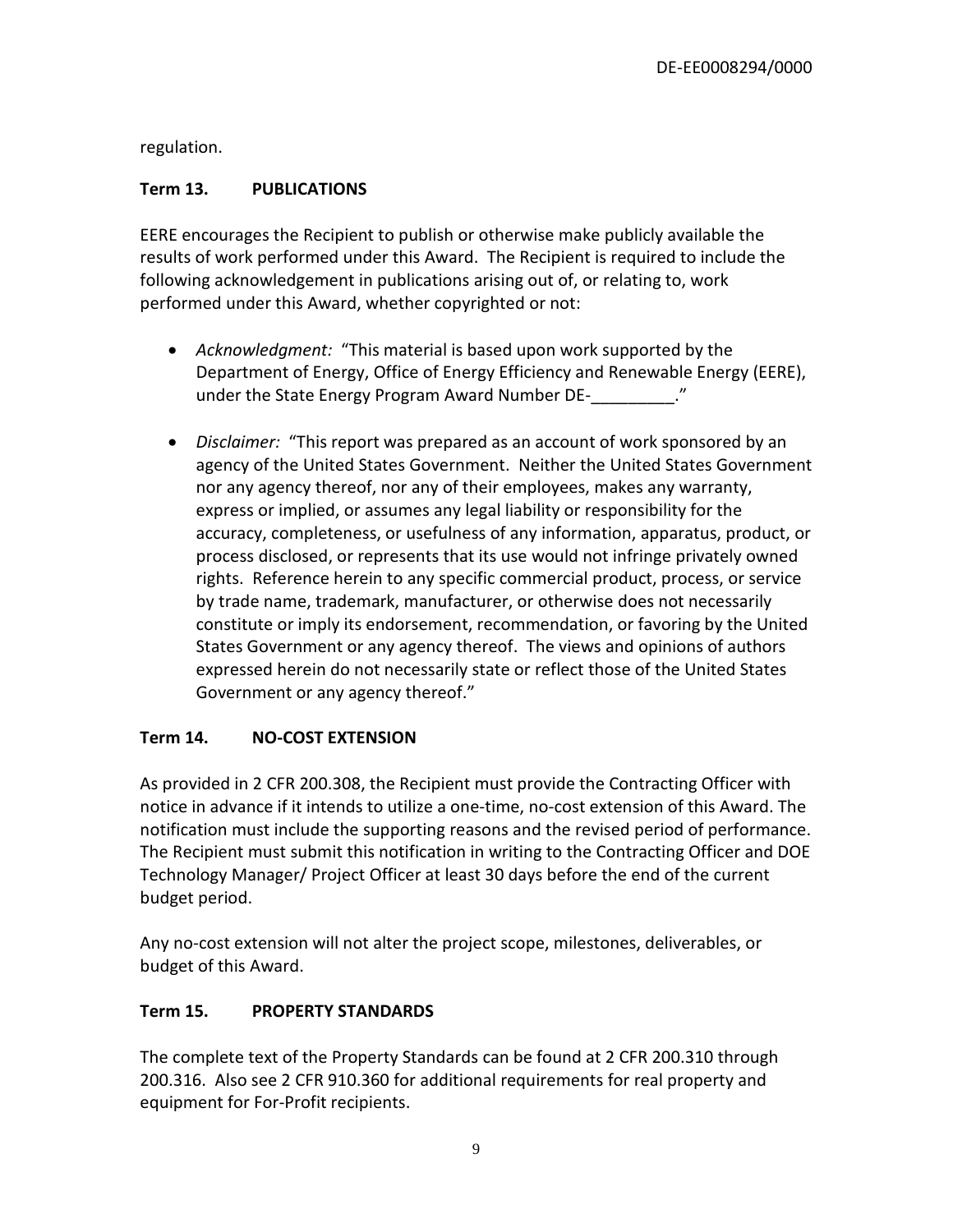regulation.

**Term 13. PUBLICATIONS**

EERE encourages the Recipient to publish or otherwise make publicly available the results of work performed under this Award. The Recipient is required to include the following acknowledgement in publications arising out of, or relating to, work performed under this Award, whether copyrighted or not:

- *Acknowledgment:* "This material is based upon work supported by the Department of Energy, Office of Energy Efficiency and Renewable Energy (EERE), under the State Energy Program Award Number DE-_________."

- *Disclaimer:* "This report was prepared as an account of work sponsored by an agency of the United States Government. Neither the United States Government nor any agency thereof, nor any of their employees, makes any warranty, express or implied, or assumes any legal liability or responsibility for the accuracy, completeness, or usefulness of any information, apparatus, product, or process disclosed, or represents that its use would not infringe privately owned rights. Reference herein to any specific commercial product, process, or service by trade name, trademark, manufacturer, or otherwise does not necessarily constitute or imply its endorsement, recommendation, or favoring by the United States Government or any agency thereof. The views and opinions of authors expressed herein do not necessarily state or reflect those of the United States Government or any agency thereof."

**Term 14. NO-COST EXTENSION**

As provided in 2 CFR 200.308, the Recipient must provide the Contracting Officer with notice in advance if it intends to utilize a one-time, no-cost extension of this Award. The notification must include the supporting reasons and the revised period of performance. The Recipient must submit this notification in writing to the Contracting Officer and DOE Technology Manager/ Project Officer at least 30 days before the end of the current budget period.

Any no-cost extension will not alter the project scope, milestones, deliverables, or budget of this Award.

**Term 15. PROPERTY STANDARDS**

The complete text of the Property Standards can be found at 2 CFR 200.310 through 200.316. Also see 2 CFR 910.360 for additional requirements for real property and equipment for For-Profit recipients.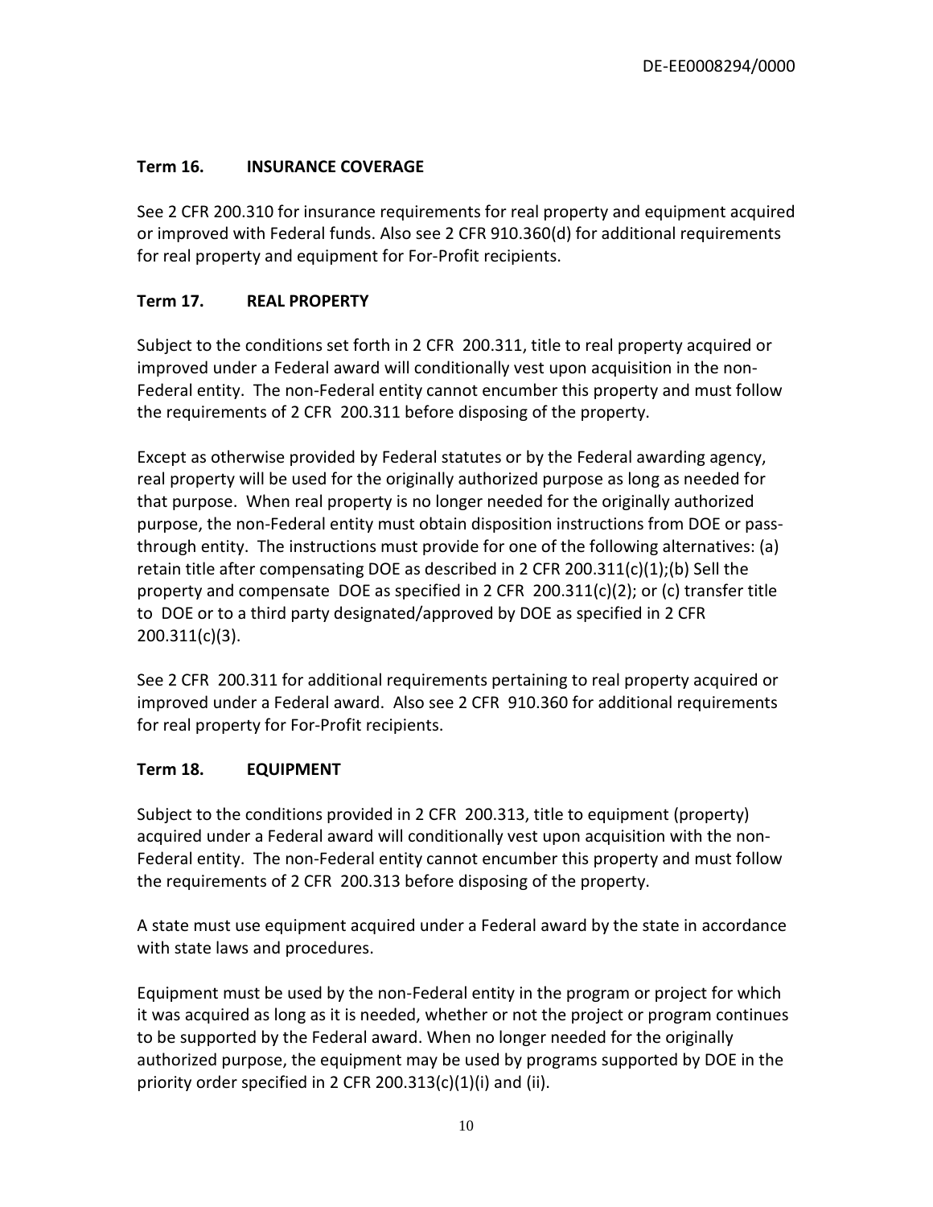**Term 16. INSURANCE COVERAGE**

See 2 CFR 200.310 for insurance requirements for real property and equipment acquired or improved with Federal funds. Also see 2 CFR 910.360(d) for additional requirements for real property and equipment for For-Profit recipients.

**Term 17. REAL PROPERTY**

Subject to the conditions set forth in 2 CFR 200.311, title to real property acquired or improved under a Federal award will conditionally vest upon acquisition in the non-Federal entity. The non-Federal entity cannot encumber this property and must follow the requirements of 2 CFR 200.311 before disposing of the property.

Except as otherwise provided by Federal statutes or by the Federal awarding agency, real property will be used for the originally authorized purpose as long as needed for that purpose. When real property is no longer needed for the originally authorized purpose, the non-Federal entity must obtain disposition instructions from DOE or pass-through entity. The instructions must provide for one of the following alternatives: (a) retain title after compensating DOE as described in 2 CFR 200.311(c)(1);(b) Sell the property and compensate DOE as specified in 2 CFR 200.311(c)(2); or (c) transfer title to DOE or to a third party designated/approved by DOE as specified in 2 CFR 200.311(c)(3).

See 2 CFR 200.311 for additional requirements pertaining to real property acquired or improved under a Federal award. Also see 2 CFR 910.360 for additional requirements for real property for For-Profit recipients.

**Term 18. EQUIPMENT**

Subject to the conditions provided in 2 CFR 200.313, title to equipment (property) acquired under a Federal award will conditionally vest upon acquisition with the non-Federal entity. The non-Federal entity cannot encumber this property and must follow the requirements of 2 CFR 200.313 before disposing of the property.

A state must use equipment acquired under a Federal award by the state in accordance with state laws and procedures.

Equipment must be used by the non-Federal entity in the program or project for which it was acquired as long as it is needed, whether or not the project or program continues to be supported by the Federal award. When no longer needed for the originally authorized purpose, the equipment may be used by programs supported by DOE in the priority order specified in 2 CFR 200.313(c)(1)(i) and (ii).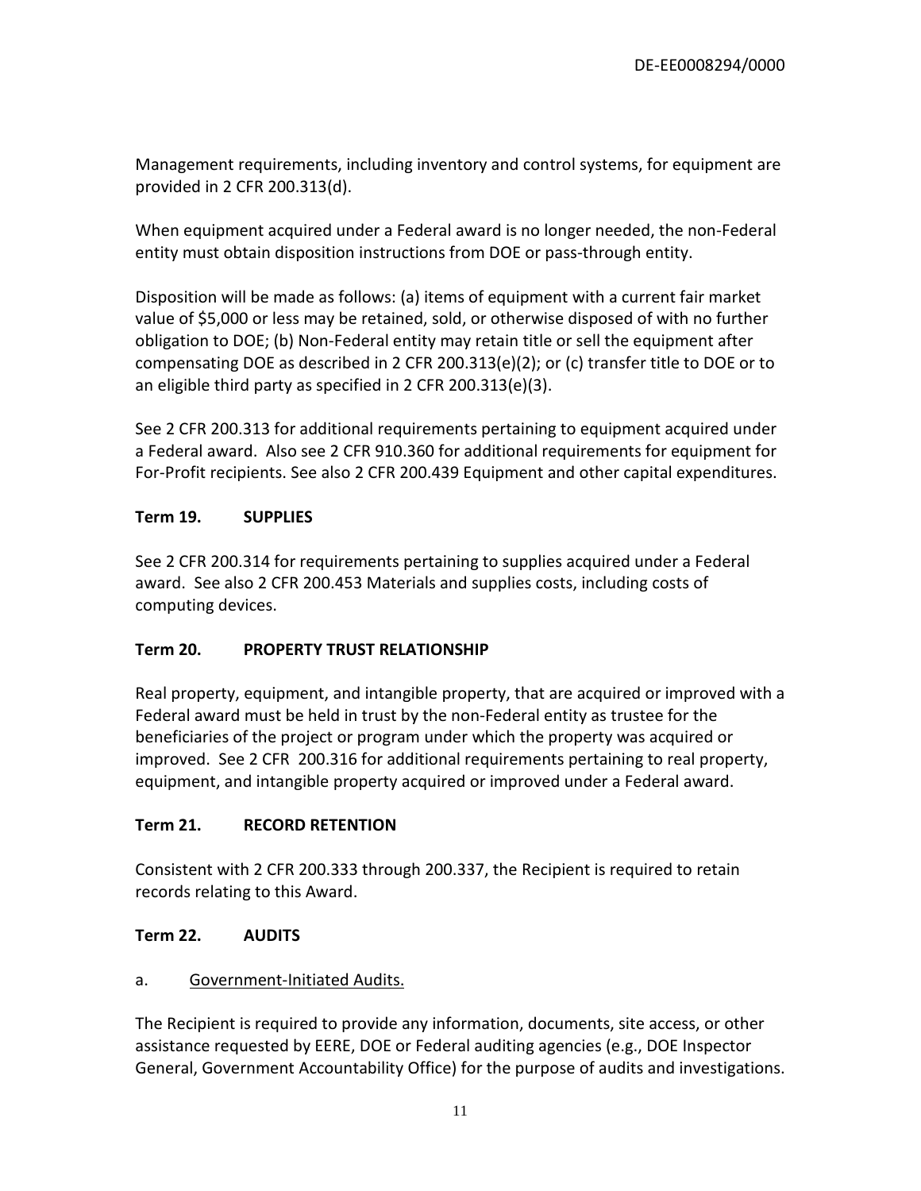Management requirements, including inventory and control systems, for equipment are provided in 2 CFR 200.313(d).

When equipment acquired under a Federal award is no longer needed, the non-Federal entity must obtain disposition instructions from DOE or pass-through entity.

Disposition will be made as follows: (a) items of equipment with a current fair market value of $5,000 or less may be retained, sold, or otherwise disposed of with no further obligation to DOE; (b) Non-Federal entity may retain title or sell the equipment after compensating DOE as described in 2 CFR 200.313(e)(2); or (c) transfer title to DOE or to an eligible third party as specified in 2 CFR 200.313(e)(3).

See 2 CFR 200.313 for additional requirements pertaining to equipment acquired under a Federal award. Also see 2 CFR 910.360 for additional requirements for equipment for For-Profit recipients. See also 2 CFR 200.439 Equipment and other capital expenditures.

## Term 19. SUPPLIES

See 2 CFR 200.314 for requirements pertaining to supplies acquired under a Federal award. See also 2 CFR 200.453 Materials and supplies costs, including costs of computing devices.

## Term 20. PROPERTY TRUST RELATIONSHIP

Real property, equipment, and intangible property, that are acquired or improved with a Federal award must be held in trust by the non-Federal entity as trustee for the beneficiaries of the project or program under which the property was acquired or improved. See 2 CFR 200.316 for additional requirements pertaining to real property, equipment, and intangible property acquired or improved under a Federal award.

## Term 21. RECORD RETENTION

Consistent with 2 CFR 200.333 through 200.337, the Recipient is required to retain records relating to this Award.

## Term 22. AUDITS

a. Government-Initiated Audits.

The Recipient is required to provide any information, documents, site access, or other assistance requested by EERE, DOE or Federal auditing agencies (e.g., DOE Inspector General, Government Accountability Office) for the purpose of audits and investigations.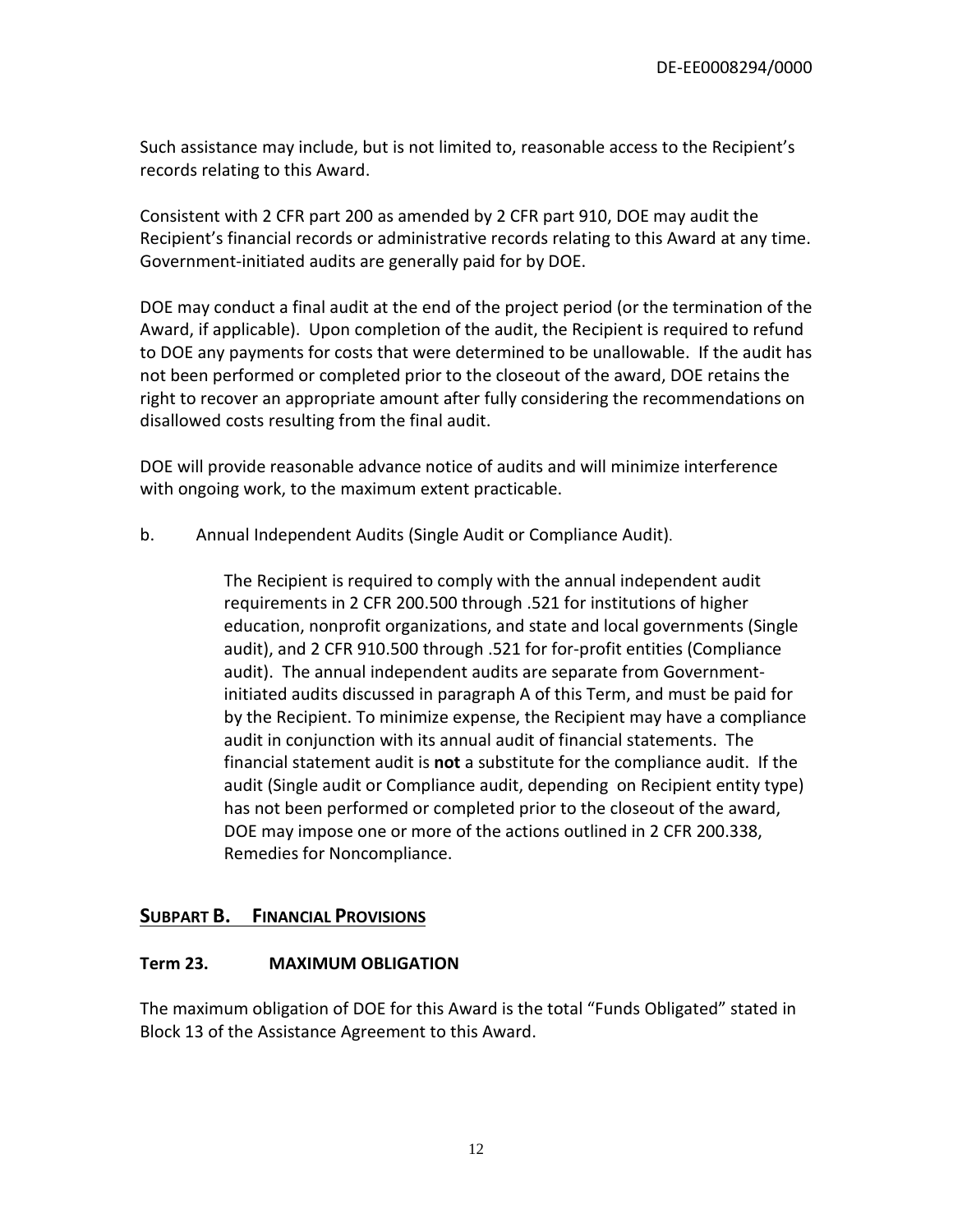Such assistance may include, but is not limited to, reasonable access to the Recipient's records relating to this Award.

Consistent with 2 CFR part 200 as amended by 2 CFR part 910, DOE may audit the Recipient's financial records or administrative records relating to this Award at any time. Government-initiated audits are generally paid for by DOE.

DOE may conduct a final audit at the end of the project period (or the termination of the Award, if applicable). Upon completion of the audit, the Recipient is required to refund to DOE any payments for costs that were determined to be unallowable. If the audit has not been performed or completed prior to the closeout of the award, DOE retains the right to recover an appropriate amount after fully considering the recommendations on disallowed costs resulting from the final audit.

DOE will provide reasonable advance notice of audits and will minimize interference with ongoing work, to the maximum extent practicable.

b. Annual Independent Audits (Single Audit or Compliance Audit).

> The Recipient is required to comply with the annual independent audit requirements in 2 CFR 200.500 through .521 for institutions of higher education, nonprofit organizations, and state and local governments (Single audit), and 2 CFR 910.500 through .521 for for-profit entities (Compliance audit). The annual independent audits are separate from Government-initiated audits discussed in paragraph A of this Term, and must be paid for by the Recipient. To minimize expense, the Recipient may have a compliance audit in conjunction with its annual audit of financial statements. The financial statement audit is **not** a substitute for the compliance audit. If the audit (Single audit or Compliance audit, depending on Recipient entity type) has not been performed or completed prior to the closeout of the award, DOE may impose one or more of the actions outlined in 2 CFR 200.338, Remedies for Noncompliance.

## SUBPART B. FINANCIAL PROVISIONS

### Term 23. MAXIMUM OBLIGATION

The maximum obligation of DOE for this Award is the total "Funds Obligated" stated in Block 13 of the Assistance Agreement to this Award.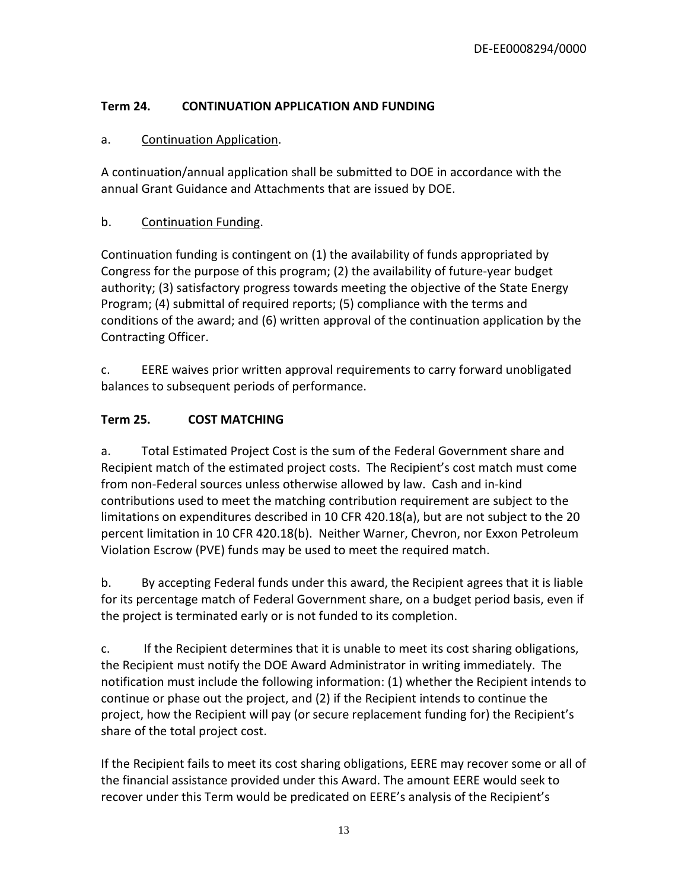**Term 24. CONTINUATION APPLICATION AND FUNDING**

a. Continuation Application.

A continuation/annual application shall be submitted to DOE in accordance with the annual Grant Guidance and Attachments that are issued by DOE.

b. Continuation Funding.

Continuation funding is contingent on (1) the availability of funds appropriated by Congress for the purpose of this program; (2) the availability of future-year budget authority; (3) satisfactory progress towards meeting the objective of the State Energy Program; (4) submittal of required reports; (5) compliance with the terms and conditions of the award; and (6) written approval of the continuation application by the Contracting Officer.

c. EERE waives prior written approval requirements to carry forward unobligated balances to subsequent periods of performance.

**Term 25. COST MATCHING**

a. Total Estimated Project Cost is the sum of the Federal Government share and Recipient match of the estimated project costs. The Recipient's cost match must come from non-Federal sources unless otherwise allowed by law. Cash and in-kind contributions used to meet the matching contribution requirement are subject to the limitations on expenditures described in 10 CFR 420.18(a), but are not subject to the 20 percent limitation in 10 CFR 420.18(b). Neither Warner, Chevron, nor Exxon Petroleum Violation Escrow (PVE) funds may be used to meet the required match.

b. By accepting Federal funds under this award, the Recipient agrees that it is liable for its percentage match of Federal Government share, on a budget period basis, even if the project is terminated early or is not funded to its completion.

c. If the Recipient determines that it is unable to meet its cost sharing obligations, the Recipient must notify the DOE Award Administrator in writing immediately. The notification must include the following information: (1) whether the Recipient intends to continue or phase out the project, and (2) if the Recipient intends to continue the project, how the Recipient will pay (or secure replacement funding for) the Recipient's share of the total project cost.

If the Recipient fails to meet its cost sharing obligations, EERE may recover some or all of the financial assistance provided under this Award. The amount EERE would seek to recover under this Term would be predicated on EERE's analysis of the Recipient's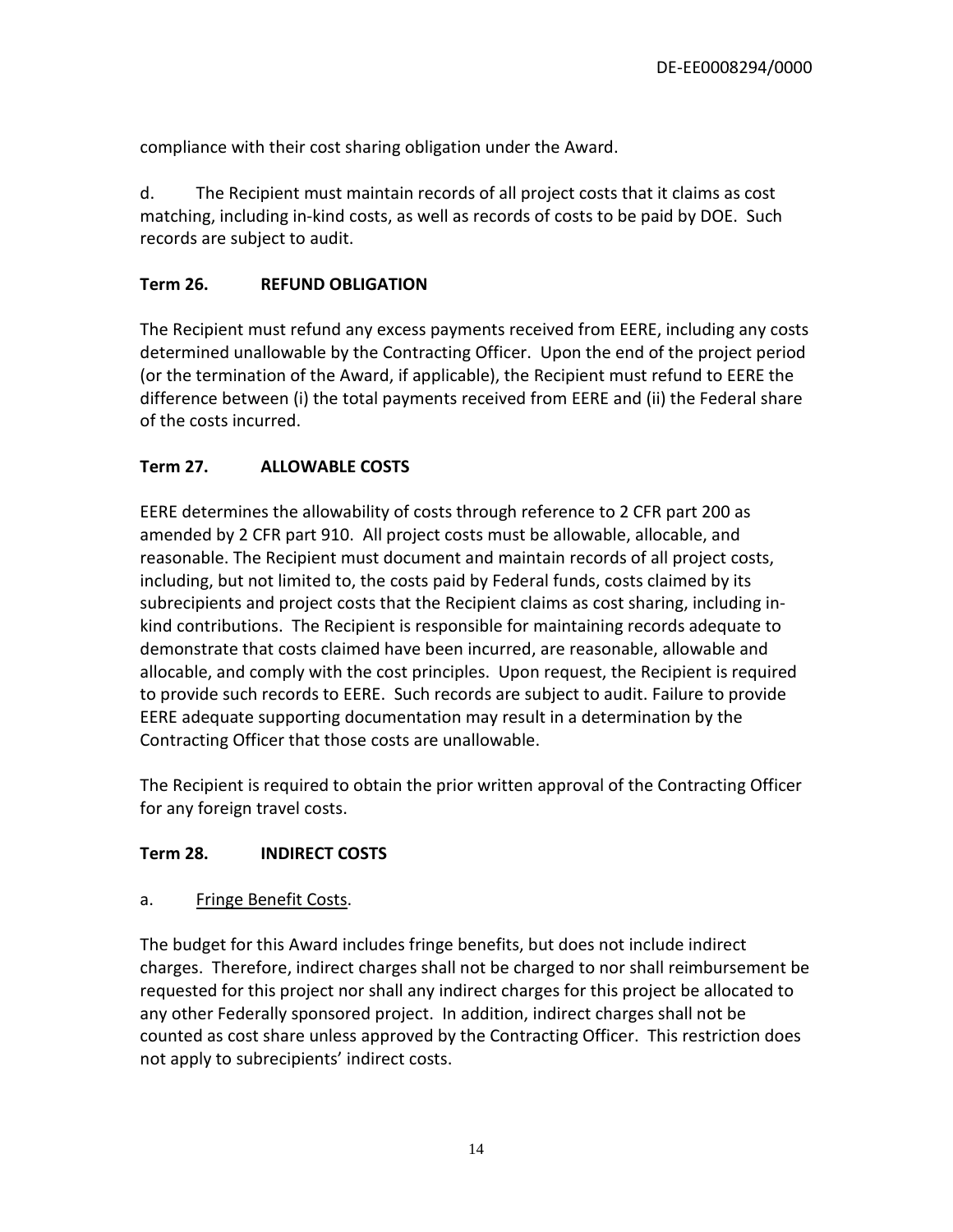compliance with their cost sharing obligation under the Award.

d. The Recipient must maintain records of all project costs that it claims as cost matching, including in-kind costs, as well as records of costs to be paid by DOE. Such records are subject to audit.

## Term 26. REFUND OBLIGATION

The Recipient must refund any excess payments received from EERE, including any costs determined unallowable by the Contracting Officer. Upon the end of the project period (or the termination of the Award, if applicable), the Recipient must refund to EERE the difference between (i) the total payments received from EERE and (ii) the Federal share of the costs incurred.

## Term 27. ALLOWABLE COSTS

EERE determines the allowability of costs through reference to 2 CFR part 200 as amended by 2 CFR part 910. All project costs must be allowable, allocable, and reasonable. The Recipient must document and maintain records of all project costs, including, but not limited to, the costs paid by Federal funds, costs claimed by its subrecipients and project costs that the Recipient claims as cost sharing, including in-kind contributions. The Recipient is responsible for maintaining records adequate to demonstrate that costs claimed have been incurred, are reasonable, allowable and allocable, and comply with the cost principles. Upon request, the Recipient is required to provide such records to EERE. Such records are subject to audit. Failure to provide EERE adequate supporting documentation may result in a determination by the Contracting Officer that those costs are unallowable.

The Recipient is required to obtain the prior written approval of the Contracting Officer for any foreign travel costs.

## Term 28. INDIRECT COSTS

a. Fringe Benefit Costs.

The budget for this Award includes fringe benefits, but does not include indirect charges. Therefore, indirect charges shall not be charged to nor shall reimbursement be requested for this project nor shall any indirect charges for this project be allocated to any other Federally sponsored project. In addition, indirect charges shall not be counted as cost share unless approved by the Contracting Officer. This restriction does not apply to subrecipients' indirect costs.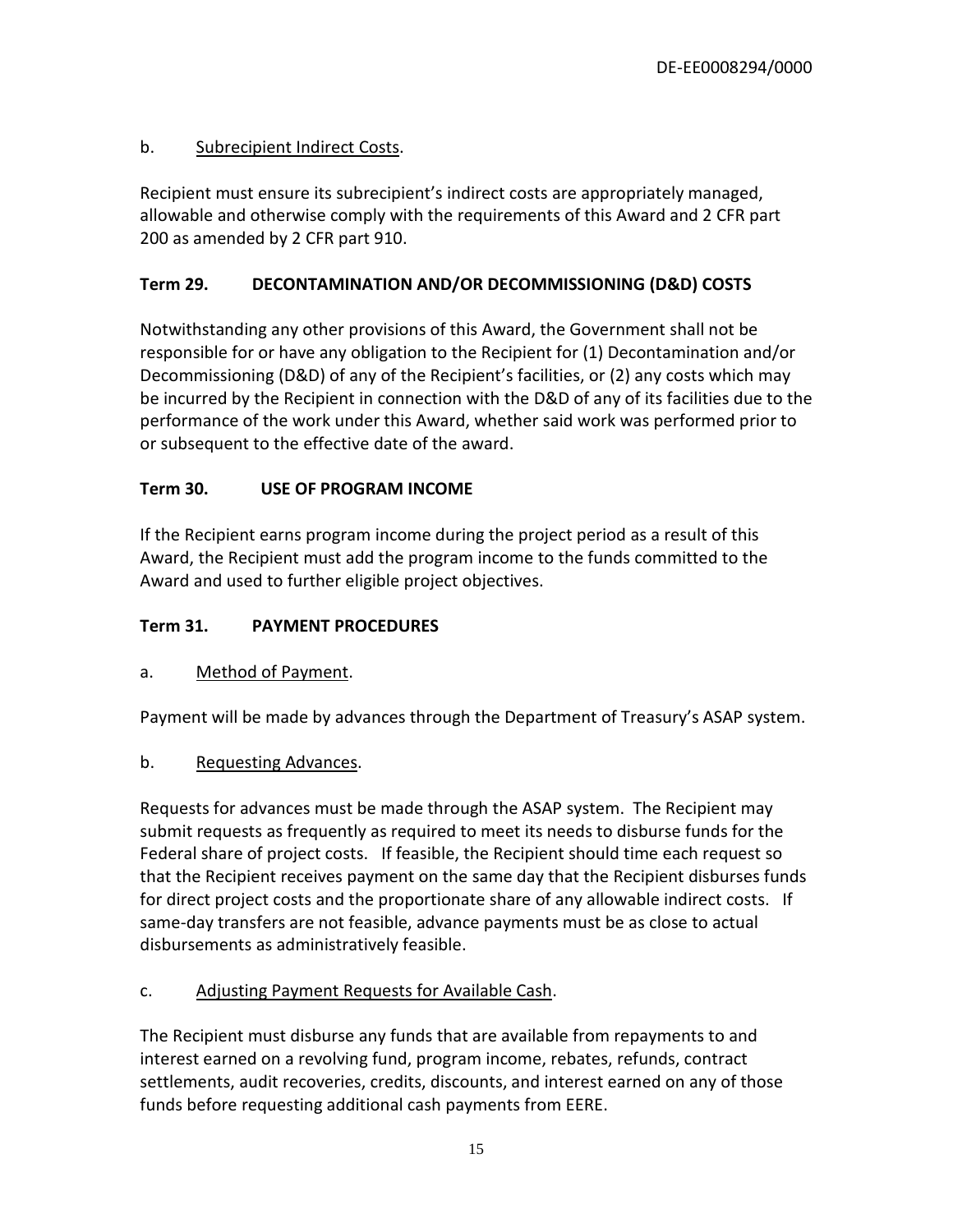b. Subrecipient Indirect Costs.

Recipient must ensure its subrecipient's indirect costs are appropriately managed, allowable and otherwise comply with the requirements of this Award and 2 CFR part 200 as amended by 2 CFR part 910.

**Term 29. DECONTAMINATION AND/OR DECOMMISSIONING (D&D) COSTS**

Notwithstanding any other provisions of this Award, the Government shall not be responsible for or have any obligation to the Recipient for (1) Decontamination and/or Decommissioning (D&D) of any of the Recipient's facilities, or (2) any costs which may be incurred by the Recipient in connection with the D&D of any of its facilities due to the performance of the work under this Award, whether said work was performed prior to or subsequent to the effective date of the award.

**Term 30. USE OF PROGRAM INCOME**

If the Recipient earns program income during the project period as a result of this Award, the Recipient must add the program income to the funds committed to the Award and used to further eligible project objectives.

**Term 31. PAYMENT PROCEDURES**

a. Method of Payment.

Payment will be made by advances through the Department of Treasury's ASAP system.

b. Requesting Advances.

Requests for advances must be made through the ASAP system. The Recipient may submit requests as frequently as required to meet its needs to disburse funds for the Federal share of project costs. If feasible, the Recipient should time each request so that the Recipient receives payment on the same day that the Recipient disburses funds for direct project costs and the proportionate share of any allowable indirect costs. If same-day transfers are not feasible, advance payments must be as close to actual disbursements as administratively feasible.

c. Adjusting Payment Requests for Available Cash.

The Recipient must disburse any funds that are available from repayments to and interest earned on a revolving fund, program income, rebates, refunds, contract settlements, audit recoveries, credits, discounts, and interest earned on any of those funds before requesting additional cash payments from EERE.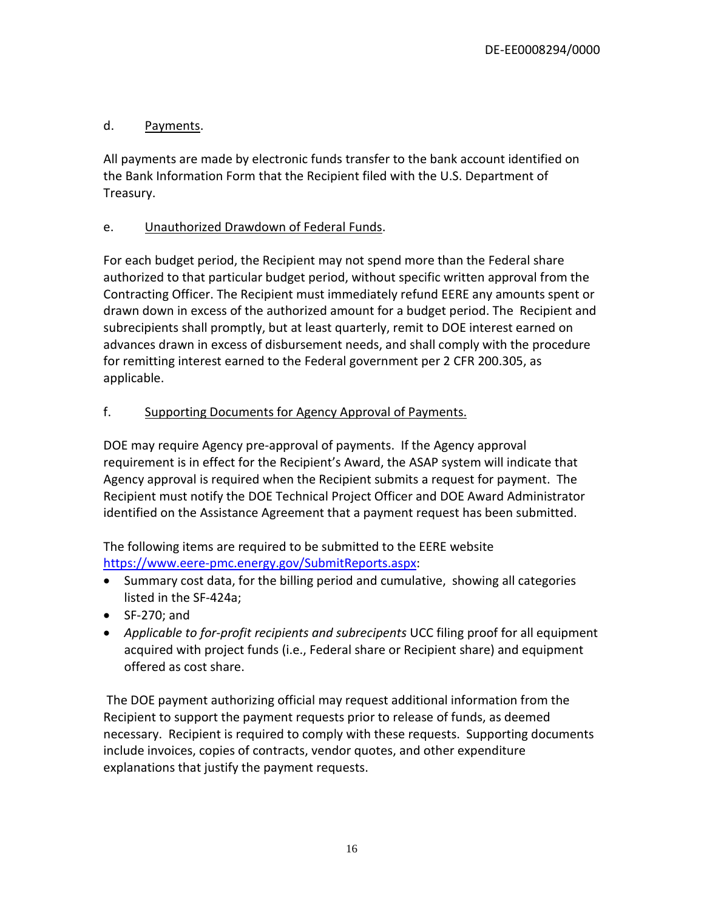d. Payments.

All payments are made by electronic funds transfer to the bank account identified on the Bank Information Form that the Recipient filed with the U.S. Department of Treasury.

e. Unauthorized Drawdown of Federal Funds.

For each budget period, the Recipient may not spend more than the Federal share authorized to that particular budget period, without specific written approval from the Contracting Officer. The Recipient must immediately refund EERE any amounts spent or drawn down in excess of the authorized amount for a budget period. The Recipient and subrecipients shall promptly, but at least quarterly, remit to DOE interest earned on advances drawn in excess of disbursement needs, and shall comply with the procedure for remitting interest earned to the Federal government per 2 CFR 200.305, as applicable.

f. Supporting Documents for Agency Approval of Payments.

DOE may require Agency pre-approval of payments. If the Agency approval requirement is in effect for the Recipient's Award, the ASAP system will indicate that Agency approval is required when the Recipient submits a request for payment. The Recipient must notify the DOE Technical Project Officer and DOE Award Administrator identified on the Assistance Agreement that a payment request has been submitted.

The following items are required to be submitted to the EERE website https://www.eere-pmc.energy.gov/SubmitReports.aspx:

- Summary cost data, for the billing period and cumulative, showing all categories listed in the SF-424a;
- SF-270; and
- *Applicable to for-profit recipients and subrecipents* UCC filing proof for all equipment acquired with project funds (i.e., Federal share or Recipient share) and equipment offered as cost share.

The DOE payment authorizing official may request additional information from the Recipient to support the payment requests prior to release of funds, as deemed necessary. Recipient is required to comply with these requests. Supporting documents include invoices, copies of contracts, vendor quotes, and other expenditure explanations that justify the payment requests.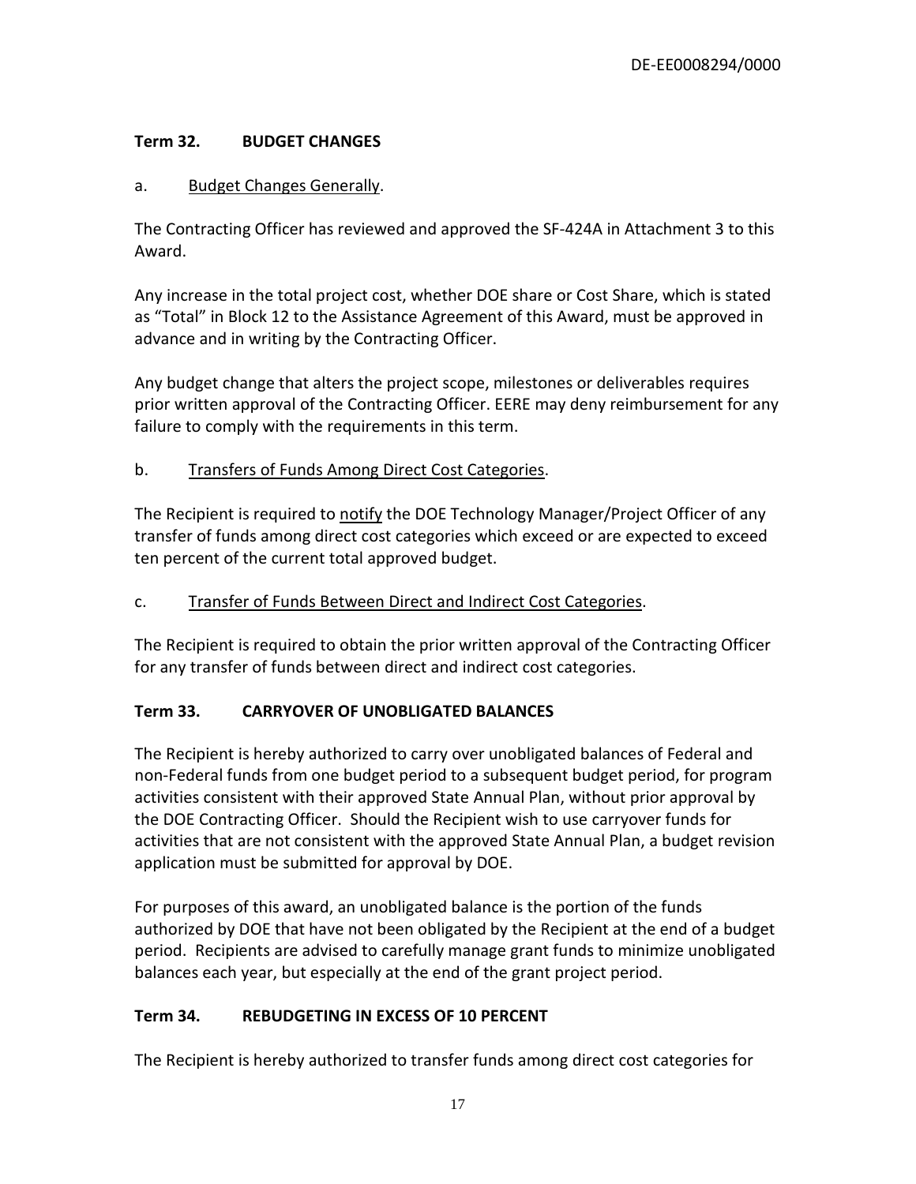## Term 32. BUDGET CHANGES

a. Budget Changes Generally.

The Contracting Officer has reviewed and approved the SF-424A in Attachment 3 to this Award.

Any increase in the total project cost, whether DOE share or Cost Share, which is stated as "Total" in Block 12 to the Assistance Agreement of this Award, must be approved in advance and in writing by the Contracting Officer.

Any budget change that alters the project scope, milestones or deliverables requires prior written approval of the Contracting Officer. EERE may deny reimbursement for any failure to comply with the requirements in this term.

b. Transfers of Funds Among Direct Cost Categories.

The Recipient is required to notify the DOE Technology Manager/Project Officer of any transfer of funds among direct cost categories which exceed or are expected to exceed ten percent of the current total approved budget.

c. Transfer of Funds Between Direct and Indirect Cost Categories.

The Recipient is required to obtain the prior written approval of the Contracting Officer for any transfer of funds between direct and indirect cost categories.

## Term 33. CARRYOVER OF UNOBLIGATED BALANCES

The Recipient is hereby authorized to carry over unobligated balances of Federal and non-Federal funds from one budget period to a subsequent budget period, for program activities consistent with their approved State Annual Plan, without prior approval by the DOE Contracting Officer. Should the Recipient wish to use carryover funds for activities that are not consistent with the approved State Annual Plan, a budget revision application must be submitted for approval by DOE.

For purposes of this award, an unobligated balance is the portion of the funds authorized by DOE that have not been obligated by the Recipient at the end of a budget period. Recipients are advised to carefully manage grant funds to minimize unobligated balances each year, but especially at the end of the grant project period.

## Term 34. REBUDGETING IN EXCESS OF 10 PERCENT

The Recipient is hereby authorized to transfer funds among direct cost categories for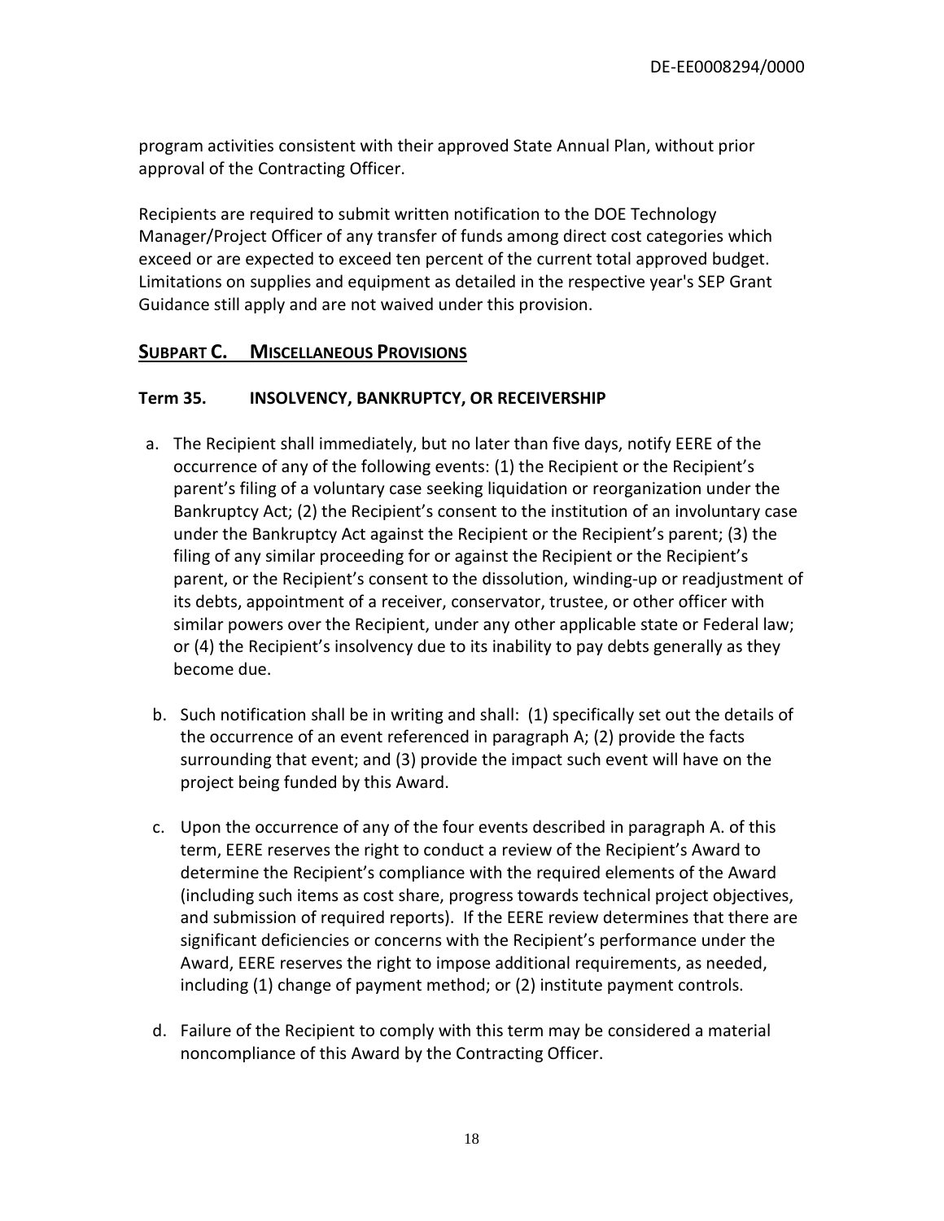program activities consistent with their approved State Annual Plan, without prior approval of the Contracting Officer.

Recipients are required to submit written notification to the DOE Technology Manager/Project Officer of any transfer of funds among direct cost categories which exceed or are expected to exceed ten percent of the current total approved budget. Limitations on supplies and equipment as detailed in the respective year's SEP Grant Guidance still apply and are not waived under this provision.

## SUBPART C. MISCELLANEOUS PROVISIONS

### Term 35. INSOLVENCY, BANKRUPTCY, OR RECEIVERSHIP

a. The Recipient shall immediately, but no later than five days, notify EERE of the occurrence of any of the following events: (1) the Recipient or the Recipient's parent's filing of a voluntary case seeking liquidation or reorganization under the Bankruptcy Act; (2) the Recipient's consent to the institution of an involuntary case under the Bankruptcy Act against the Recipient or the Recipient's parent; (3) the filing of any similar proceeding for or against the Recipient or the Recipient's parent, or the Recipient's consent to the dissolution, winding-up or readjustment of its debts, appointment of a receiver, conservator, trustee, or other officer with similar powers over the Recipient, under any other applicable state or Federal law; or (4) the Recipient's insolvency due to its inability to pay debts generally as they become due.

b. Such notification shall be in writing and shall: (1) specifically set out the details of the occurrence of an event referenced in paragraph A; (2) provide the facts surrounding that event; and (3) provide the impact such event will have on the project being funded by this Award.

c. Upon the occurrence of any of the four events described in paragraph A. of this term, EERE reserves the right to conduct a review of the Recipient's Award to determine the Recipient's compliance with the required elements of the Award (including such items as cost share, progress towards technical project objectives, and submission of required reports). If the EERE review determines that there are significant deficiencies or concerns with the Recipient's performance under the Award, EERE reserves the right to impose additional requirements, as needed, including (1) change of payment method; or (2) institute payment controls.

d. Failure of the Recipient to comply with this term may be considered a material noncompliance of this Award by the Contracting Officer.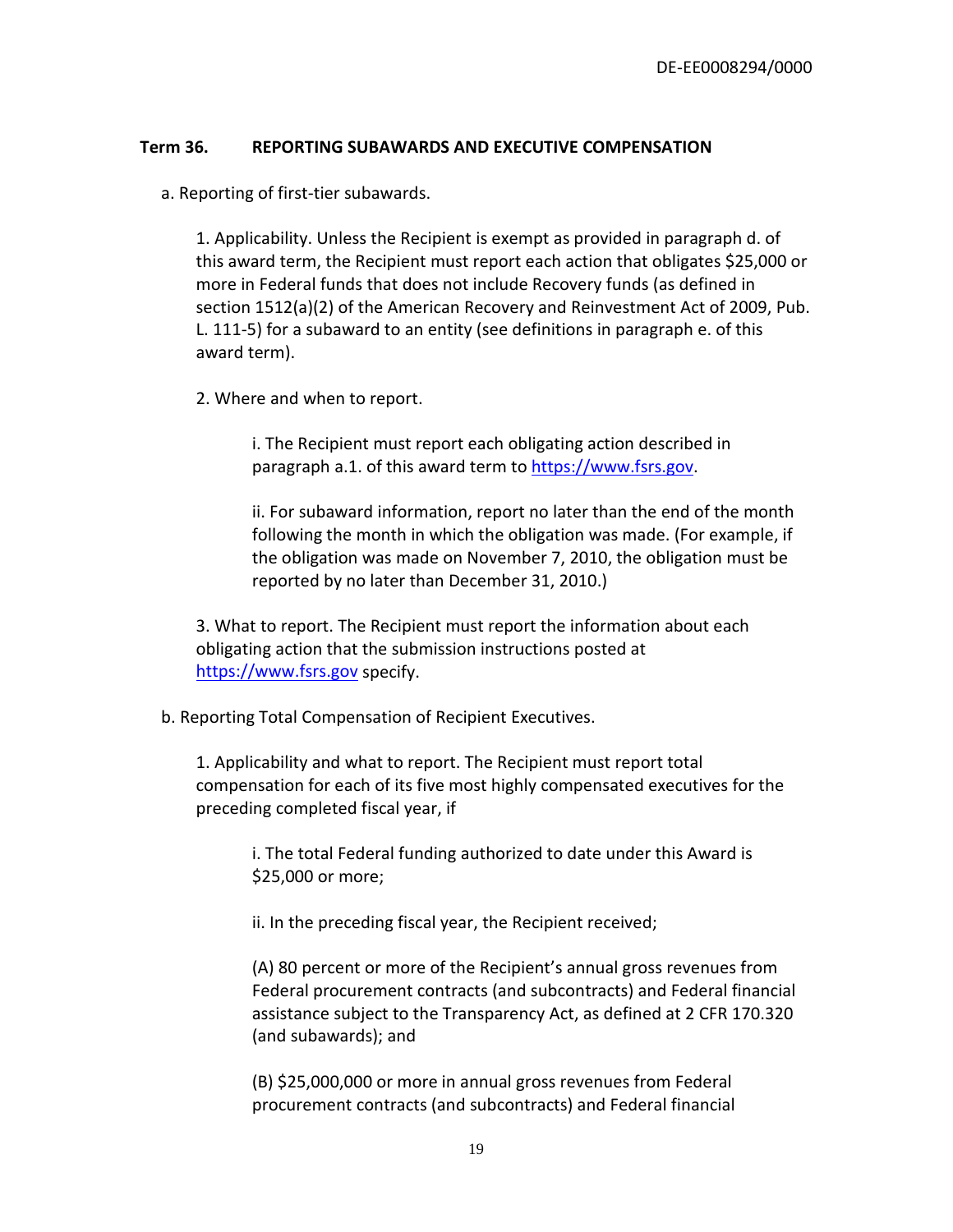**Term 36. REPORTING SUBAWARDS AND EXECUTIVE COMPENSATION**

a. Reporting of first-tier subawards.

1. Applicability. Unless the Recipient is exempt as provided in paragraph d. of this award term, the Recipient must report each action that obligates $25,000 or more in Federal funds that does not include Recovery funds (as defined in section 1512(a)(2) of the American Recovery and Reinvestment Act of 2009, Pub. L. 111-5) for a subaward to an entity (see definitions in paragraph e. of this award term).

2. Where and when to report.

i. The Recipient must report each obligating action described in paragraph a.1. of this award term to https://www.fsrs.gov.

ii. For subaward information, report no later than the end of the month following the month in which the obligation was made. (For example, if the obligation was made on November 7, 2010, the obligation must be reported by no later than December 31, 2010.)

3. What to report. The Recipient must report the information about each obligating action that the submission instructions posted at https://www.fsrs.gov specify.

b. Reporting Total Compensation of Recipient Executives.

1. Applicability and what to report. The Recipient must report total compensation for each of its five most highly compensated executives for the preceding completed fiscal year, if

i. The total Federal funding authorized to date under this Award is $25,000 or more;

ii. In the preceding fiscal year, the Recipient received;

(A) 80 percent or more of the Recipient's annual gross revenues from Federal procurement contracts (and subcontracts) and Federal financial assistance subject to the Transparency Act, as defined at 2 CFR 170.320 (and subawards); and

(B) $25,000,000 or more in annual gross revenues from Federal procurement contracts (and subcontracts) and Federal financial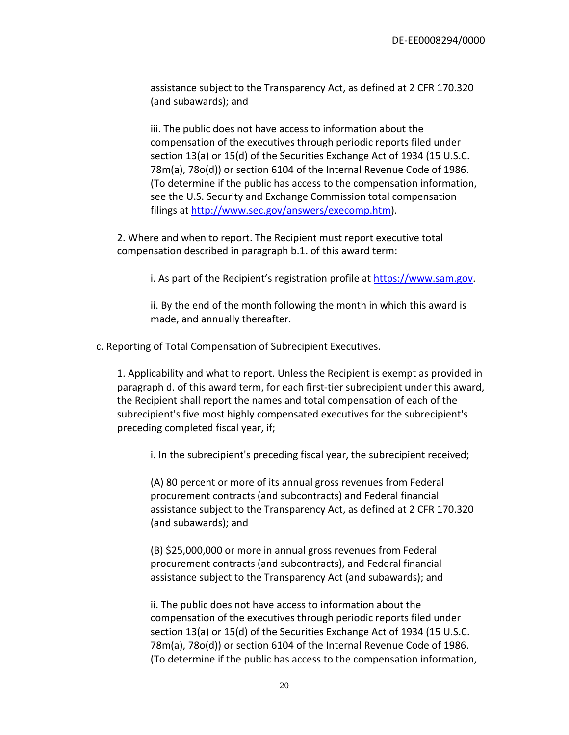assistance subject to the Transparency Act, as defined at 2 CFR 170.320 (and subawards); and

iii. The public does not have access to information about the compensation of the executives through periodic reports filed under section 13(a) or 15(d) of the Securities Exchange Act of 1934 (15 U.S.C. 78m(a), 78o(d)) or section 6104 of the Internal Revenue Code of 1986. (To determine if the public has access to the compensation information, see the U.S. Security and Exchange Commission total compensation filings at [http://www.sec.gov/answers/execomp.htm](http://www.sec.gov/answers/execomp.htm)).

2. Where and when to report. The Recipient must report executive total compensation described in paragraph b.1. of this award term:

i. As part of the Recipient's registration profile at [https://www.sam.gov](https://www.sam.gov).

ii. By the end of the month following the month in which this award is made, and annually thereafter.

c. Reporting of Total Compensation of Subrecipient Executives.

1. Applicability and what to report. Unless the Recipient is exempt as provided in paragraph d. of this award term, for each first-tier subrecipient under this award, the Recipient shall report the names and total compensation of each of the subrecipient's five most highly compensated executives for the subrecipient's preceding completed fiscal year, if;

i. In the subrecipient's preceding fiscal year, the subrecipient received;

(A) 80 percent or more of its annual gross revenues from Federal procurement contracts (and subcontracts) and Federal financial assistance subject to the Transparency Act, as defined at 2 CFR 170.320 (and subawards); and

(B) $25,000,000 or more in annual gross revenues from Federal procurement contracts (and subcontracts), and Federal financial assistance subject to the Transparency Act (and subawards); and

ii. The public does not have access to information about the compensation of the executives through periodic reports filed under section 13(a) or 15(d) of the Securities Exchange Act of 1934 (15 U.S.C. 78m(a), 78o(d)) or section 6104 of the Internal Revenue Code of 1986. (To determine if the public has access to the compensation information,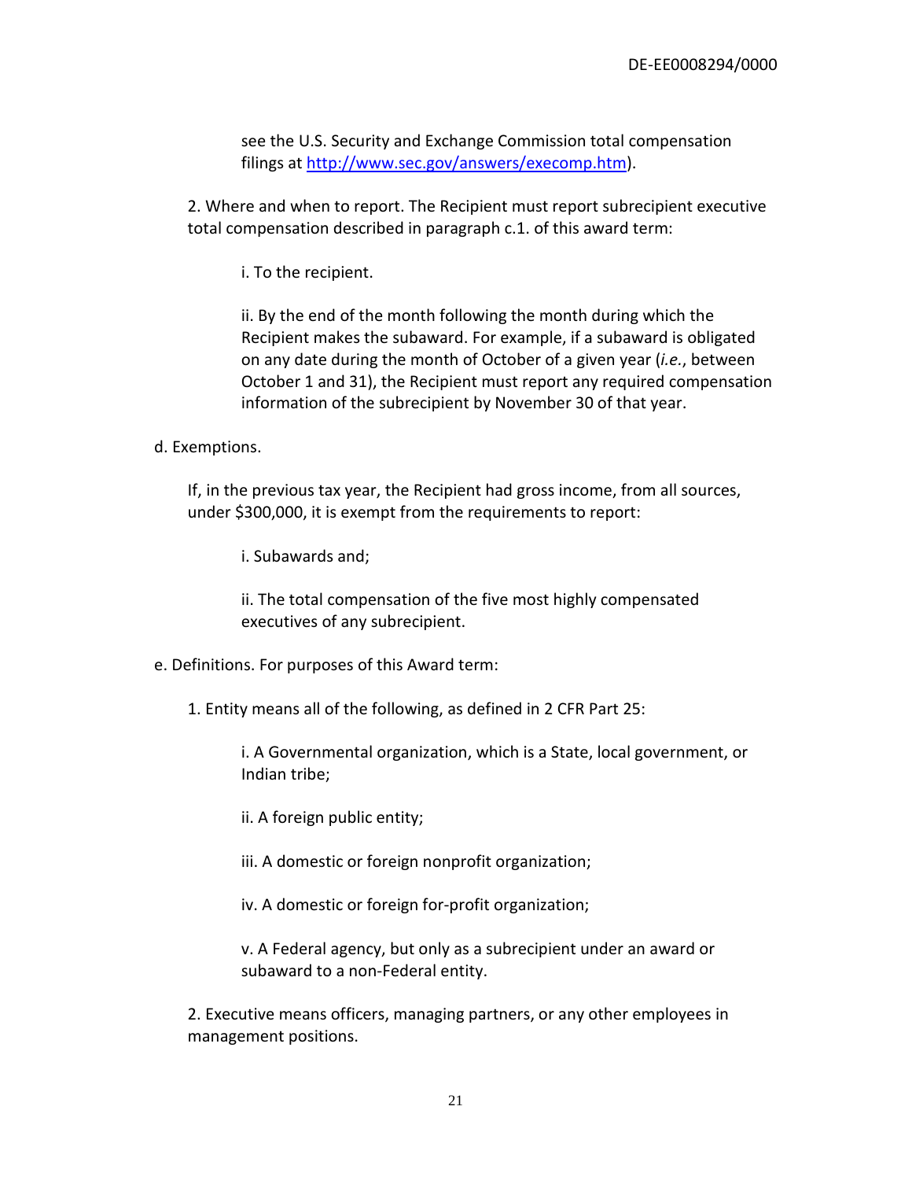see the U.S. Security and Exchange Commission total compensation filings at http://www.sec.gov/answers/execomp.htm).

2. Where and when to report. The Recipient must report subrecipient executive total compensation described in paragraph c.1. of this award term:

i. To the recipient.

ii. By the end of the month following the month during which the Recipient makes the subaward. For example, if a subaward is obligated on any date during the month of October of a given year (*i.e.,* between October 1 and 31), the Recipient must report any required compensation information of the subrecipient by November 30 of that year.

d. Exemptions.

If, in the previous tax year, the Recipient had gross income, from all sources, under $300,000, it is exempt from the requirements to report:

i. Subawards and;

ii. The total compensation of the five most highly compensated executives of any subrecipient.

e. Definitions. For purposes of this Award term:

1. Entity means all of the following, as defined in 2 CFR Part 25:

i. A Governmental organization, which is a State, local government, or Indian tribe;

ii. A foreign public entity;

iii. A domestic or foreign nonprofit organization;

iv. A domestic or foreign for-profit organization;

v. A Federal agency, but only as a subrecipient under an award or subaward to a non-Federal entity.

2. Executive means officers, managing partners, or any other employees in management positions.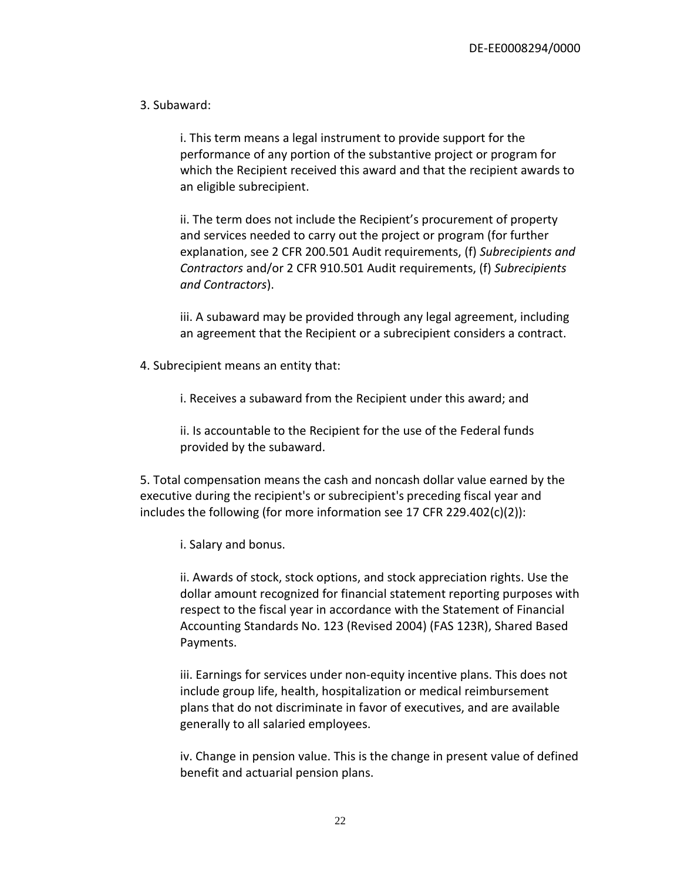3. Subaward:

i. This term means a legal instrument to provide support for the performance of any portion of the substantive project or program for which the Recipient received this award and that the recipient awards to an eligible subrecipient.

ii. The term does not include the Recipient's procurement of property and services needed to carry out the project or program (for further explanation, see 2 CFR 200.501 Audit requirements, (f) *Subrecipients and Contractors* and/or 2 CFR 910.501 Audit requirements, (f) *Subrecipients and Contractors*).

iii. A subaward may be provided through any legal agreement, including an agreement that the Recipient or a subrecipient considers a contract.

4. Subrecipient means an entity that:

i. Receives a subaward from the Recipient under this award; and

ii. Is accountable to the Recipient for the use of the Federal funds provided by the subaward.

5. Total compensation means the cash and noncash dollar value earned by the executive during the recipient's or subrecipient's preceding fiscal year and includes the following (for more information see 17 CFR 229.402(c)(2)):

i. Salary and bonus.

ii. Awards of stock, stock options, and stock appreciation rights. Use the dollar amount recognized for financial statement reporting purposes with respect to the fiscal year in accordance with the Statement of Financial Accounting Standards No. 123 (Revised 2004) (FAS 123R), Shared Based Payments.

iii. Earnings for services under non-equity incentive plans. This does not include group life, health, hospitalization or medical reimbursement plans that do not discriminate in favor of executives, and are available generally to all salaried employees.

iv. Change in pension value. This is the change in present value of defined benefit and actuarial pension plans.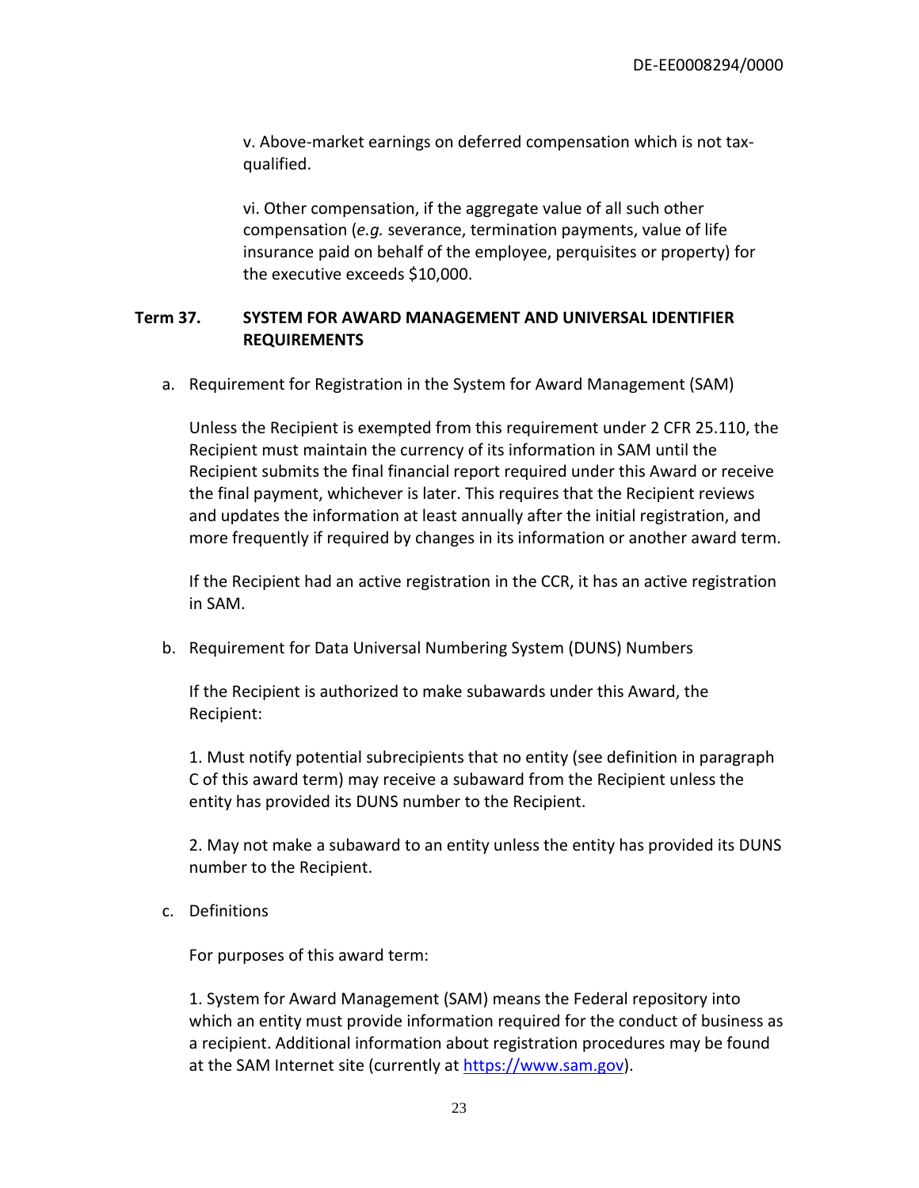v. Above-market earnings on deferred compensation which is not tax-qualified.

vi. Other compensation, if the aggregate value of all such other compensation (*e.g.* severance, termination payments, value of life insurance paid on behalf of the employee, perquisites or property) for the executive exceeds $10,000.

## Term 37. SYSTEM FOR AWARD MANAGEMENT AND UNIVERSAL IDENTIFIER REQUIREMENTS

a. Requirement for Registration in the System for Award Management (SAM)

Unless the Recipient is exempted from this requirement under 2 CFR 25.110, the Recipient must maintain the currency of its information in SAM until the Recipient submits the final financial report required under this Award or receive the final payment, whichever is later. This requires that the Recipient reviews and updates the information at least annually after the initial registration, and more frequently if required by changes in its information or another award term.

If the Recipient had an active registration in the CCR, it has an active registration in SAM.

b. Requirement for Data Universal Numbering System (DUNS) Numbers

If the Recipient is authorized to make subawards under this Award, the Recipient:

1. Must notify potential subrecipients that no entity (see definition in paragraph C of this award term) may receive a subaward from the Recipient unless the entity has provided its DUNS number to the Recipient.

2. May not make a subaward to an entity unless the entity has provided its DUNS number to the Recipient.

c. Definitions

For purposes of this award term:

1. System for Award Management (SAM) means the Federal repository into which an entity must provide information required for the conduct of business as a recipient. Additional information about registration procedures may be found at the SAM Internet site (currently at [https://www.sam.gov](https://www.sam.gov)).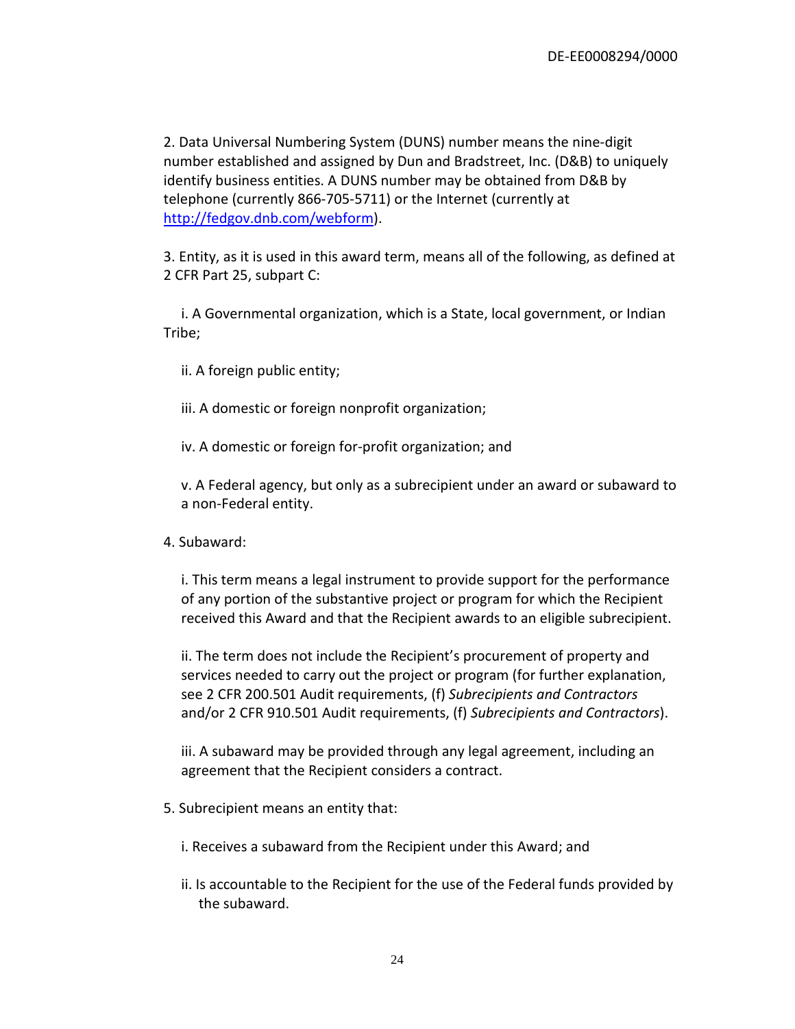2. Data Universal Numbering System (DUNS) number means the nine-digit number established and assigned by Dun and Bradstreet, Inc. (D&B) to uniquely identify business entities. A DUNS number may be obtained from D&B by telephone (currently 866-705-5711) or the Internet (currently at [http://fedgov.dnb.com/webform](http://fedgov.dnb.com/webform)).

3. Entity, as it is used in this award term, means all of the following, as defined at 2 CFR Part 25, subpart C:

i. A Governmental organization, which is a State, local government, or Indian Tribe;

ii. A foreign public entity;

iii. A domestic or foreign nonprofit organization;

iv. A domestic or foreign for-profit organization; and

v. A Federal agency, but only as a subrecipient under an award or subaward to a non-Federal entity.

4. Subaward:

i. This term means a legal instrument to provide support for the performance of any portion of the substantive project or program for which the Recipient received this Award and that the Recipient awards to an eligible subrecipient.

ii. The term does not include the Recipient's procurement of property and services needed to carry out the project or program (for further explanation, see 2 CFR 200.501 Audit requirements, (f) *Subrecipients and Contractors* and/or 2 CFR 910.501 Audit requirements, (f) *Subrecipients and Contractors*).

iii. A subaward may be provided through any legal agreement, including an agreement that the Recipient considers a contract.

5. Subrecipient means an entity that:

i. Receives a subaward from the Recipient under this Award; and

ii. Is accountable to the Recipient for the use of the Federal funds provided by the subaward.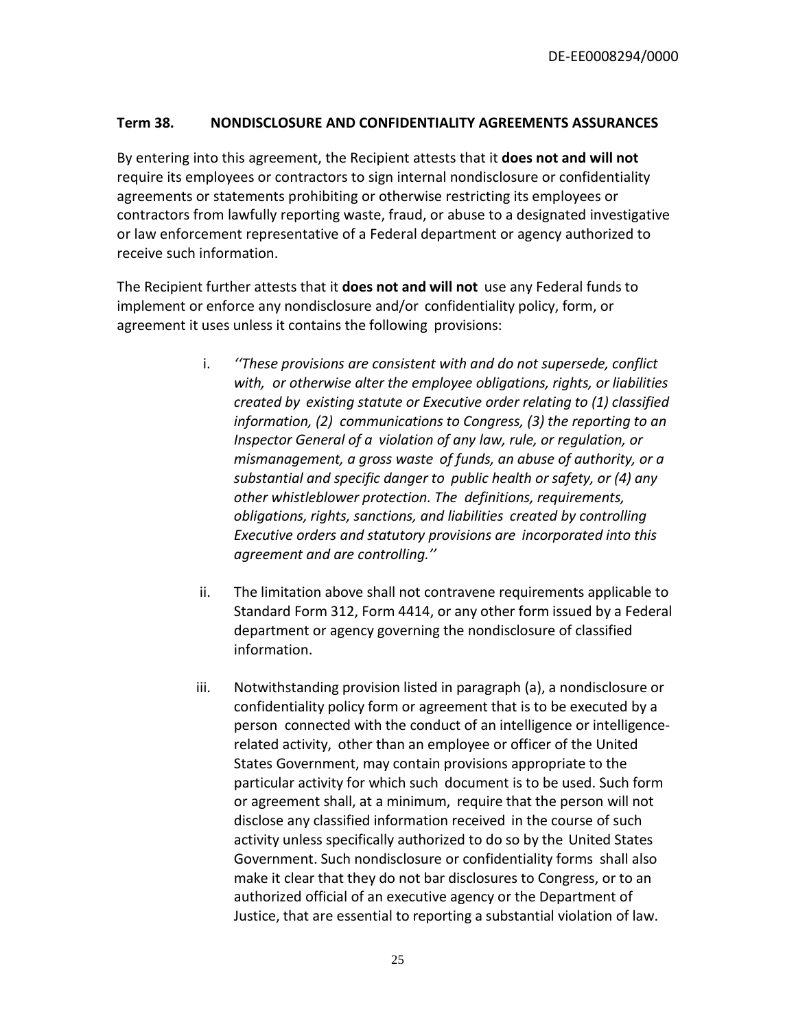**Term 38. NONDISCLOSURE AND CONFIDENTIALITY AGREEMENTS ASSURANCES**

By entering into this agreement, the Recipient attests that it **does not and will not** require its employees or contractors to sign internal nondisclosure or confidentiality agreements or statements prohibiting or otherwise restricting its employees or contractors from lawfully reporting waste, fraud, or abuse to a designated investigative or law enforcement representative of a Federal department or agency authorized to receive such information.

The Recipient further attests that it **does not and will not** use any Federal funds to implement or enforce any nondisclosure and/or confidentiality policy, form, or agreement it uses unless it contains the following provisions:

i. *''These provisions are consistent with and do not supersede, conflict with, or otherwise alter the employee obligations, rights, or liabilities created by existing statute or Executive order relating to (1) classified information, (2) communications to Congress, (3) the reporting to an Inspector General of a violation of any law, rule, or regulation, or mismanagement, a gross waste of funds, an abuse of authority, or a substantial and specific danger to public health or safety, or (4) any other whistleblower protection. The definitions, requirements, obligations, rights, sanctions, and liabilities created by controlling Executive orders and statutory provisions are incorporated into this agreement and are controlling.''*

ii. The limitation above shall not contravene requirements applicable to Standard Form 312, Form 4414, or any other form issued by a Federal department or agency governing the nondisclosure of classified information.

iii. Notwithstanding provision listed in paragraph (a), a nondisclosure or confidentiality policy form or agreement that is to be executed by a person connected with the conduct of an intelligence or intelligence-related activity, other than an employee or officer of the United States Government, may contain provisions appropriate to the particular activity for which such document is to be used. Such form or agreement shall, at a minimum, require that the person will not disclose any classified information received in the course of such activity unless specifically authorized to do so by the United States Government. Such nondisclosure or confidentiality forms shall also make it clear that they do not bar disclosures to Congress, or to an authorized official of an executive agency or the Department of Justice, that are essential to reporting a substantial violation of law.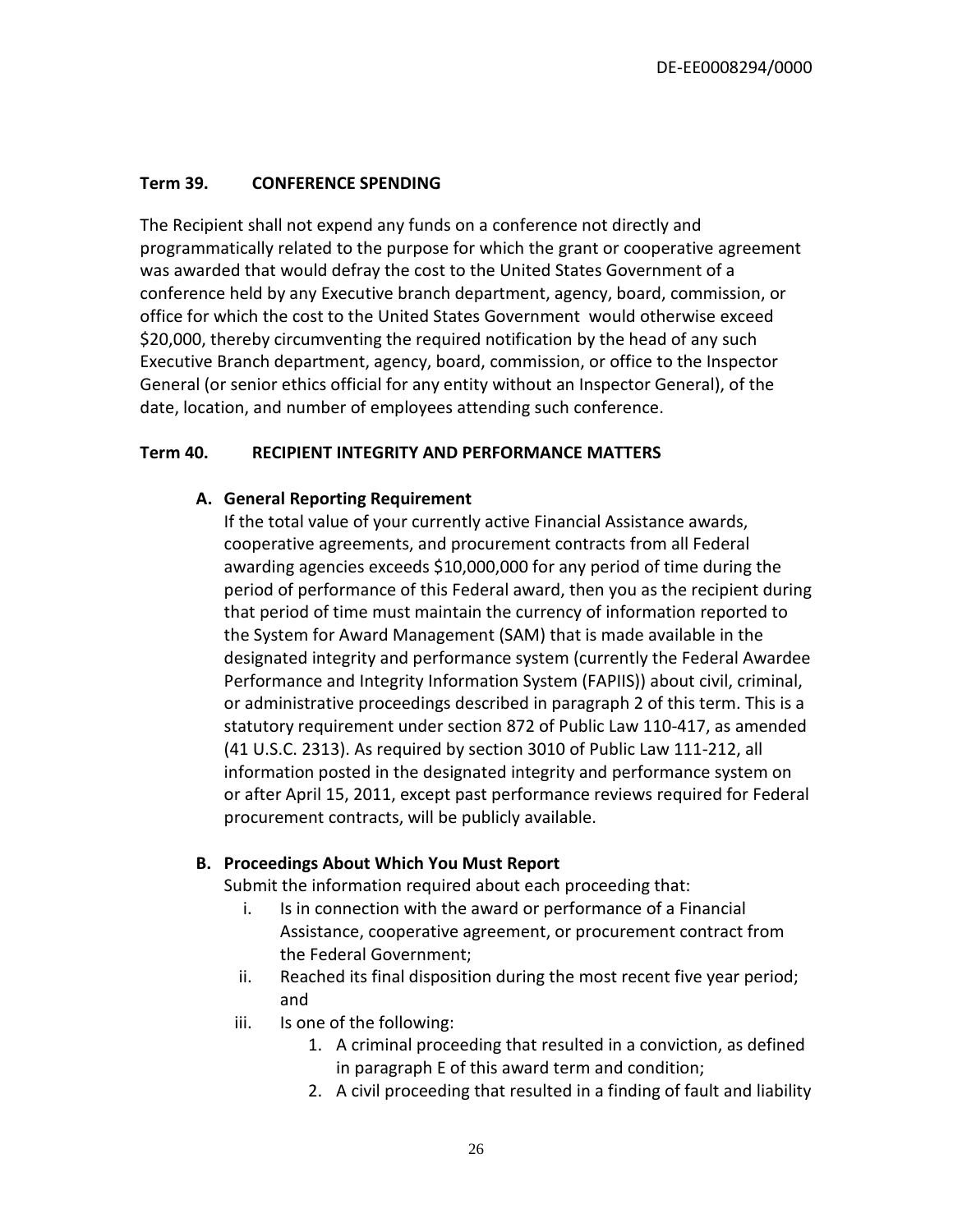**Term 39. CONFERENCE SPENDING**

The Recipient shall not expend any funds on a conference not directly and programmatically related to the purpose for which the grant or cooperative agreement was awarded that would defray the cost to the United States Government of a conference held by any Executive branch department, agency, board, commission, or office for which the cost to the United States Government would otherwise exceed $20,000, thereby circumventing the required notification by the head of any such Executive Branch department, agency, board, commission, or office to the Inspector General (or senior ethics official for any entity without an Inspector General), of the date, location, and number of employees attending such conference.

**Term 40. RECIPIENT INTEGRITY AND PERFORMANCE MATTERS**

**A. General Reporting Requirement**

If the total value of your currently active Financial Assistance awards, cooperative agreements, and procurement contracts from all Federal awarding agencies exceeds $10,000,000 for any period of time during the period of performance of this Federal award, then you as the recipient during that period of time must maintain the currency of information reported to the System for Award Management (SAM) that is made available in the designated integrity and performance system (currently the Federal Awardee Performance and Integrity Information System (FAPIIS)) about civil, criminal, or administrative proceedings described in paragraph 2 of this term. This is a statutory requirement under section 872 of Public Law 110-417, as amended (41 U.S.C. 2313). As required by section 3010 of Public Law 111-212, all information posted in the designated integrity and performance system on or after April 15, 2011, except past performance reviews required for Federal procurement contracts, will be publicly available.

**B. Proceedings About Which You Must Report**

Submit the information required about each proceeding that:

i. Is in connection with the award or performance of a Financial Assistance, cooperative agreement, or procurement contract from the Federal Government;

ii. Reached its final disposition during the most recent five year period; and

iii. Is one of the following:

1. A criminal proceeding that resulted in a conviction, as defined in paragraph E of this award term and condition;
2. A civil proceeding that resulted in a finding of fault and liability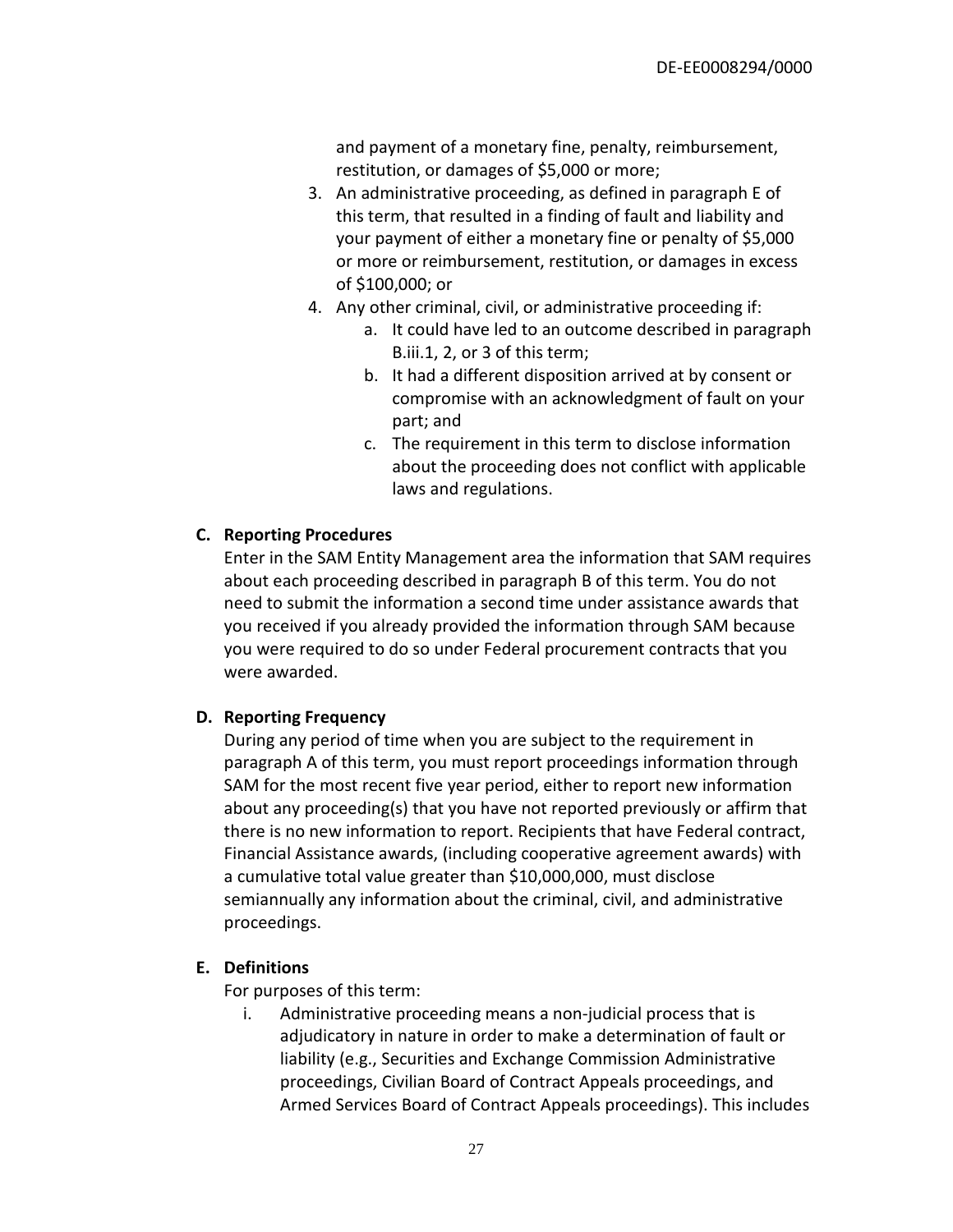and payment of a monetary fine, penalty, reimbursement, restitution, or damages of $5,000 or more;

3. An administrative proceeding, as defined in paragraph E of this term, that resulted in a finding of fault and liability and your payment of either a monetary fine or penalty of $5,000 or more or reimbursement, restitution, or damages in excess of $100,000; or
4. Any other criminal, civil, or administrative proceeding if:
   a. It could have led to an outcome described in paragraph B.iii.1, 2, or 3 of this term;
   b. It had a different disposition arrived at by consent or compromise with an acknowledgment of fault on your part; and
   c. The requirement in this term to disclose information about the proceeding does not conflict with applicable laws and regulations.

**C. Reporting Procedures**

Enter in the SAM Entity Management area the information that SAM requires about each proceeding described in paragraph B of this term. You do not need to submit the information a second time under assistance awards that you received if you already provided the information through SAM because you were required to do so under Federal procurement contracts that you were awarded.

**D. Reporting Frequency**

During any period of time when you are subject to the requirement in paragraph A of this term, you must report proceedings information through SAM for the most recent five year period, either to report new information about any proceeding(s) that you have not reported previously or affirm that there is no new information to report. Recipients that have Federal contract, Financial Assistance awards, (including cooperative agreement awards) with a cumulative total value greater than $10,000,000, must disclose semiannually any information about the criminal, civil, and administrative proceedings.

**E. Definitions**

For purposes of this term:

i. Administrative proceeding means a non-judicial process that is adjudicatory in nature in order to make a determination of fault or liability (e.g., Securities and Exchange Commission Administrative proceedings, Civilian Board of Contract Appeals proceedings, and Armed Services Board of Contract Appeals proceedings). This includes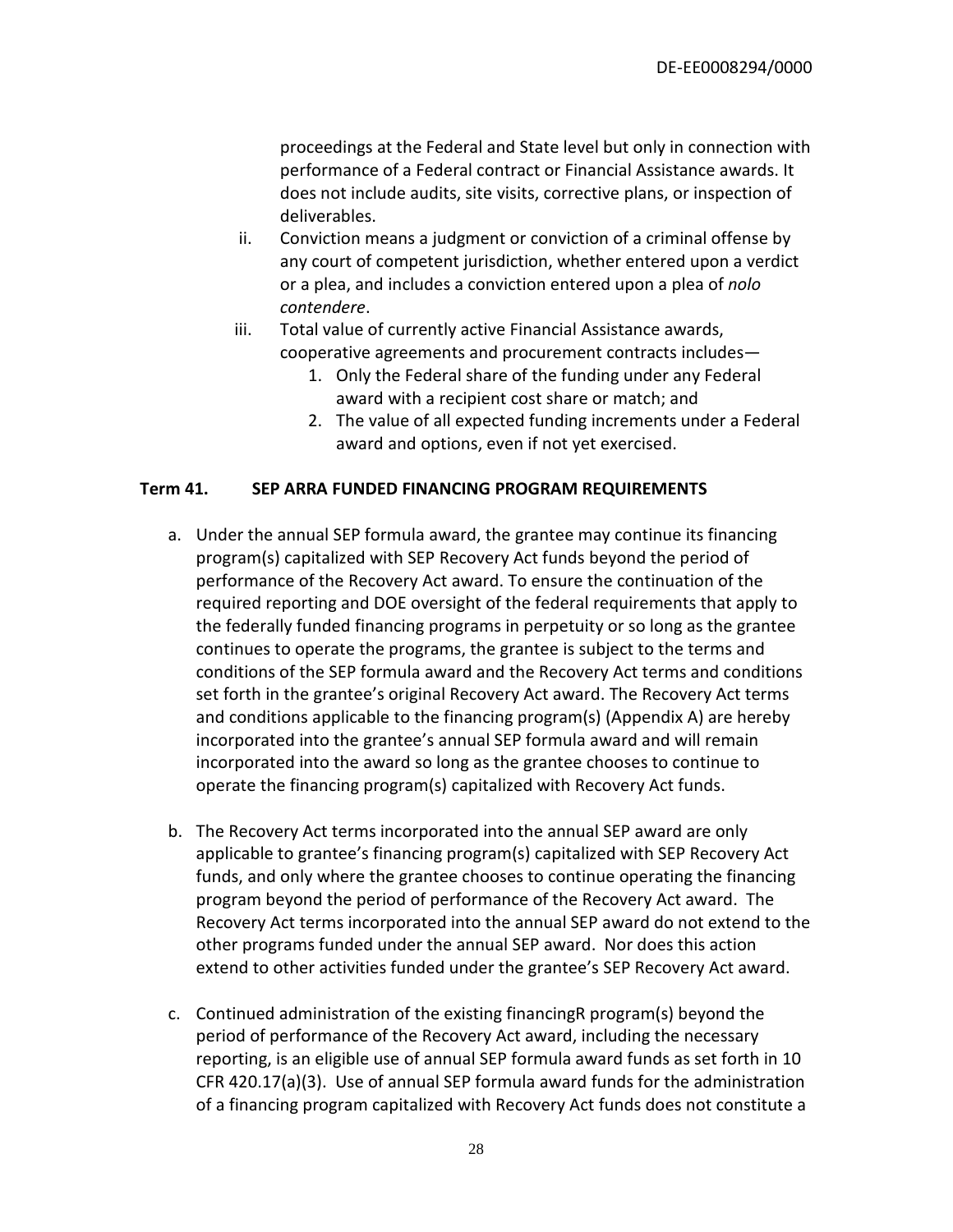proceedings at the Federal and State level but only in connection with performance of a Federal contract or Financial Assistance awards. It does not include audits, site visits, corrective plans, or inspection of deliverables.

ii. Conviction means a judgment or conviction of a criminal offense by any court of competent jurisdiction, whether entered upon a verdict or a plea, and includes a conviction entered upon a plea of *nolo contendere*.

iii. Total value of currently active Financial Assistance awards, cooperative agreements and procurement contracts includes—
    1. Only the Federal share of the funding under any Federal award with a recipient cost share or match; and
    2. The value of all expected funding increments under a Federal award and options, even if not yet exercised.

**Term 41. SEP ARRA FUNDED FINANCING PROGRAM REQUIREMENTS**

a. Under the annual SEP formula award, the grantee may continue its financing program(s) capitalized with SEP Recovery Act funds beyond the period of performance of the Recovery Act award. To ensure the continuation of the required reporting and DOE oversight of the federal requirements that apply to the federally funded financing programs in perpetuity or so long as the grantee continues to operate the programs, the grantee is subject to the terms and conditions of the SEP formula award and the Recovery Act terms and conditions set forth in the grantee's original Recovery Act award. The Recovery Act terms and conditions applicable to the financing program(s) (Appendix A) are hereby incorporated into the grantee's annual SEP formula award and will remain incorporated into the award so long as the grantee chooses to continue to operate the financing program(s) capitalized with Recovery Act funds.

b. The Recovery Act terms incorporated into the annual SEP award are only applicable to grantee's financing program(s) capitalized with SEP Recovery Act funds, and only where the grantee chooses to continue operating the financing program beyond the period of performance of the Recovery Act award. The Recovery Act terms incorporated into the annual SEP award do not extend to the other programs funded under the annual SEP award. Nor does this action extend to other activities funded under the grantee's SEP Recovery Act award.

c. Continued administration of the existing financingR program(s) beyond the period of performance of the Recovery Act award, including the necessary reporting, is an eligible use of annual SEP formula award funds as set forth in 10 CFR 420.17(a)(3). Use of annual SEP formula award funds for the administration of a financing program capitalized with Recovery Act funds does not constitute a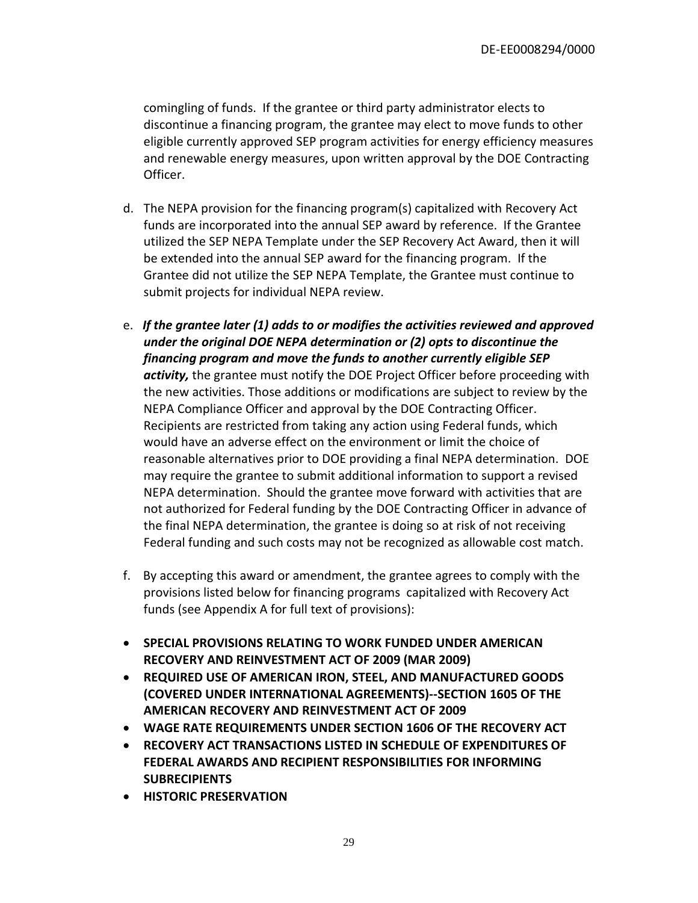comingling of funds. If the grantee or third party administrator elects to discontinue a financing program, the grantee may elect to move funds to other eligible currently approved SEP program activities for energy efficiency measures and renewable energy measures, upon written approval by the DOE Contracting Officer.

d. The NEPA provision for the financing program(s) capitalized with Recovery Act funds are incorporated into the annual SEP award by reference. If the Grantee utilized the SEP NEPA Template under the SEP Recovery Act Award, then it will be extended into the annual SEP award for the financing program. If the Grantee did not utilize the SEP NEPA Template, the Grantee must continue to submit projects for individual NEPA review.

e. ***If the grantee later (1) adds to or modifies the activities reviewed and approved under the original DOE NEPA determination or (2) opts to discontinue the financing program and move the funds to another currently eligible SEP activity,*** the grantee must notify the DOE Project Officer before proceeding with the new activities. Those additions or modifications are subject to review by the NEPA Compliance Officer and approval by the DOE Contracting Officer. Recipients are restricted from taking any action using Federal funds, which would have an adverse effect on the environment or limit the choice of reasonable alternatives prior to DOE providing a final NEPA determination. DOE may require the grantee to submit additional information to support a revised NEPA determination. Should the grantee move forward with activities that are not authorized for Federal funding by the DOE Contracting Officer in advance of the final NEPA determination, the grantee is doing so at risk of not receiving Federal funding and such costs may not be recognized as allowable cost match.

f. By accepting this award or amendment, the grantee agrees to comply with the provisions listed below for financing programs capitalized with Recovery Act funds (see Appendix A for full text of provisions):

- **SPECIAL PROVISIONS RELATING TO WORK FUNDED UNDER AMERICAN RECOVERY AND REINVESTMENT ACT OF 2009 (MAR 2009)**
- **REQUIRED USE OF AMERICAN IRON, STEEL, AND MANUFACTURED GOODS (COVERED UNDER INTERNATIONAL AGREEMENTS)--SECTION 1605 OF THE AMERICAN RECOVERY AND REINVESTMENT ACT OF 2009**
- **WAGE RATE REQUIREMENTS UNDER SECTION 1606 OF THE RECOVERY ACT**
- **RECOVERY ACT TRANSACTIONS LISTED IN SCHEDULE OF EXPENDITURES OF FEDERAL AWARDS AND RECIPIENT RESPONSIBILITIES FOR INFORMING SUBRECIPIENTS**
- **HISTORIC PRESERVATION**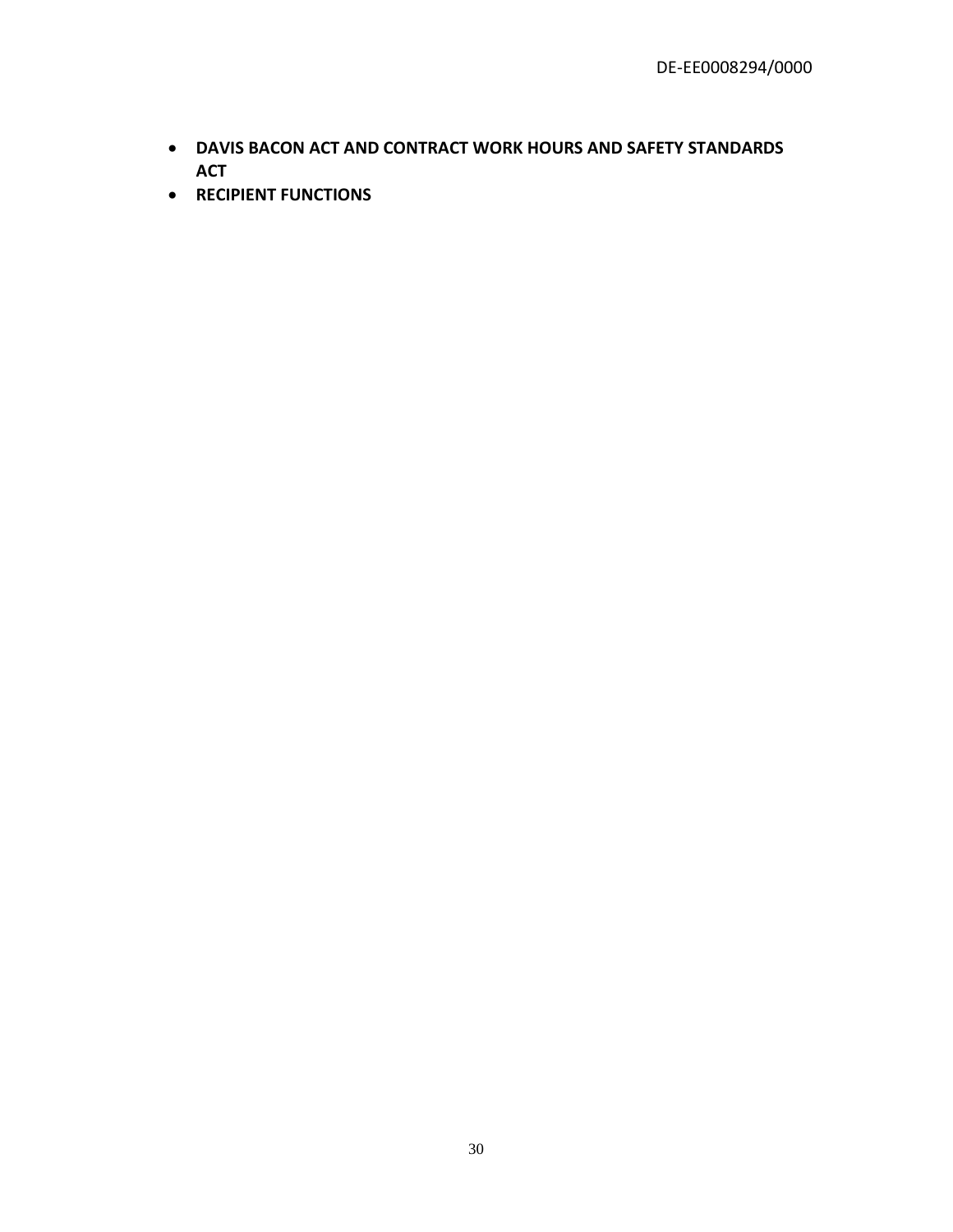- **DAVIS BACON ACT AND CONTRACT WORK HOURS AND SAFETY STANDARDS ACT**
- **RECIPIENT FUNCTIONS**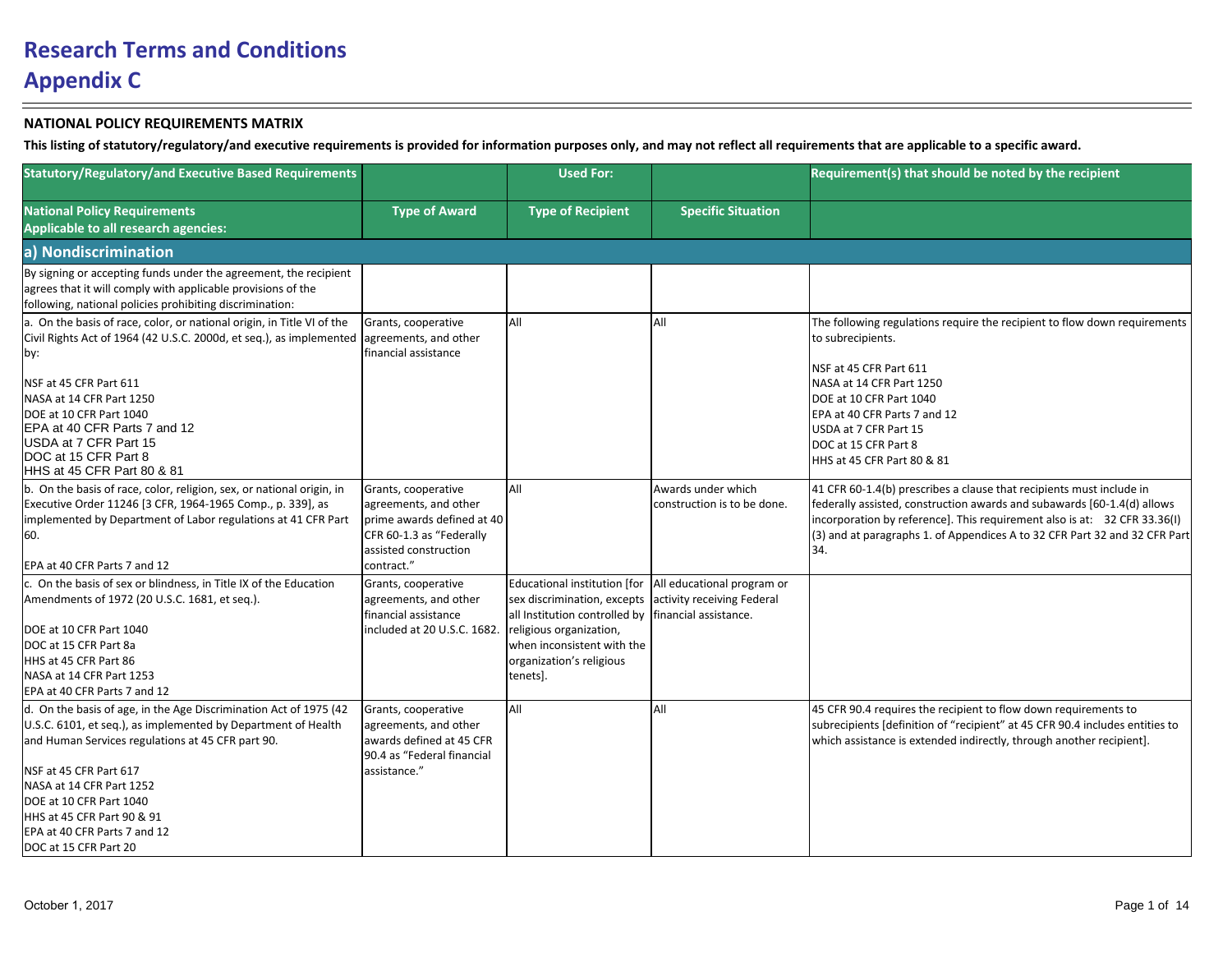# Research Terms and Conditions

# Appendix C

**NATIONAL POLICY REQUIREMENTS MATRIX**

**This listing of statutory/regulatory/and executive requirements is provided for information purposes only, and may not reflect all requirements that are applicable to a specific award.**

| Statutory/Regulatory/and Executive Based Requirements | | Used For: | | Requirement(s) that should be noted by the recipient |
|---|---|---|---|---|
| **National Policy Requirements Applicable to all research agencies:** | **Type of Award** | **Type of Recipient** | **Specific Situation** | |
| **a) Nondiscrimination** | | | | |
| By signing or accepting funds under the agreement, the recipient agrees that it will comply with applicable provisions of the following, national policies prohibiting discrimination: | | | | |
| a. On the basis of race, color, or national origin, in Title VI of the Civil Rights Act of 1964 (42 U.S.C. 2000d, et seq.), as implemented by:<br><br>NSF at 45 CFR Part 611<br>NASA at 14 CFR Part 1250<br>DOE at 10 CFR Part 1040<br>EPA at 40 CFR Parts 7 and 12<br>USDA at 7 CFR Part 15<br>DOC at 15 CFR Part 8<br>HHS at 45 CFR Part 80 & 81 | Grants, cooperative agreements, and other financial assistance | All | All | The following regulations require the recipient to flow down requirements to subrecipients.<br><br>NSF at 45 CFR Part 611<br>NASA at 14 CFR Part 1250<br>DOE at 10 CFR Part 1040<br>EPA at 40 CFR Parts 7 and 12<br>USDA at 7 CFR Part 15<br>DOC at 15 CFR Part 8<br>HHS at 45 CFR Part 80 & 81 |
| b. On the basis of race, color, religion, sex, or national origin, in Executive Order 11246 [3 CFR, 1964-1965 Comp., p. 339], as implemented by Department of Labor regulations at 41 CFR Part 60.<br><br>EPA at 40 CFR Parts 7 and 12 | Grants, cooperative agreements, and other prime awards defined at 40 CFR 60-1.3 as "Federally assisted construction contract." | All | Awards under which construction is to be done. | 41 CFR 60-1.4(b) prescribes a clause that recipients must include in federally assisted, construction awards and subawards [60-1.4(d) allows incorporation by reference]. This requirement also is at: 32 CFR 33.36(I)(3) and at paragraphs 1. of Appendices A to 32 CFR Part 32 and 32 CFR Part 34. |
| c. On the basis of sex or blindness, in Title IX of the Education Amendments of 1972 (20 U.S.C. 1681, et seq.).<br><br>DOE at 10 CFR Part 1040<br>DOC at 15 CFR Part 8a<br>HHS at 45 CFR Part 86<br>NASA at 14 CFR Part 1253<br>EPA at 40 CFR Parts 7 and 12 | Grants, cooperative agreements, and other financial assistance included at 20 U.S.C. 1682. | Educational institution [for sex discrimination, excepts all Institution controlled by religious organization, when inconsistent with the organization's religious tenets]. | All educational program or activity receiving Federal financial assistance. | |
| d. On the basis of age, in the Age Discrimination Act of 1975 (42 U.S.C. 6101, et seq.), as implemented by Department of Health and Human Services regulations at 45 CFR part 90.<br><br>NSF at 45 CFR Part 617<br>NASA at 14 CFR Part 1252<br>DOE at 10 CFR Part 1040<br>HHS at 45 CFR Part 90 & 91<br>EPA at 40 CFR Parts 7 and 12<br>DOC at 15 CFR Part 20 | Grants, cooperative agreements, and other awards defined at 45 CFR 90.4 as "Federal financial assistance." | All | All | 45 CFR 90.4 requires the recipient to flow down requirements to subrecipients [definition of "recipient" at 45 CFR 90.4 includes entities to which assistance is extended indirectly, through another recipient]. |

October 1, 2017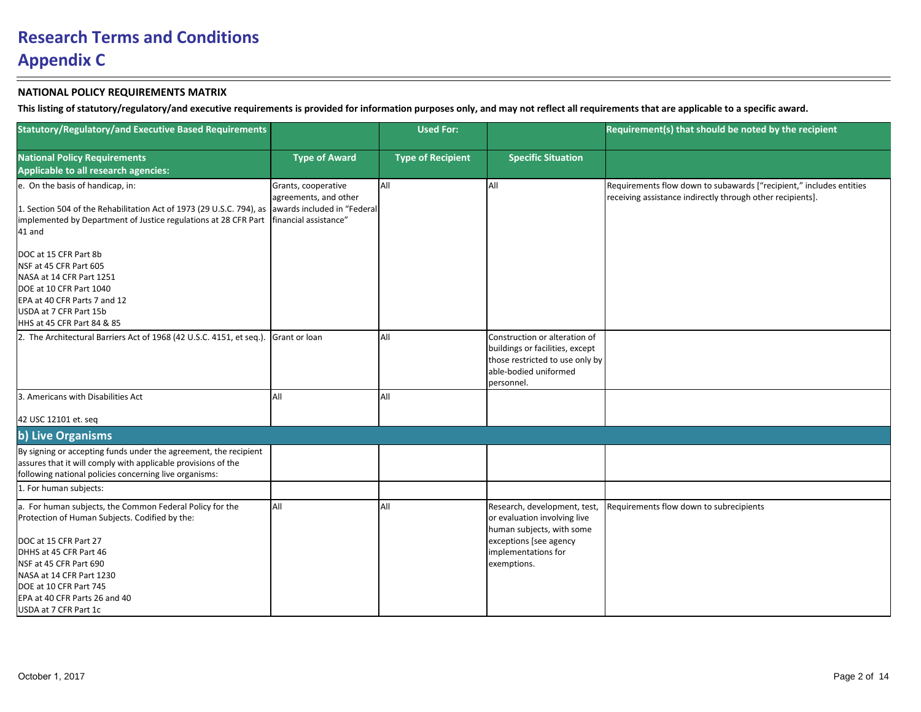# Research Terms and Conditions

# Appendix C

**NATIONAL POLICY REQUIREMENTS MATRIX**

**This listing of statutory/regulatory/and executive requirements is provided for information purposes only, and may not reflect all requirements that are applicable to a specific award.**

| Statutory/Regulatory/and Executive Based Requirements | | Used For: | | Requirement(s) that should be noted by the recipient |
|---|---|---|---|---|
| **National Policy Requirements Applicable to all research agencies:** | **Type of Award** | **Type of Recipient** | **Specific Situation** | |
| e. On the basis of handicap, in:<br><br>1. Section 504 of the Rehabilitation Act of 1973 (29 U.S.C. 794), as implemented by Department of Justice regulations at 28 CFR Part 41 and<br><br>DOC at 15 CFR Part 8b<br>NSF at 45 CFR Part 605<br>NASA at 14 CFR Part 1251<br>DOE at 10 CFR Part 1040<br>EPA at 40 CFR Parts 7 and 12<br>USDA at 7 CFR Part 15b<br>HHS at 45 CFR Part 84 & 85 | Grants, cooperative agreements, and other awards included in "Federal financial assistance" | All | All | Requirements flow down to subawards ["recipient," includes entities receiving assistance indirectly through other recipients]. |
| 2. The Architectural Barriers Act of 1968 (42 U.S.C. 4151, et seq.). | Grant or loan | All | Construction or alteration of buildings or facilities, except those restricted to use only by able-bodied uniformed personnel. | |
| 3. Americans with Disabilities Act<br><br>42 USC 12101 et. seq | All | All | | |
| **b) Live Organisms** | | | | |
| By signing or accepting funds under the agreement, the recipient assures that it will comply with applicable provisions of the following national policies concerning live organisms: | | | | |
| 1. For human subjects: | | | | |
| a. For human subjects, the Common Federal Policy for the Protection of Human Subjects. Codified by the:<br><br>DOC at 15 CFR Part 27<br>DHHS at 45 CFR Part 46<br>NSF at 45 CFR Part 690<br>NASA at 14 CFR Part 1230<br>DOE at 10 CFR Part 745<br>EPA at 40 CFR Parts 26 and 40<br>USDA at 7 CFR Part 1c | All | All | Research, development, test, or evaluation involving live human subjects, with some exceptions [see agency implementations for exemptions. | Requirements flow down to subrecipients |

October 1, 2017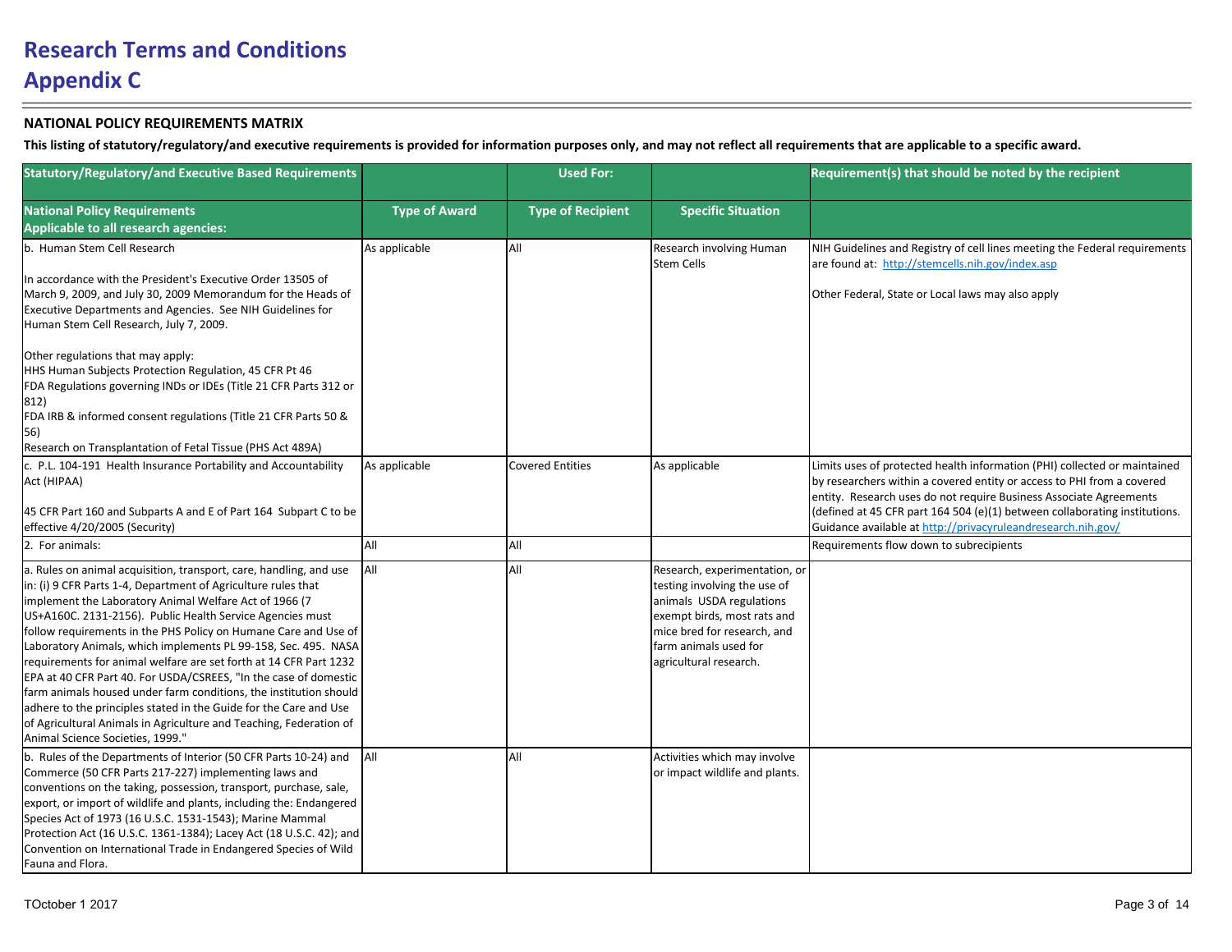# Research Terms and Conditions
# Appendix C

**NATIONAL POLICY REQUIREMENTS MATRIX**

**This listing of statutory/regulatory/and executive requirements is provided for information purposes only, and may not reflect all requirements that are applicable to a specific award.**

| Statutory/Regulatory/and Executive Based Requirements | | Used For: | | Requirement(s) that should be noted by the recipient |
|---|---|---|---|---|
| **National Policy Requirements Applicable to all research agencies:** | **Type of Award** | **Type of Recipient** | **Specific Situation** | |
| b. Human Stem Cell Research<br><br>In accordance with the President's Executive Order 13505 of March 9, 2009, and July 30, 2009 Memorandum for the Heads of Executive Departments and Agencies. See NIH Guidelines for Human Stem Cell Research, July 7, 2009.<br><br>Other regulations that may apply:<br>HHS Human Subjects Protection Regulation, 45 CFR Pt 46<br>FDA Regulations governing INDs or IDEs (Title 21 CFR Parts 312 or 812)<br>FDA IRB & informed consent regulations (Title 21 CFR Parts 50 & 56)<br>Research on Transplantation of Fetal Tissue (PHS Act 489A) | As applicable | All | Research involving Human Stem Cells | NIH Guidelines and Registry of cell lines meeting the Federal requirements are found at: http://stemcells.nih.gov/index.asp<br><br>Other Federal, State or Local laws may also apply |
| c. P.L. 104-191 Health Insurance Portability and Accountability Act (HIPAA)<br><br>45 CFR Part 160 and Subparts A and E of Part 164 Subpart C to be effective 4/20/2005 (Security) | As applicable | Covered Entities | As applicable | Limits uses of protected health information (PHI) collected or maintained by researchers within a covered entity or access to PHI from a covered entity. Research uses do not require Business Associate Agreements (defined at 45 CFR part 164 504 (e)(1) between collaborating institutions. Guidance available at http://privacyruleandresearch.nih.gov/ |
| 2. For animals: | All | All | | Requirements flow down to subrecipients |
| a. Rules on animal acquisition, transport, care, handling, and use in: (i) 9 CFR Parts 1-4, Department of Agriculture rules that implement the Laboratory Animal Welfare Act of 1966 (7 US+A160C. 2131-2156). Public Health Service Agencies must follow requirements in the PHS Policy on Humane Care and Use of Laboratory Animals, which implements PL 99-158, Sec. 495. NASA requirements for animal welfare are set forth at 14 CFR Part 1232 EPA at 40 CFR Part 40. For USDA/CSREES, "In the case of domestic farm animals housed under farm conditions, the institution should adhere to the principles stated in the Guide for the Care and Use of Agricultural Animals in Agriculture and Teaching, Federation of Animal Science Societies, 1999." | All | All | Research, experimentation, or testing involving the use of animals USDA regulations exempt birds, most rats and mice bred for research, and farm animals used for agricultural research. | |
| b. Rules of the Departments of Interior (50 CFR Parts 10-24) and Commerce (50 CFR Parts 217-227) implementing laws and conventions on the taking, possession, transport, purchase, sale, export, or import of wildlife and plants, including the: Endangered Species Act of 1973 (16 U.S.C. 1531-1543); Marine Mammal Protection Act (16 U.S.C. 1361-1384); Lacey Act (18 U.S.C. 42); and Convention on International Trade in Endangered Species of Wild Fauna and Flora. | All | All | Activities which may involve or impact wildlife and plants. | |

TOctober 1 2017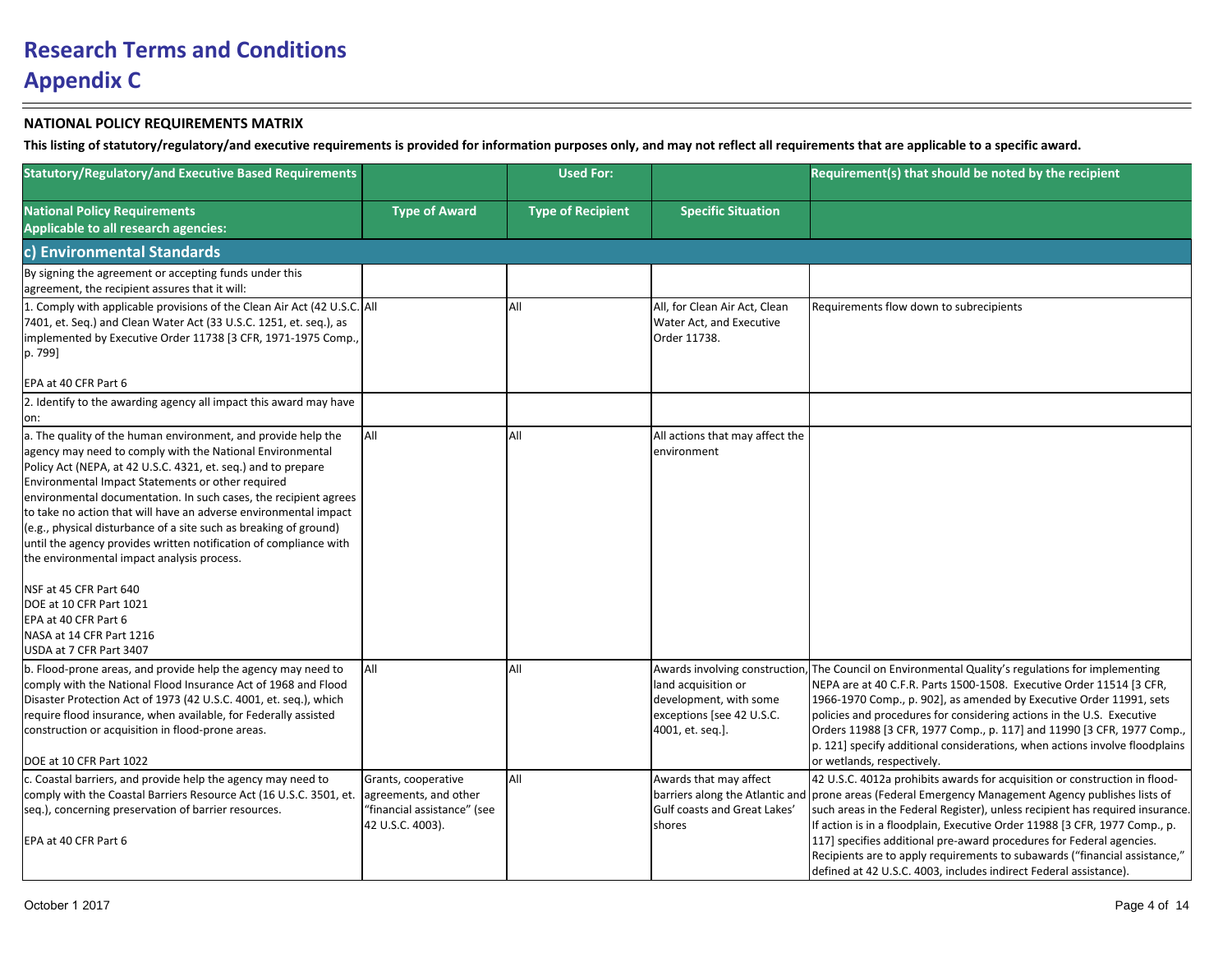# Research Terms and Conditions
# Appendix C

**NATIONAL POLICY REQUIREMENTS MATRIX**

**This listing of statutory/regulatory/and executive requirements is provided for information purposes only, and may not reflect all requirements that are applicable to a specific award.**

| Statutory/Regulatory/and Executive Based Requirements | | Used For: | | Requirement(s) that should be noted by the recipient |
|---|---|---|---|---|
| **National Policy Requirements Applicable to all research agencies:** | **Type of Award** | **Type of Recipient** | **Specific Situation** | |
| **c) Environmental Standards** | | | | |
| By signing the agreement or accepting funds under this agreement, the recipient assures that it will: | | | | |
| 1. Comply with applicable provisions of the Clean Air Act (42 U.S.C. 7401, et. Seq.) and Clean Water Act (33 U.S.C. 1251, et. seq.), as implemented by Executive Order 11738 [3 CFR, 1971-1975 Comp., p. 799]<br><br>EPA at 40 CFR Part 6 | All | All | All, for Clean Air Act, Clean Water Act, and Executive Order 11738. | Requirements flow down to subrecipients |
| 2. Identify to the awarding agency all impact this award may have on: | | | | |
| a. The quality of the human environment, and provide help the agency may need to comply with the National Environmental Policy Act (NEPA, at 42 U.S.C. 4321, et. seq.) and to prepare Environmental Impact Statements or other required environmental documentation. In such cases, the recipient agrees to take no action that will have an adverse environmental impact (e.g., physical disturbance of a site such as breaking of ground) until the agency provides written notification of compliance with the environmental impact analysis process.<br><br>NSF at 45 CFR Part 640<br>DOE at 10 CFR Part 1021<br>EPA at 40 CFR Part 6<br>NASA at 14 CFR Part 1216<br>USDA at 7 CFR Part 3407 | All | All | All actions that may affect the environment | |
| b. Flood-prone areas, and provide help the agency may need to comply with the National Flood Insurance Act of 1968 and Flood Disaster Protection Act of 1973 (42 U.S.C. 4001, et. seq.), which require flood insurance, when available, for Federally assisted construction or acquisition in flood-prone areas.<br><br>DOE at 10 CFR Part 1022 | All | All | Awards involving construction, land acquisition or development, with some exceptions [see 42 U.S.C. 4001, et. seq.]. | The Council on Environmental Quality's regulations for implementing NEPA are at 40 C.F.R. Parts 1500-1508. Executive Order 11514 [3 CFR, 1966-1970 Comp., p. 902], as amended by Executive Order 11991, sets policies and procedures for considering actions in the U.S. Executive Orders 11988 [3 CFR, 1977 Comp., p. 117] and 11990 [3 CFR, 1977 Comp., p. 121] specify additional considerations, when actions involve floodplains or wetlands, respectively. |
| c. Coastal barriers, and provide help the agency may need to comply with the Coastal Barriers Resource Act (16 U.S.C. 3501, et. seq.), concerning preservation of barrier resources.<br><br>EPA at 40 CFR Part 6 | Grants, cooperative agreements, and other "financial assistance" (see 42 U.S.C. 4003). | All | Awards that may affect barriers along the Atlantic and Gulf coasts and Great Lakes' shores | 42 U.S.C. 4012a prohibits awards for acquisition or construction in flood-prone areas (Federal Emergency Management Agency publishes lists of such areas in the Federal Register), unless recipient has required insurance. If action is in a floodplain, Executive Order 11988 [3 CFR, 1977 Comp., p. 117] specifies additional pre-award procedures for Federal agencies. Recipients are to apply requirements to subawards ("financial assistance," defined at 42 U.S.C. 4003, includes indirect Federal assistance). |

October 1 2017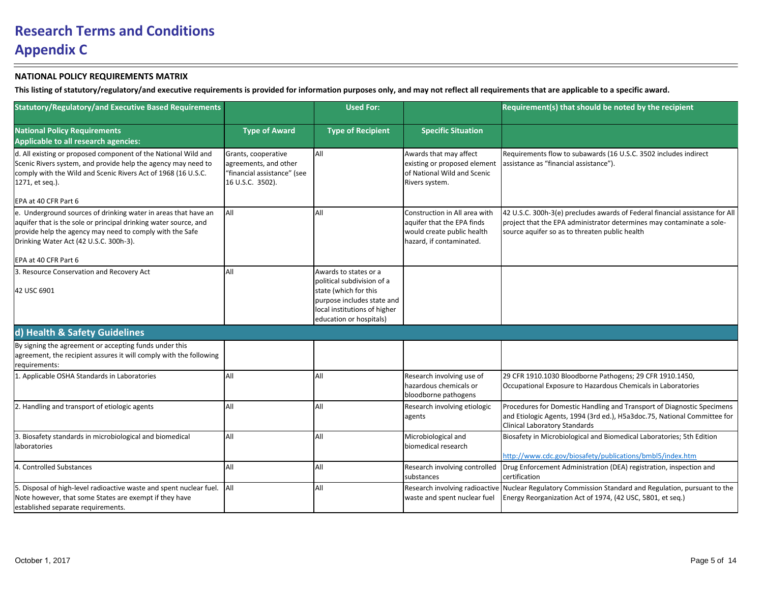# Research Terms and Conditions
# Appendix C

**NATIONAL POLICY REQUIREMENTS MATRIX**

**This listing of statutory/regulatory/and executive requirements is provided for information purposes only, and may not reflect all requirements that are applicable to a specific award.**

| Statutory/Regulatory/and Executive Based Requirements | | Used For: | | Requirement(s) that should be noted by the recipient |
|---|---|---|---|---|
| **National Policy Requirements Applicable to all research agencies:** | **Type of Award** | **Type of Recipient** | **Specific Situation** | |
| d. All existing or proposed component of the National Wild and Scenic Rivers system, and provide help the agency may need to comply with the Wild and Scenic Rivers Act of 1968 (16 U.S.C. 1271, et seq.).<br><br>EPA at 40 CFR Part 6 | Grants, cooperative agreements, and other "financial assistance" (see 16 U.S.C. 3502). | All | Awards that may affect existing or proposed element of National Wild and Scenic Rivers system. | Requirements flow to subawards (16 U.S.C. 3502 includes indirect assistance as "financial assistance"). |
| e. Underground sources of drinking water in areas that have an aquifer that is the sole or principal drinking water source, and provide help the agency may need to comply with the Safe Drinking Water Act (42 U.S.C. 300h-3).<br><br>EPA at 40 CFR Part 6 | All | All | Construction in All area with aquifer that the EPA finds would create public health hazard, if contaminated. | 42 U.S.C. 300h-3(e) precludes awards of Federal financial assistance for All project that the EPA administrator determines may contaminate a sole-source aquifer so as to threaten public health |
| 3. Resource Conservation and Recovery Act<br><br>42 USC 6901 | All | Awards to states or a political subdivision of a state (which for this purpose includes state and local institutions of higher education or hospitals) | | |
| **d) Health & Safety Guidelines** | | | | |
| By signing the agreement or accepting funds under this agreement, the recipient assures it will comply with the following requirements: | | | | |
| 1. Applicable OSHA Standards in Laboratories | All | All | Research involving use of hazardous chemicals or bloodborne pathogens | 29 CFR 1910.1030 Bloodborne Pathogens; 29 CFR 1910.1450, Occupational Exposure to Hazardous Chemicals in Laboratories |
| 2. Handling and transport of etiologic agents | All | All | Research involving etiologic agents | Procedures for Domestic Handling and Transport of Diagnostic Specimens and Etiologic Agents, 1994 (3rd ed.), H5a3doc.75, National Committee for Clinical Laboratory Standards |
| 3. Biosafety standards in microbiological and biomedical laboratories | All | All | Microbiological and biomedical research | Biosafety in Microbiological and Biomedical Laboratories; 5th Edition<br><br>http://www.cdc.gov/biosafety/publications/bmbl5/index.htm |
| 4. Controlled Substances | All | All | Research involving controlled substances | Drug Enforcement Administration (DEA) registration, inspection and certification |
| 5. Disposal of high-level radioactive waste and spent nuclear fuel. Note however, that some States are exempt if they have established separate requirements. | All | All | Research involving radioactive waste and spent nuclear fuel | Nuclear Regulatory Commission Standard and Regulation, pursuant to the Energy Reorganization Act of 1974, (42 USC, 5801, et seq.) |

October 1, 2017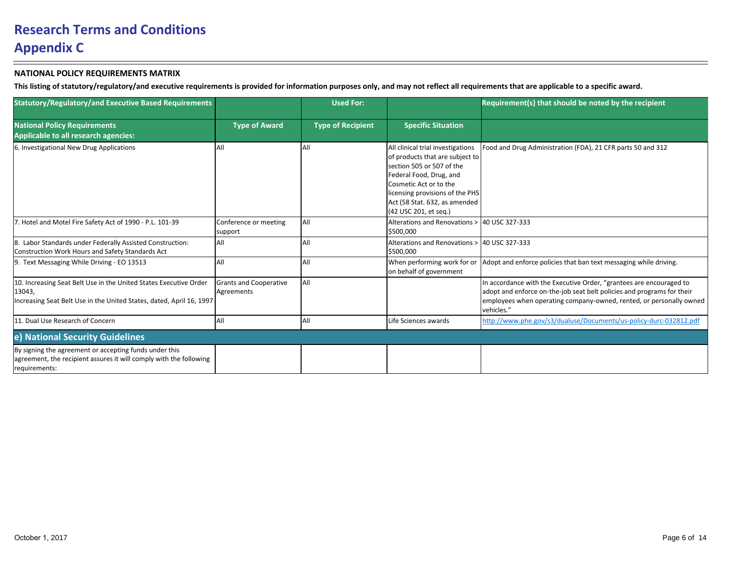# Research Terms and Conditions

## Appendix C

**NATIONAL POLICY REQUIREMENTS MATRIX**

**This listing of statutory/regulatory/and executive requirements is provided for information purposes only, and may not reflect all requirements that are applicable to a specific award.**

| Statutory/Regulatory/and Executive Based Requirements | | Used For: | | Requirement(s) that should be noted by the recipient |
|---|---|---|---|---|
| **National Policy Requirements Applicable to all research agencies:** | **Type of Award** | **Type of Recipient** | **Specific Situation** | |
| 6. Investigational New Drug Applications | All | All | All clinical trial investigations of products that are subject to section 505 or 507 of the Federal Food, Drug, and Cosmetic Act or to the licensing provisions of the PHS Act (58 Stat. 632, as amended (42 USC 201, et seq.) | Food and Drug Administration (FDA), 21 CFR parts 50 and 312 |
| 7. Hotel and Motel Fire Safety Act of 1990 - P.L. 101-39 | Conference or meeting support | All | Alterations and Renovations > $500,000 | 40 USC 327-333 |
| 8. Labor Standards under Federally Assisted Construction: Construction Work Hours and Safety Standards Act | All | All | Alterations and Renovations > $500,000 | 40 USC 327-333 |
| 9. Text Messaging While Driving - EO 13513 | All | All | When performing work for or on behalf of government | Adopt and enforce policies that ban text messaging while driving. |
| 10. Increasing Seat Belt Use in the United States Executive Order 13043, Increasing Seat Belt Use in the United States, dated, April 16, 1997 | Grants and Cooperative Agreements | All | | In accordance with the Executive Order, "grantees are encouraged to adopt and enforce on-the-job seat belt policies and programs for their employees when operating company-owned, rented, or personally owned vehicles." |
| 11. Dual Use Research of Concern | All | All | Life Sciences awards | http://www.phe.gov/s3/dualuse/Documents/us-policy-durc-032812.pdf |
| **e) National Security Guidelines** | | | | |
| By signing the agreement or accepting funds under this agreement, the recipient assures it will comply with the following requirements: | | | | |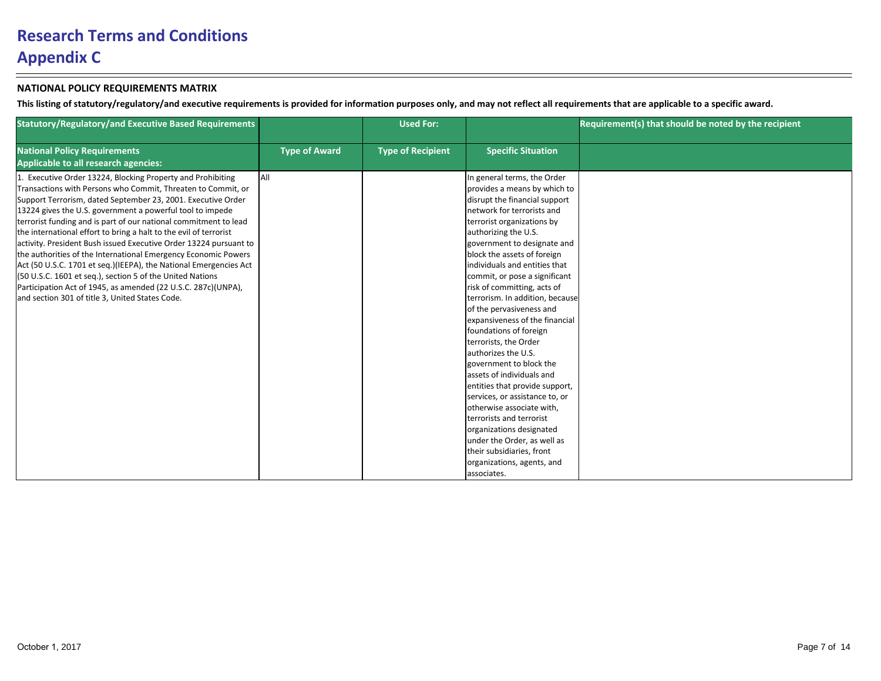# Research Terms and Conditions

# Appendix C

**NATIONAL POLICY REQUIREMENTS MATRIX**

**This listing of statutory/regulatory/and executive requirements is provided for information purposes only, and may not reflect all requirements that are applicable to a specific award.**

| Statutory/Regulatory/and Executive Based Requirements | | Used For: | | Requirement(s) that should be noted by the recipient |
|---|---|---|---|---|
| **National Policy Requirements Applicable to all research agencies:** | **Type of Award** | **Type of Recipient** | **Specific Situation** | |
| 1. Executive Order 13224, Blocking Property and Prohibiting Transactions with Persons who Commit, Threaten to Commit, or Support Terrorism, dated September 23, 2001. Executive Order 13224 gives the U.S. government a powerful tool to impede terrorist funding and is part of our national commitment to lead the international effort to bring a halt to the evil of terrorist activity. President Bush issued Executive Order 13224 pursuant to the authorities of the International Emergency Economic Powers Act (50 U.S.C. 1701 et seq.)(IEEPA), the National Emergencies Act (50 U.S.C. 1601 et seq.), section 5 of the United Nations Participation Act of 1945, as amended (22 U.S.C. 287c)(UNPA), and section 301 of title 3, United States Code. | All | | In general terms, the Order provides a means by which to disrupt the financial support network for terrorists and terrorist organizations by authorizing the U.S. government to designate and block the assets of foreign individuals and entities that commit, or pose a significant risk of committing, acts of terrorism. In addition, because of the pervasiveness and expansiveness of the financial foundations of foreign terrorists, the Order authorizes the U.S. government to block the assets of individuals and entities that provide support, services, or assistance to, or otherwise associate with, terrorists and terrorist organizations designated under the Order, as well as their subsidiaries, front organizations, agents, and associates. | |

October 1, 2017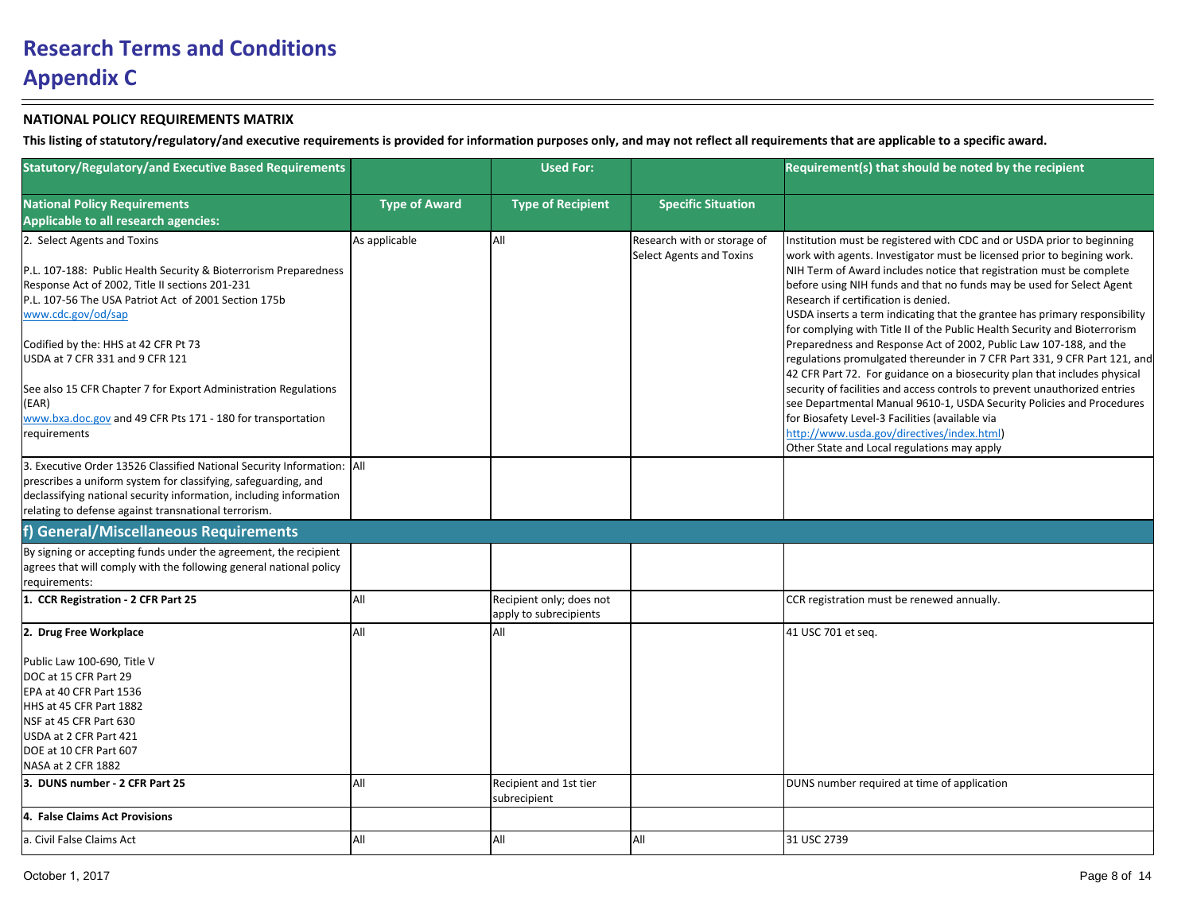# Research Terms and Conditions

## Appendix C

**NATIONAL POLICY REQUIREMENTS MATRIX**

**This listing of statutory/regulatory/and executive requirements is provided for information purposes only, and may not reflect all requirements that are applicable to a specific award.**

| Statutory/Regulatory/and Executive Based Requirements | | Used For: | | Requirement(s) that should be noted by the recipient |
|---|---|---|---|---|
| **National Policy Requirements Applicable to all research agencies:** | **Type of Award** | **Type of Recipient** | **Specific Situation** | |
| 2. Select Agents and Toxins<br><br>P.L. 107-188: Public Health Security & Bioterrorism Preparedness Response Act of 2002, Title II sections 201-231<br>P.L. 107-56 The USA Patriot Act of 2001 Section 175b<br>www.cdc.gov/od/sap<br><br>Codified by the: HHS at 42 CFR Pt 73<br>USDA at 7 CFR 331 and 9 CFR 121<br><br>See also 15 CFR Chapter 7 for Export Administration Regulations (EAR)<br>www.bxa.doc.gov and 49 CFR Pts 171 - 180 for transportation requirements | As applicable | All | Research with or storage of Select Agents and Toxins | Institution must be registered with CDC and or USDA prior to beginning work with agents. Investigator must be licensed prior to begining work. NIH Term of Award includes notice that registration must be complete before using NIH funds and that no funds may be used for Select Agent Research if certification is denied.<br>USDA inserts a term indicating that the grantee has primary responsibility for complying with Title II of the Public Health Security and Bioterrorism Preparedness and Response Act of 2002, Public Law 107-188, and the regulations promulgated thereunder in 7 CFR Part 331, 9 CFR Part 121, and 42 CFR Part 72. For guidance on a biosecurity plan that includes physical security of facilities and access controls to prevent unauthorized entries see Departmental Manual 9610-1, USDA Security Policies and Procedures for Biosafety Level-3 Facilities (available via http://www.usda.gov/directives/index.html)<br>Other State and Local regulations may apply |
| 3. Executive Order 13526 Classified National Security Information: prescribes a uniform system for classifying, safeguarding, and declassifying national security information, including information relating to defense against transnational terrorism. | All | | | |
| **f) General/Miscellaneous Requirements** | | | | |
| By signing or accepting funds under the agreement, the recipient agrees that will comply with the following general national policy requirements: | | | | |
| **1. CCR Registration - 2 CFR Part 25** | All | Recipient only; does not apply to subrecipients | | CCR registration must be renewed annually. |
| **2. Drug Free Workplace**<br><br>Public Law 100-690, Title V<br>DOC at 15 CFR Part 29<br>EPA at 40 CFR Part 1536<br>HHS at 45 CFR Part 1882<br>NSF at 45 CFR Part 630<br>USDA at 2 CFR Part 421<br>DOE at 10 CFR Part 607<br>NASA at 2 CFR 1882 | All | All | | 41 USC 701 et seq. |
| **3. DUNS number - 2 CFR Part 25** | All | Recipient and 1st tier subrecipient | | DUNS number required at time of application |
| **4. False Claims Act Provisions** | | | | |
| a. Civil False Claims Act | All | All | All | 31 USC 2739 |

October 1, 2017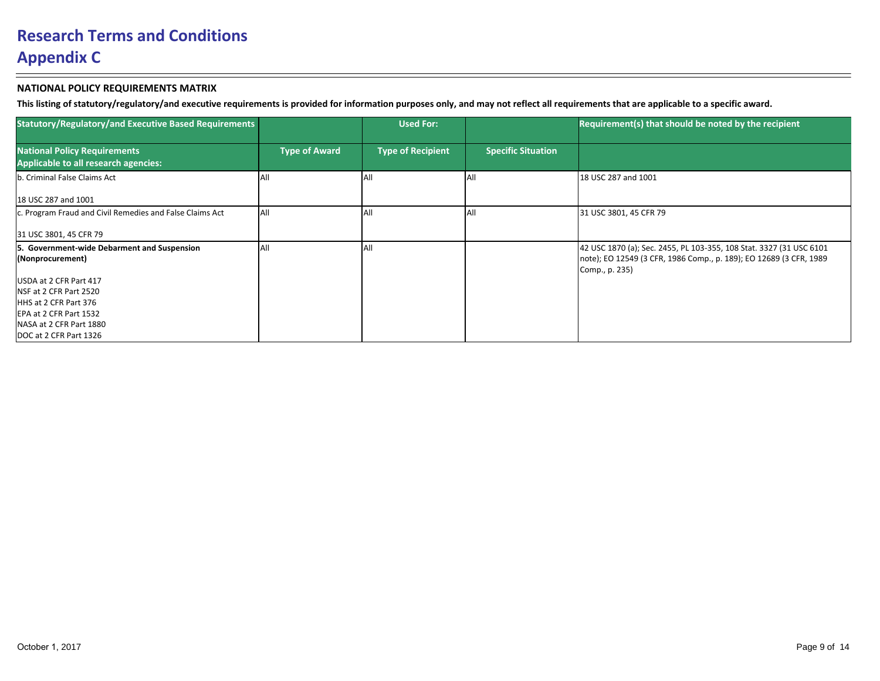# Research Terms and Conditions

# Appendix C

**NATIONAL POLICY REQUIREMENTS MATRIX**

**This listing of statutory/regulatory/and executive requirements is provided for information purposes only, and may not reflect all requirements that are applicable to a specific award.**

| Statutory/Regulatory/and Executive Based Requirements | | Used For: | | Requirement(s) that should be noted by the recipient |
|---|---|---|---|---|
| **National Policy Requirements Applicable to all research agencies:** | **Type of Award** | **Type of Recipient** | **Specific Situation** | |
| b. Criminal False Claims Act<br><br>18 USC 287 and 1001 | All | All | All | 18 USC 287 and 1001 |
| c. Program Fraud and Civil Remedies and False Claims Act<br><br>31 USC 3801, 45 CFR 79 | All | All | All | 31 USC 3801, 45 CFR 79 |
| **5. Government-wide Debarment and Suspension (Nonprocurement)**<br><br>USDA at 2 CFR Part 417<br>NSF at 2 CFR Part 2520<br>HHS at 2 CFR Part 376<br>EPA at 2 CFR Part 1532<br>NASA at 2 CFR Part 1880<br>DOC at 2 CFR Part 1326 | All | All | | 42 USC 1870 (a); Sec. 2455, PL 103-355, 108 Stat. 3327 (31 USC 6101 note); EO 12549 (3 CFR, 1986 Comp., p. 189); EO 12689 (3 CFR, 1989 Comp., p. 235) |

October 1, 2017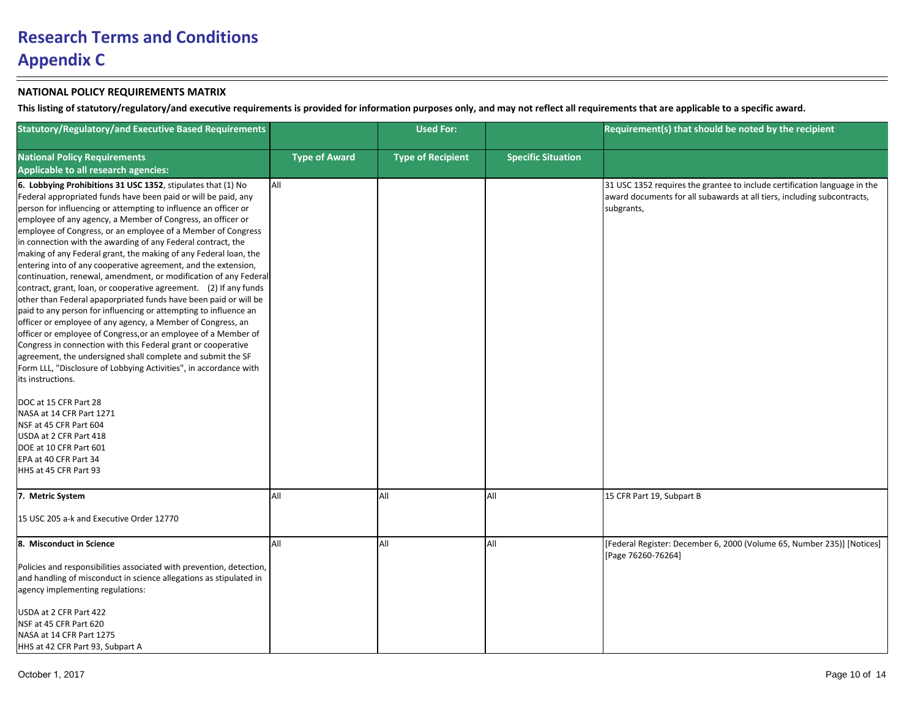# Research Terms and Conditions
# Appendix C

**NATIONAL POLICY REQUIREMENTS MATRIX**

**This listing of statutory/regulatory/and executive requirements is provided for information purposes only, and may not reflect all requirements that are applicable to a specific award.**

| Statutory/Regulatory/and Executive Based Requirements | | Used For: | | Requirement(s) that should be noted by the recipient |
|---|---|---|---|---|
| **National Policy Requirements Applicable to all research agencies:** | **Type of Award** | **Type of Recipient** | **Specific Situation** | |
| **6. Lobbying Prohibitions 31 USC 1352**, stipulates that (1) No Federal appropriated funds have been paid or will be paid, any person for influencing or attempting to influence an officer or employee of any agency, a Member of Congress, an officer or employee of Congress, or an employee of a Member of Congress in connection with the awarding of any Federal contract, the making of any Federal grant, the making of any Federal loan, the entering into of any cooperative agreement, and the extension, continuation, renewal, amendment, or modification of any Federal contract, grant, loan, or cooperative agreement. (2) If any funds other than Federal apaporpriated funds have been paid or will be paid to any person for influencing or attempting to influence an officer or employee of any agency, a Member of Congress, an officer or employee of Congress,or an employee of a Member of Congress in connection with this Federal grant or cooperative agreement, the undersigned shall complete and submit the SF Form LLL, "Disclosure of Lobbying Activities", in accordance with its instructions.<br><br>DOC at 15 CFR Part 28<br>NASA at 14 CFR Part 1271<br>NSF at 45 CFR Part 604<br>USDA at 2 CFR Part 418<br>DOE at 10 CFR Part 601<br>EPA at 40 CFR Part 34<br>HHS at 45 CFR Part 93 | All | | | 31 USC 1352 requires the grantee to include certification language in the award documents for all subawards at all tiers, including subcontracts, subgrants, |
| **7. Metric System**<br><br>15 USC 205 a-k and Executive Order 12770 | All | All | All | 15 CFR Part 19, Subpart B |
| **8. Misconduct in Science**<br><br>Policies and responsibilities associated with prevention, detection, and handling of misconduct in science allegations as stipulated in agency implementing regulations:<br><br>USDA at 2 CFR Part 422<br>NSF at 45 CFR Part 620<br>NASA at 14 CFR Part 1275<br>HHS at 42 CFR Part 93, Subpart A | All | All | All | [Federal Register: December 6, 2000 (Volume 65, Number 235)] [Notices] [Page 76260-76264] |

October 1, 2017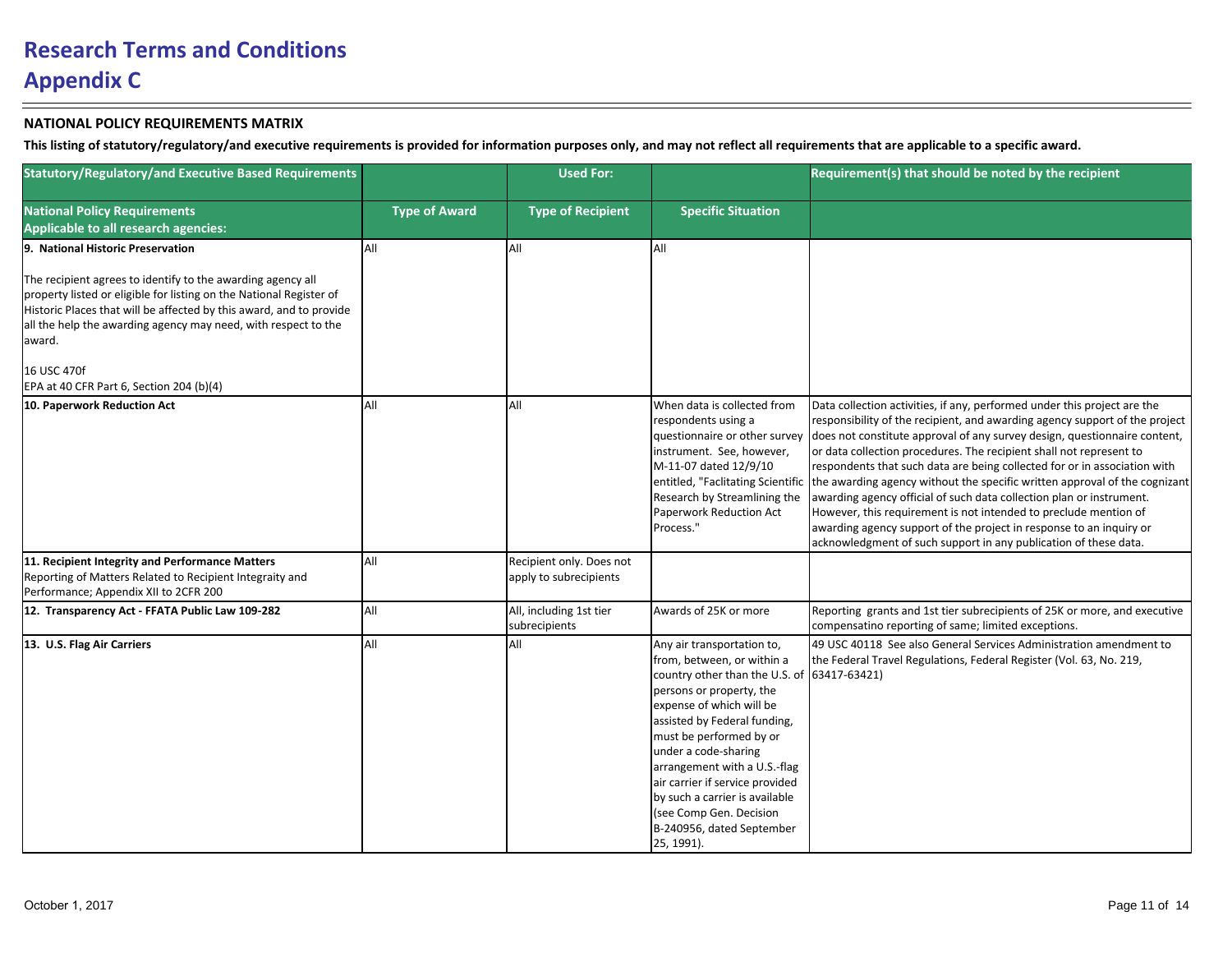# Research Terms and Conditions
# Appendix C

**NATIONAL POLICY REQUIREMENTS MATRIX**

**This listing of statutory/regulatory/and executive requirements is provided for information purposes only, and may not reflect all requirements that are applicable to a specific award.**

| Statutory/Regulatory/and Executive Based Requirements | | Used For: | | Requirement(s) that should be noted by the recipient |
|---|---|---|---|---|
| **National Policy Requirements Applicable to all research agencies:** | **Type of Award** | **Type of Recipient** | **Specific Situation** | |
| **9. National Historic Preservation**<br><br>The recipient agrees to identify to the awarding agency all property listed or eligible for listing on the National Register of Historic Places that will be affected by this award, and to provide all the help the awarding agency may need, with respect to the award.<br><br>16 USC 470f<br>EPA at 40 CFR Part 6, Section 204 (b)(4) | All | All | All | |
| **10. Paperwork Reduction Act** | All | All | When data is collected from respondents using a questionnaire or other survey instrument. See, however, M-11-07 dated 12/9/10 entitled, "Faclitating Scientific Research by Streamlining the Paperwork Reduction Act Process." | Data collection activities, if any, performed under this project are the responsibility of the recipient, and awarding agency support of the project does not constitute approval of any survey design, questionnaire content, or data collection procedures. The recipient shall not represent to respondents that such data are being collected for or in association with the awarding agency without the specific written approval of the cognizant awarding agency official of such data collection plan or instrument. However, this requirement is not intended to preclude mention of awarding agency support of the project in response to an inquiry or acknowledgment of such support in any publication of these data. |
| **11. Recipient Integrity and Performance Matters**<br>Reporting of Matters Related to Recipient Integraity and Performance; Appendix XII to 2CFR 200 | All | Recipient only. Does not apply to subrecipients | | |
| **12. Transparency Act - FFATA Public Law 109-282** | All | All, including 1st tier subrecipients | Awards of 25K or more | Reporting grants and 1st tier subrecipients of 25K or more, and executive compensatino reporting of same; limited exceptions. |
| **13. U.S. Flag Air Carriers** | All | All | Any air transportation to, from, between, or within a country other than the U.S. of persons or property, the expense of which will be assisted by Federal funding, must be performed by or under a code-sharing arrangement with a U.S.-flag air carrier if service provided by such a carrier is available (see Comp Gen. Decision B-240956, dated September 25, 1991). | 49 USC 40118 See also General Services Administration amendment to the Federal Travel Regulations, Federal Register (Vol. 63, No. 219, 63417-63421) |

October 1, 2017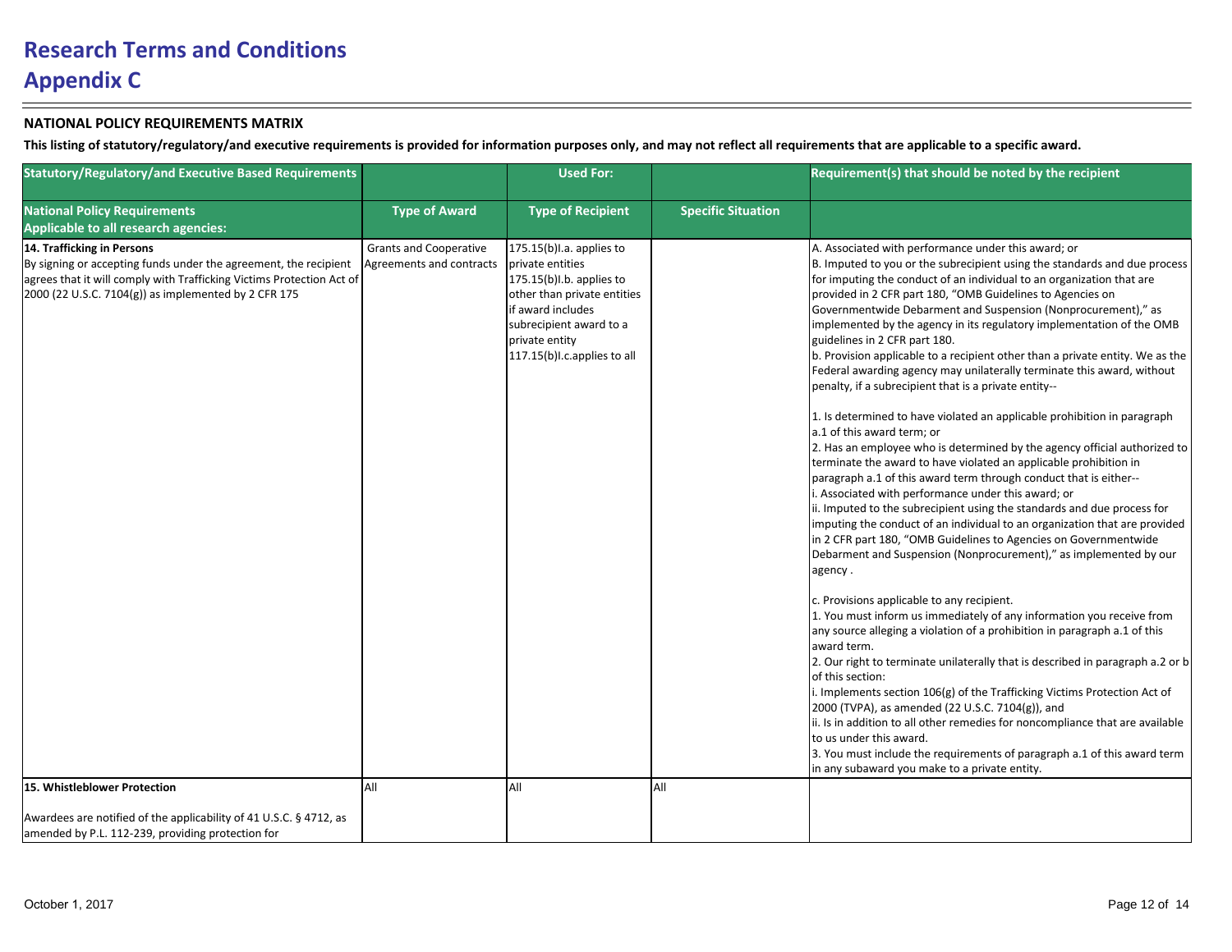# Research Terms and Conditions
# Appendix C

**NATIONAL POLICY REQUIREMENTS MATRIX**

**This listing of statutory/regulatory/and executive requirements is provided for information purposes only, and may not reflect all requirements that are applicable to a specific award.**

| Statutory/Regulatory/and Executive Based Requirements | | Used For: | | Requirement(s) that should be noted by the recipient |
|---|---|---|---|---|
| **National Policy Requirements Applicable to all research agencies:** | **Type of Award** | **Type of Recipient** | **Specific Situation** | |
| **14. Trafficking in Persons**<br>By signing or accepting funds under the agreement, the recipient agrees that it will comply with Trafficking Victims Protection Act of 2000 (22 U.S.C. 7104(g)) as implemented by 2 CFR 175 | Grants and Cooperative Agreements and contracts | 175.15(b)I.a. applies to private entities<br>175.15(b)I.b. applies to other than private entities if award includes subrecipient award to a private entity<br>117.15(b)I.c.applies to all | | A. Associated with performance under this award; or<br>B. Imputed to you or the subrecipient using the standards and due process for imputing the conduct of an individual to an organization that are provided in 2 CFR part 180, "OMB Guidelines to Agencies on Governmentwide Debarment and Suspension (Nonprocurement)," as implemented by the agency in its regulatory implementation of the OMB guidelines in 2 CFR part 180.<br>b. Provision applicable to a recipient other than a private entity. We as the Federal awarding agency may unilaterally terminate this award, without penalty, if a subrecipient that is a private entity--<br><br>1. Is determined to have violated an applicable prohibition in paragraph a.1 of this award term; or<br>2. Has an employee who is determined by the agency official authorized to terminate the award to have violated an applicable prohibition in paragraph a.1 of this award term through conduct that is either--<br>i. Associated with performance under this award; or<br>ii. Imputed to the subrecipient using the standards and due process for imputing the conduct of an individual to an organization that are provided in 2 CFR part 180, "OMB Guidelines to Agencies on Governmentwide Debarment and Suspension (Nonprocurement)," as implemented by our agency .<br><br>c. Provisions applicable to any recipient.<br>1. You must inform us immediately of any information you receive from any source alleging a violation of a prohibition in paragraph a.1 of this award term.<br>2. Our right to terminate unilaterally that is described in paragraph a.2 or b of this section:<br>i. Implements section 106(g) of the Trafficking Victims Protection Act of 2000 (TVPA), as amended (22 U.S.C. 7104(g)), and<br>ii. Is in addition to all other remedies for noncompliance that are available to us under this award.<br>3. You must include the requirements of paragraph a.1 of this award term in any subaward you make to a private entity. |
| **15. Whistleblower Protection**<br><br>Awardees are notified of the applicability of 41 U.S.C. § 4712, as amended by P.L. 112-239, providing protection for | All | All | All | |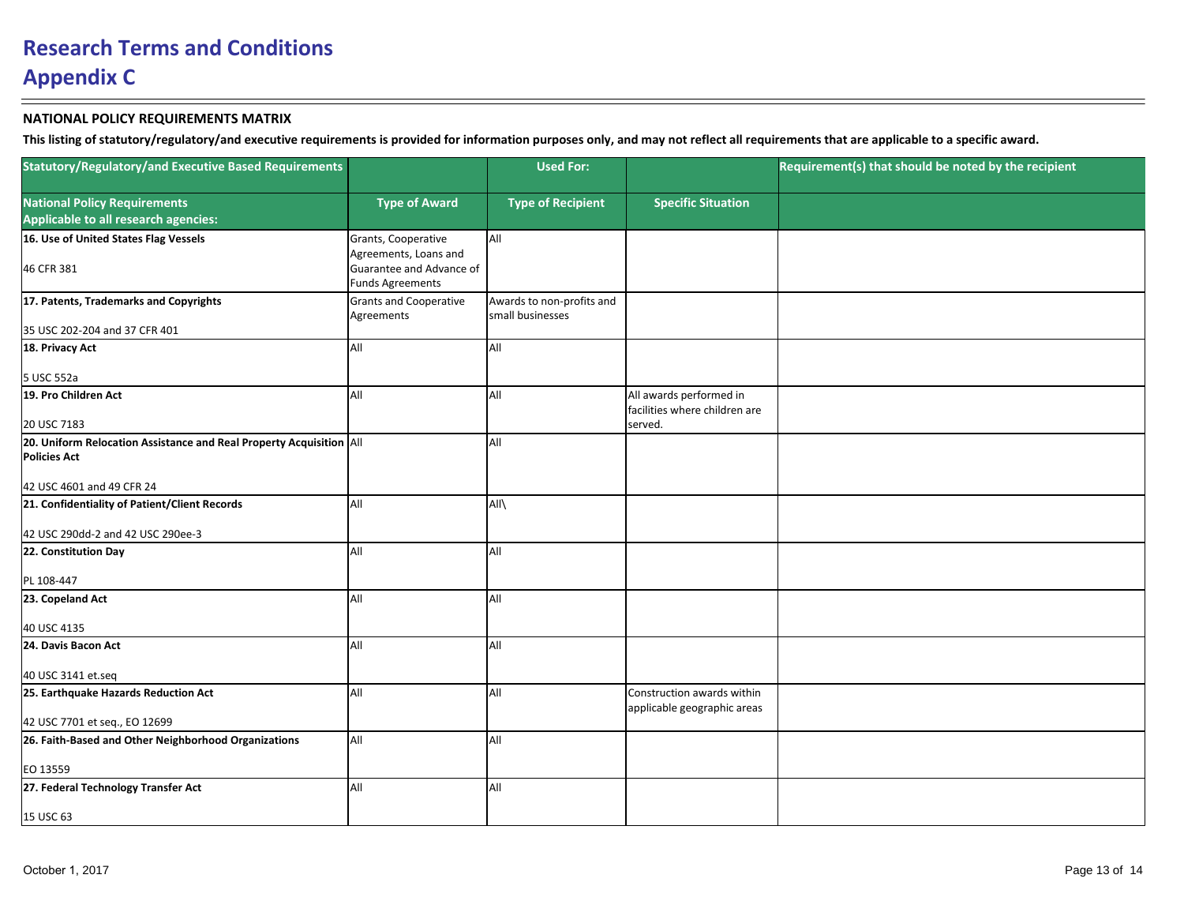# Research Terms and Conditions

## Appendix C

**NATIONAL POLICY REQUIREMENTS MATRIX**

**This listing of statutory/regulatory/and executive requirements is provided for information purposes only, and may not reflect all requirements that are applicable to a specific award.**

| Statutory/Regulatory/and Executive Based Requirements | | Used For: | | Requirement(s) that should be noted by the recipient |
|---|---|---|---|---|
| **National Policy Requirements Applicable to all research agencies:** | **Type of Award** | **Type of Recipient** | **Specific Situation** | |
| **16. Use of United States Flag Vessels**<br><br>46 CFR 381 | Grants, Cooperative Agreements, Loans and Guarantee and Advance of Funds Agreements | All | | |
| **17. Patents, Trademarks and Copyrights**<br><br>35 USC 202-204 and 37 CFR 401 | Grants and Cooperative Agreements | Awards to non-profits and small businesses | | |
| **18. Privacy Act**<br><br>5 USC 552a | All | All | | |
| **19. Pro Children Act**<br><br>20 USC 7183 | All | All | All awards performed in facilities where children are served. | |
| **20. Uniform Relocation Assistance and Real Property Acquisition Policies Act**<br><br>42 USC 4601 and 49 CFR 24 | All | All | | |
| **21. Confidentiality of Patient/Client Records**<br><br>42 USC 290dd-2 and 42 USC 290ee-3 | All | All\ | | |
| **22. Constitution Day**<br><br>PL 108-447 | All | All | | |
| **23. Copeland Act**<br><br>40 USC 4135 | All | All | | |
| **24. Davis Bacon Act**<br><br>40 USC 3141 et.seq | All | All | | |
| **25. Earthquake Hazards Reduction Act**<br><br>42 USC 7701 et seq., EO 12699 | All | All | Construction awards within applicable geographic areas | |
| **26. Faith-Based and Other Neighborhood Organizations**<br><br>EO 13559 | All | All | | |
| **27. Federal Technology Transfer Act**<br><br>15 USC 63 | All | All | | |

October 1, 2017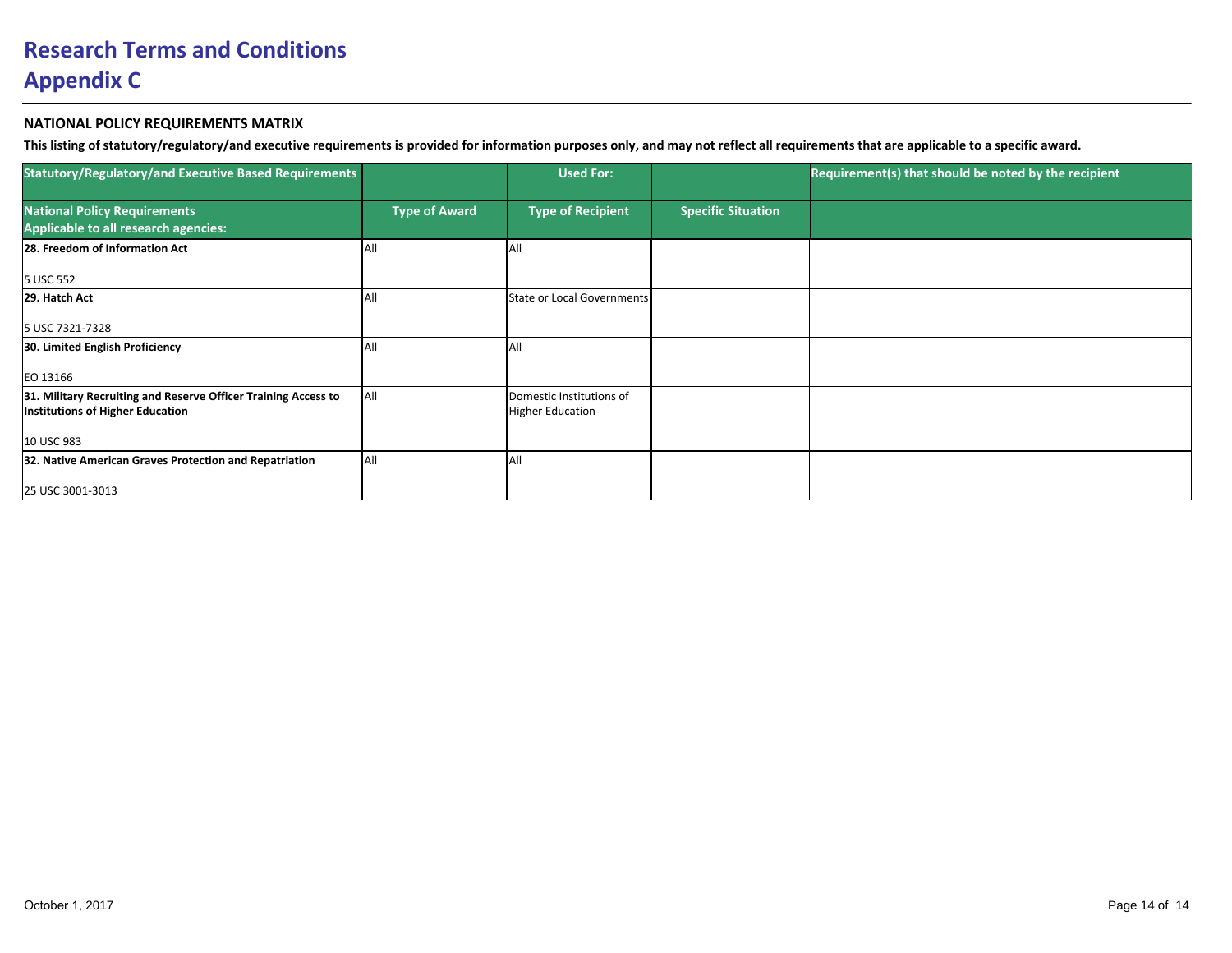# Research Terms and Conditions
# Appendix C

**NATIONAL POLICY REQUIREMENTS MATRIX**

**This listing of statutory/regulatory/and executive requirements is provided for information purposes only, and may not reflect all requirements that are applicable to a specific award.**

| Statutory/Regulatory/and Executive Based Requirements | | Used For: | | Requirement(s) that should be noted by the recipient |
|---|---|---|---|---|
| **National Policy Requirements Applicable to all research agencies:** | **Type of Award** | **Type of Recipient** | **Specific Situation** | |
| **28. Freedom of Information Act**<br><br>5 USC 552 | All | All | | |
| **29. Hatch Act**<br><br>5 USC 7321-7328 | All | State or Local Governments | | |
| **30. Limited English Proficiency**<br><br>EO 13166 | All | All | | |
| **31. Military Recruiting and Reserve Officer Training Access to Institutions of Higher Education**<br><br>10 USC 983 | All | Domestic Institutions of Higher Education | | |
| **32. Native American Graves Protection and Repatriation**<br><br>25 USC 3001-3013 | All | All | | |

October 1, 2017